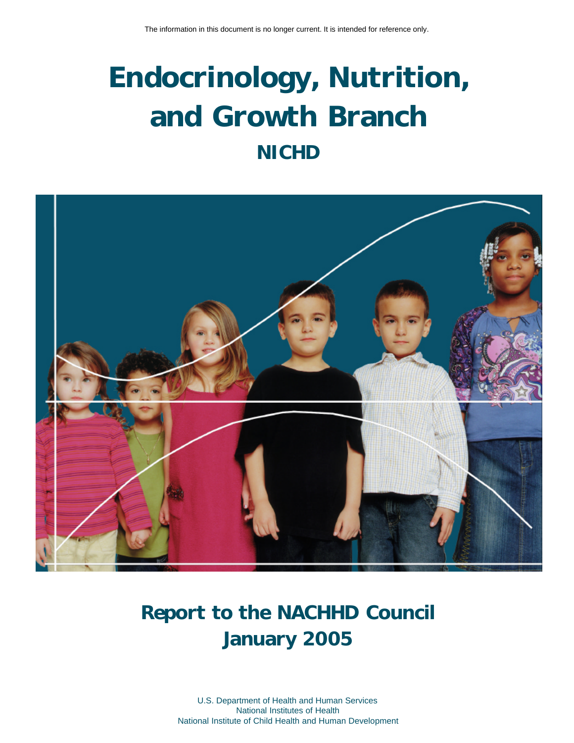The information in this document is no longer current. It is intended for reference only.

# Endocrinology, Nutrition, and Growth Branch

## NICHD

## Report to the NACHHD Council
## January 2005

U.S. Department of Health and Human Services
National Institutes of Health
National Institute of Child Health and Human Development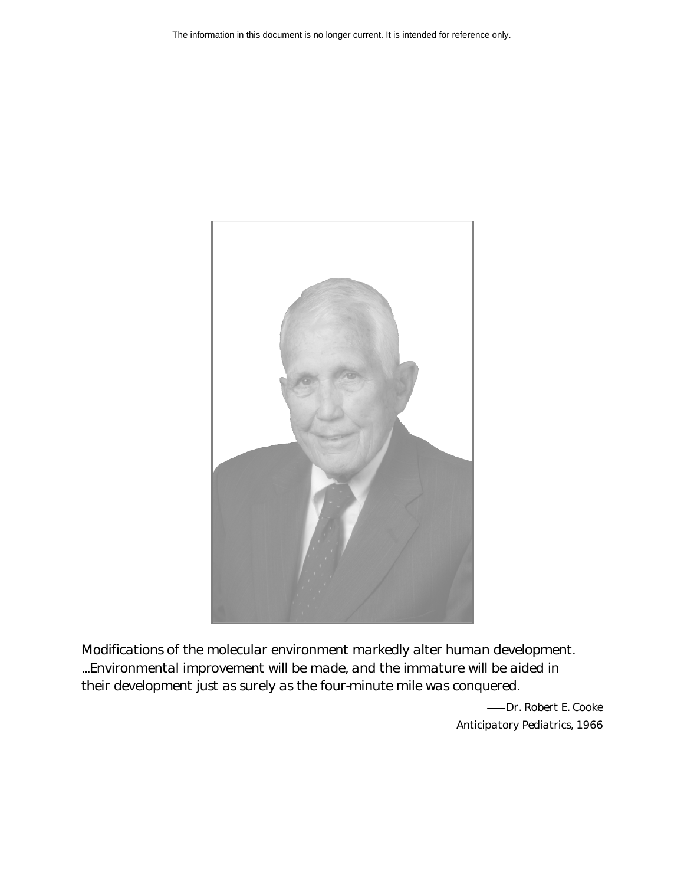The information in this document is no longer current. It is intended for reference only.

*Modifications of the molecular environment markedly alter human development. ...Environmental improvement will be made, and the immature will be aided in their development just as surely as the four-minute mile was conquered.*

—Dr. Robert E. Cooke
Anticipatory Pediatrics, 1966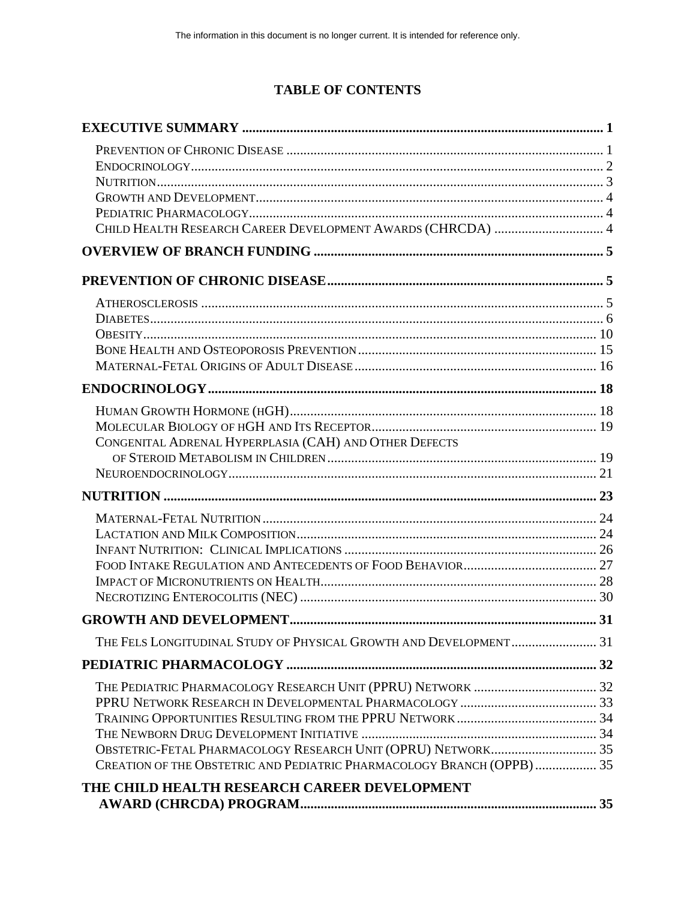The information in this document is no longer current. It is intended for reference only.

# TABLE OF CONTENTS

**EXECUTIVE SUMMARY** .......... **1**

- Prevention of Chronic Disease .......... 1
- Endocrinology .......... 2
- Nutrition .......... 3
- Growth and Development .......... 4
- Pediatric Pharmacology .......... 4
- Child Health Research Career Development Awards (CHRCDA) .......... 4

**OVERVIEW OF BRANCH FUNDING** .......... **5**

**PREVENTION OF CHRONIC DISEASE** .......... **5**

- Atherosclerosis .......... 5
- Diabetes .......... 6
- Obesity .......... 10
- Bone Health and Osteoporosis Prevention .......... 15
- Maternal-Fetal Origins of Adult Disease .......... 16

**ENDOCRINOLOGY** .......... **18**

- Human Growth Hormone (hGH) .......... 18
- Molecular Biology of hGH and Its Receptor .......... 19
- Congenital Adrenal Hyperplasia (CAH) and Other Defects of Steroid Metabolism in Children .......... 19
- Neuroendocrinology .......... 21

**NUTRITION** .......... **23**

- Maternal-Fetal Nutrition .......... 24
- Lactation and Milk Composition .......... 24
- Infant Nutrition: Clinical Implications .......... 26
- Food Intake Regulation and Antecedents of Food Behavior .......... 27
- Impact of Micronutrients on Health .......... 28
- Necrotizing Enterocolitis (NEC) .......... 30

**GROWTH AND DEVELOPMENT** .......... **31**

- The Fels Longitudinal Study of Physical Growth and Development .......... 31

**PEDIATRIC PHARMACOLOGY** .......... **32**

- The Pediatric Pharmacology Research Unit (PPRU) Network .......... 32
- PPRU Network Research in Developmental Pharmacology .......... 33
- Training Opportunities Resulting from the PPRU Network .......... 34
- The Newborn Drug Development Initiative .......... 34
- Obstetric-Fetal Pharmacology Research Unit (OPRU) Network .......... 35
- Creation of the Obstetric and Pediatric Pharmacology Branch (OPPB) .......... 35

**THE CHILD HEALTH RESEARCH CAREER DEVELOPMENT AWARD (CHRCDA) PROGRAM** .......... **35**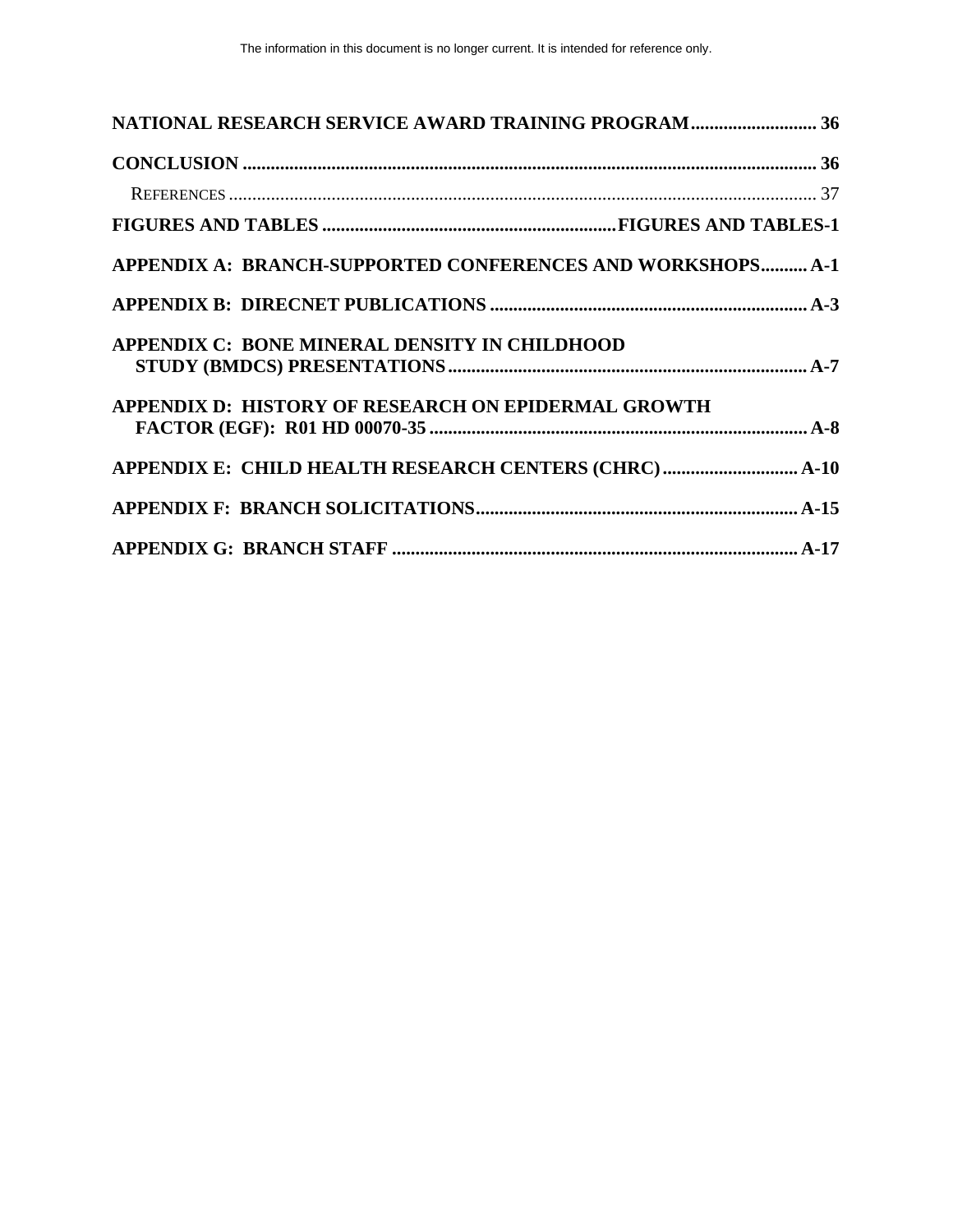**NATIONAL RESEARCH SERVICE AWARD TRAINING PROGRAM** .......................... **36**

**CONCLUSION** .......................................................................................................... **36**

REFERENCES ........................................................................................................... 37

**FIGURES AND TABLES** ..............................................................**FIGURES AND TABLES-1**

**APPENDIX A: BRANCH-SUPPORTED CONFERENCES AND WORKSHOPS**.......... **A-1**

**APPENDIX B: DIRECNET PUBLICATIONS** ................................................................... **A-3**

**APPENDIX C: BONE MINERAL DENSITY IN CHILDHOOD STUDY (BMDCS) PRESENTATIONS** ............................................................................ **A-7**

**APPENDIX D: HISTORY OF RESEARCH ON EPIDERMAL GROWTH FACTOR (EGF): R01 HD 00070-35** ................................................................................ **A-8**

**APPENDIX E: CHILD HEALTH RESEARCH CENTERS (CHRC)** ............................. **A-10**

**APPENDIX F: BRANCH SOLICITATIONS**.................................................................... **A-15**

**APPENDIX G: BRANCH STAFF** ...................................................................................... **A-17**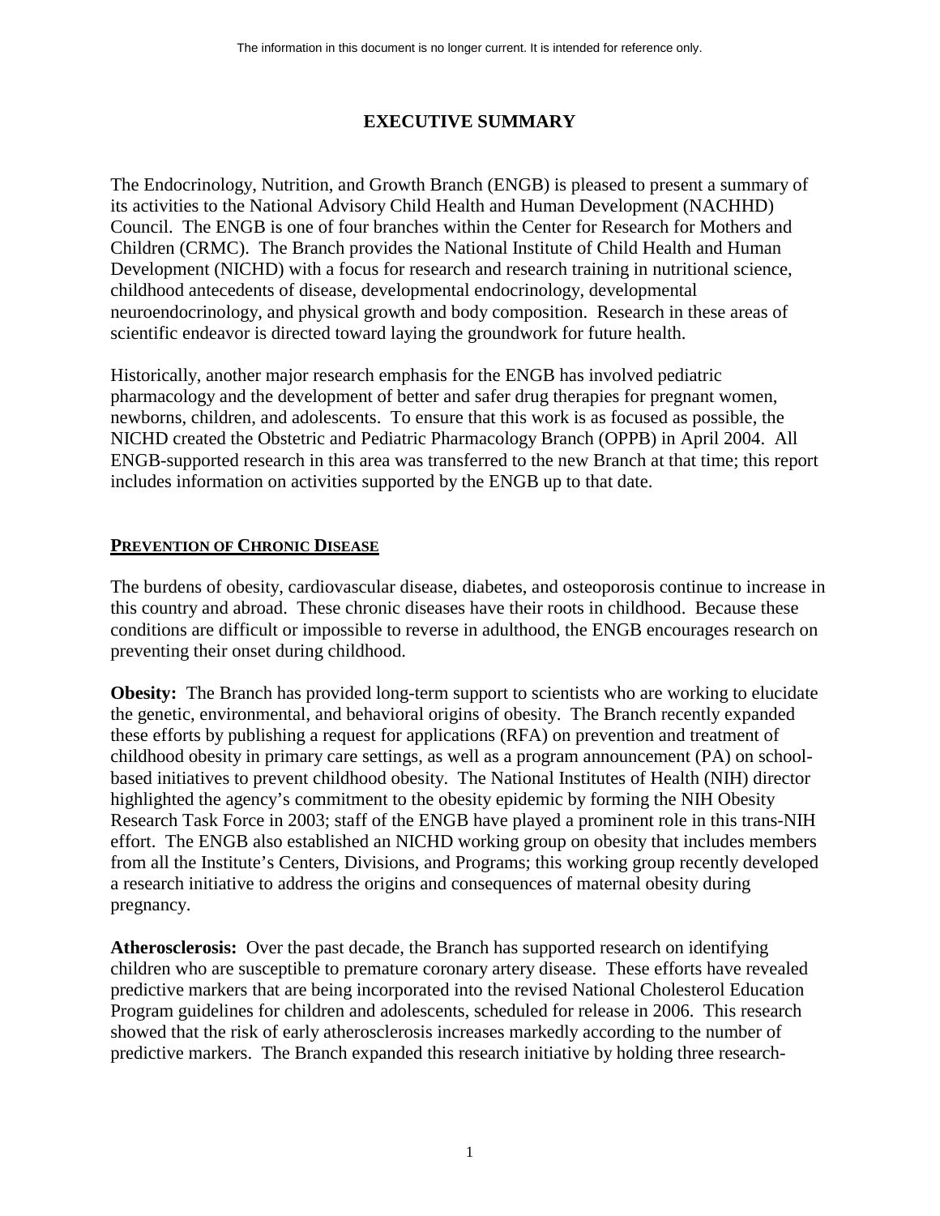# EXECUTIVE SUMMARY

The Endocrinology, Nutrition, and Growth Branch (ENGB) is pleased to present a summary of its activities to the National Advisory Child Health and Human Development (NACHHD) Council. The ENGB is one of four branches within the Center for Research for Mothers and Children (CRMC). The Branch provides the National Institute of Child Health and Human Development (NICHD) with a focus for research and research training in nutritional science, childhood antecedents of disease, developmental endocrinology, developmental neuroendocrinology, and physical growth and body composition. Research in these areas of scientific endeavor is directed toward laying the groundwork for future health.

Historically, another major research emphasis for the ENGB has involved pediatric pharmacology and the development of better and safer drug therapies for pregnant women, newborns, children, and adolescents. To ensure that this work is as focused as possible, the NICHD created the Obstetric and Pediatric Pharmacology Branch (OPPB) in April 2004. All ENGB-supported research in this area was transferred to the new Branch at that time; this report includes information on activities supported by the ENGB up to that date.

## PREVENTION OF CHRONIC DISEASE

The burdens of obesity, cardiovascular disease, diabetes, and osteoporosis continue to increase in this country and abroad. These chronic diseases have their roots in childhood. Because these conditions are difficult or impossible to reverse in adulthood, the ENGB encourages research on preventing their onset during childhood.

**Obesity:** The Branch has provided long-term support to scientists who are working to elucidate the genetic, environmental, and behavioral origins of obesity. The Branch recently expanded these efforts by publishing a request for applications (RFA) on prevention and treatment of childhood obesity in primary care settings, as well as a program announcement (PA) on school-based initiatives to prevent childhood obesity. The National Institutes of Health (NIH) director highlighted the agency's commitment to the obesity epidemic by forming the NIH Obesity Research Task Force in 2003; staff of the ENGB have played a prominent role in this trans-NIH effort. The ENGB also established an NICHD working group on obesity that includes members from all the Institute's Centers, Divisions, and Programs; this working group recently developed a research initiative to address the origins and consequences of maternal obesity during pregnancy.

**Atherosclerosis:** Over the past decade, the Branch has supported research on identifying children who are susceptible to premature coronary artery disease. These efforts have revealed predictive markers that are being incorporated into the revised National Cholesterol Education Program guidelines for children and adolescents, scheduled for release in 2006. This research showed that the risk of early atherosclerosis increases markedly according to the number of predictive markers. The Branch expanded this research initiative by holding three research-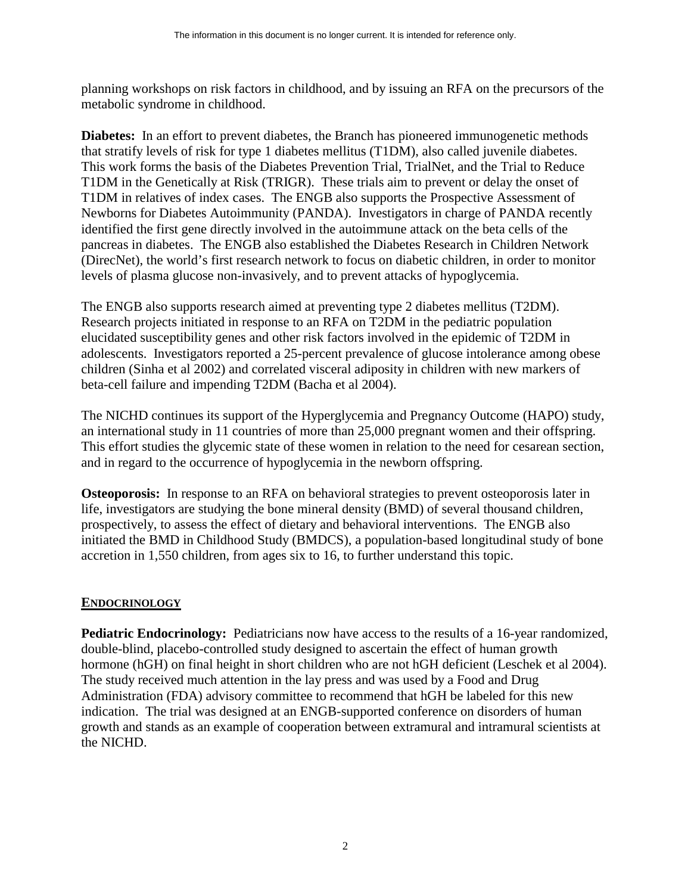planning workshops on risk factors in childhood, and by issuing an RFA on the precursors of the metabolic syndrome in childhood.

**Diabetes:** In an effort to prevent diabetes, the Branch has pioneered immunogenetic methods that stratify levels of risk for type 1 diabetes mellitus (T1DM), also called juvenile diabetes. This work forms the basis of the Diabetes Prevention Trial, TrialNet, and the Trial to Reduce T1DM in the Genetically at Risk (TRIGR). These trials aim to prevent or delay the onset of T1DM in relatives of index cases. The ENGB also supports the Prospective Assessment of Newborns for Diabetes Autoimmunity (PANDA). Investigators in charge of PANDA recently identified the first gene directly involved in the autoimmune attack on the beta cells of the pancreas in diabetes. The ENGB also established the Diabetes Research in Children Network (DirecNet), the world's first research network to focus on diabetic children, in order to monitor levels of plasma glucose non-invasively, and to prevent attacks of hypoglycemia.

The ENGB also supports research aimed at preventing type 2 diabetes mellitus (T2DM). Research projects initiated in response to an RFA on T2DM in the pediatric population elucidated susceptibility genes and other risk factors involved in the epidemic of T2DM in adolescents. Investigators reported a 25-percent prevalence of glucose intolerance among obese children (Sinha et al 2002) and correlated visceral adiposity in children with new markers of beta-cell failure and impending T2DM (Bacha et al 2004).

The NICHD continues its support of the Hyperglycemia and Pregnancy Outcome (HAPO) study, an international study in 11 countries of more than 25,000 pregnant women and their offspring. This effort studies the glycemic state of these women in relation to the need for cesarean section, and in regard to the occurrence of hypoglycemia in the newborn offspring.

**Osteoporosis:** In response to an RFA on behavioral strategies to prevent osteoporosis later in life, investigators are studying the bone mineral density (BMD) of several thousand children, prospectively, to assess the effect of dietary and behavioral interventions. The ENGB also initiated the BMD in Childhood Study (BMDCS), a population-based longitudinal study of bone accretion in 1,550 children, from ages six to 16, to further understand this topic.

## ENDOCRINOLOGY

**Pediatric Endocrinology:** Pediatricians now have access to the results of a 16-year randomized, double-blind, placebo-controlled study designed to ascertain the effect of human growth hormone (hGH) on final height in short children who are not hGH deficient (Leschek et al 2004). The study received much attention in the lay press and was used by a Food and Drug Administration (FDA) advisory committee to recommend that hGH be labeled for this new indication. The trial was designed at an ENGB-supported conference on disorders of human growth and stands as an example of cooperation between extramural and intramural scientists at the NICHD.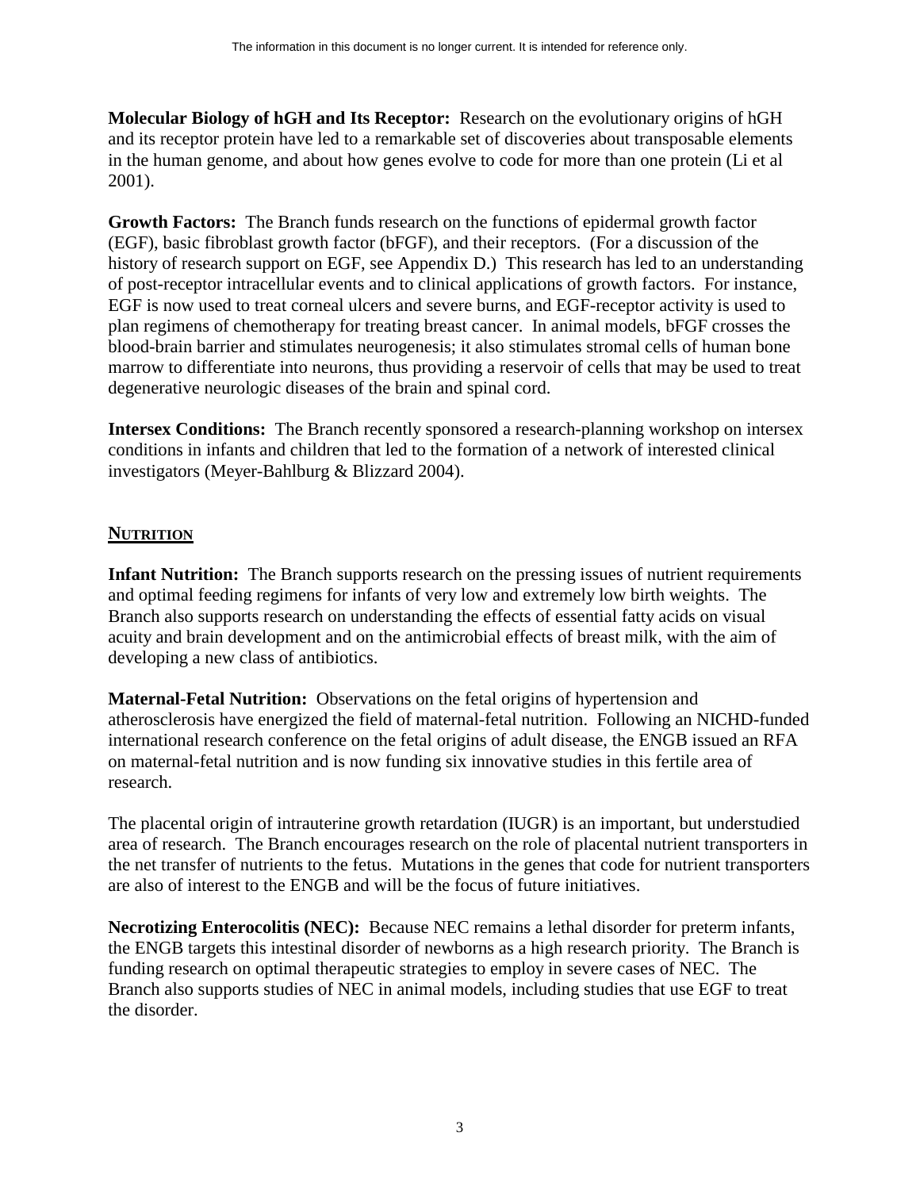**Molecular Biology of hGH and Its Receptor:** Research on the evolutionary origins of hGH and its receptor protein have led to a remarkable set of discoveries about transposable elements in the human genome, and about how genes evolve to code for more than one protein (Li et al 2001).

**Growth Factors:** The Branch funds research on the functions of epidermal growth factor (EGF), basic fibroblast growth factor (bFGF), and their receptors. (For a discussion of the history of research support on EGF, see Appendix D.) This research has led to an understanding of post-receptor intracellular events and to clinical applications of growth factors. For instance, EGF is now used to treat corneal ulcers and severe burns, and EGF-receptor activity is used to plan regimens of chemotherapy for treating breast cancer. In animal models, bFGF crosses the blood-brain barrier and stimulates neurogenesis; it also stimulates stromal cells of human bone marrow to differentiate into neurons, thus providing a reservoir of cells that may be used to treat degenerative neurologic diseases of the brain and spinal cord.

**Intersex Conditions:** The Branch recently sponsored a research-planning workshop on intersex conditions in infants and children that led to the formation of a network of interested clinical investigators (Meyer-Bahlburg & Blizzard 2004).

## NUTRITION

**Infant Nutrition:** The Branch supports research on the pressing issues of nutrient requirements and optimal feeding regimens for infants of very low and extremely low birth weights. The Branch also supports research on understanding the effects of essential fatty acids on visual acuity and brain development and on the antimicrobial effects of breast milk, with the aim of developing a new class of antibiotics.

**Maternal-Fetal Nutrition:** Observations on the fetal origins of hypertension and atherosclerosis have energized the field of maternal-fetal nutrition. Following an NICHD-funded international research conference on the fetal origins of adult disease, the ENGB issued an RFA on maternal-fetal nutrition and is now funding six innovative studies in this fertile area of research.

The placental origin of intrauterine growth retardation (IUGR) is an important, but understudied area of research. The Branch encourages research on the role of placental nutrient transporters in the net transfer of nutrients to the fetus. Mutations in the genes that code for nutrient transporters are also of interest to the ENGB and will be the focus of future initiatives.

**Necrotizing Enterocolitis (NEC):** Because NEC remains a lethal disorder for preterm infants, the ENGB targets this intestinal disorder of newborns as a high research priority. The Branch is funding research on optimal therapeutic strategies to employ in severe cases of NEC. The Branch also supports studies of NEC in animal models, including studies that use EGF to treat the disorder.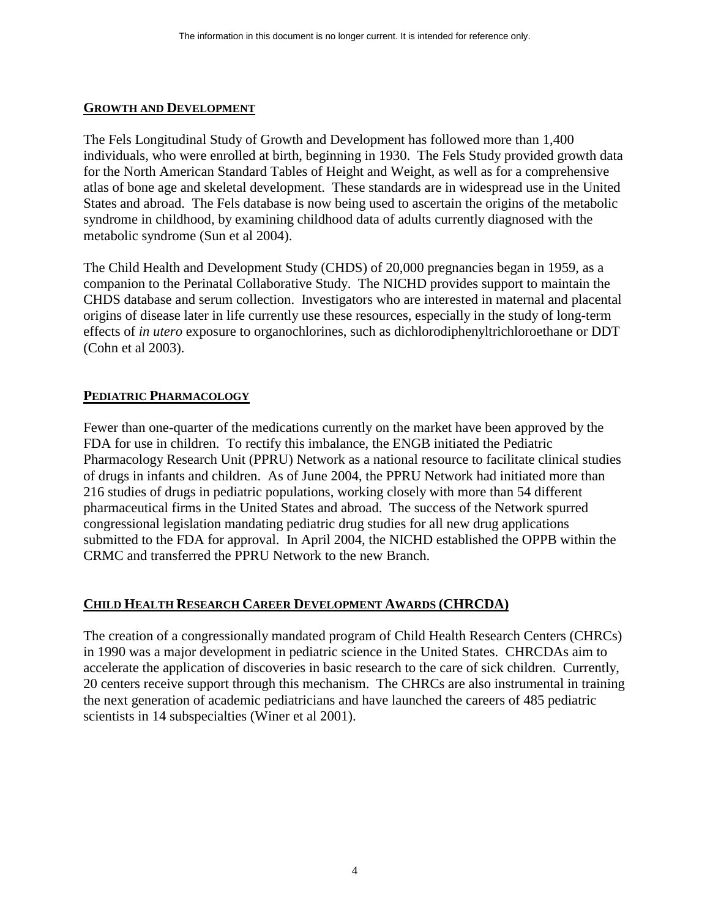The information in this document is no longer current. It is intended for reference only.

## GROWTH AND DEVELOPMENT

The Fels Longitudinal Study of Growth and Development has followed more than 1,400 individuals, who were enrolled at birth, beginning in 1930. The Fels Study provided growth data for the North American Standard Tables of Height and Weight, as well as for a comprehensive atlas of bone age and skeletal development. These standards are in widespread use in the United States and abroad. The Fels database is now being used to ascertain the origins of the metabolic syndrome in childhood, by examining childhood data of adults currently diagnosed with the metabolic syndrome (Sun et al 2004).

The Child Health and Development Study (CHDS) of 20,000 pregnancies began in 1959, as a companion to the Perinatal Collaborative Study. The NICHD provides support to maintain the CHDS database and serum collection. Investigators who are interested in maternal and placental origins of disease later in life currently use these resources, especially in the study of long-term effects of *in utero* exposure to organochlorines, such as dichlorodiphenyltrichloroethane or DDT (Cohn et al 2003).

## PEDIATRIC PHARMACOLOGY

Fewer than one-quarter of the medications currently on the market have been approved by the FDA for use in children. To rectify this imbalance, the ENGB initiated the Pediatric Pharmacology Research Unit (PPRU) Network as a national resource to facilitate clinical studies of drugs in infants and children. As of June 2004, the PPRU Network had initiated more than 216 studies of drugs in pediatric populations, working closely with more than 54 different pharmaceutical firms in the United States and abroad. The success of the Network spurred congressional legislation mandating pediatric drug studies for all new drug applications submitted to the FDA for approval. In April 2004, the NICHD established the OPPB within the CRMC and transferred the PPRU Network to the new Branch.

## CHILD HEALTH RESEARCH CAREER DEVELOPMENT AWARDS (CHRCDA)

The creation of a congressionally mandated program of Child Health Research Centers (CHRCs) in 1990 was a major development in pediatric science in the United States. CHRCDAs aim to accelerate the application of discoveries in basic research to the care of sick children. Currently, 20 centers receive support through this mechanism. The CHRCs are also instrumental in training the next generation of academic pediatricians and have launched the careers of 485 pediatric scientists in 14 subspecialties (Winer et al 2001).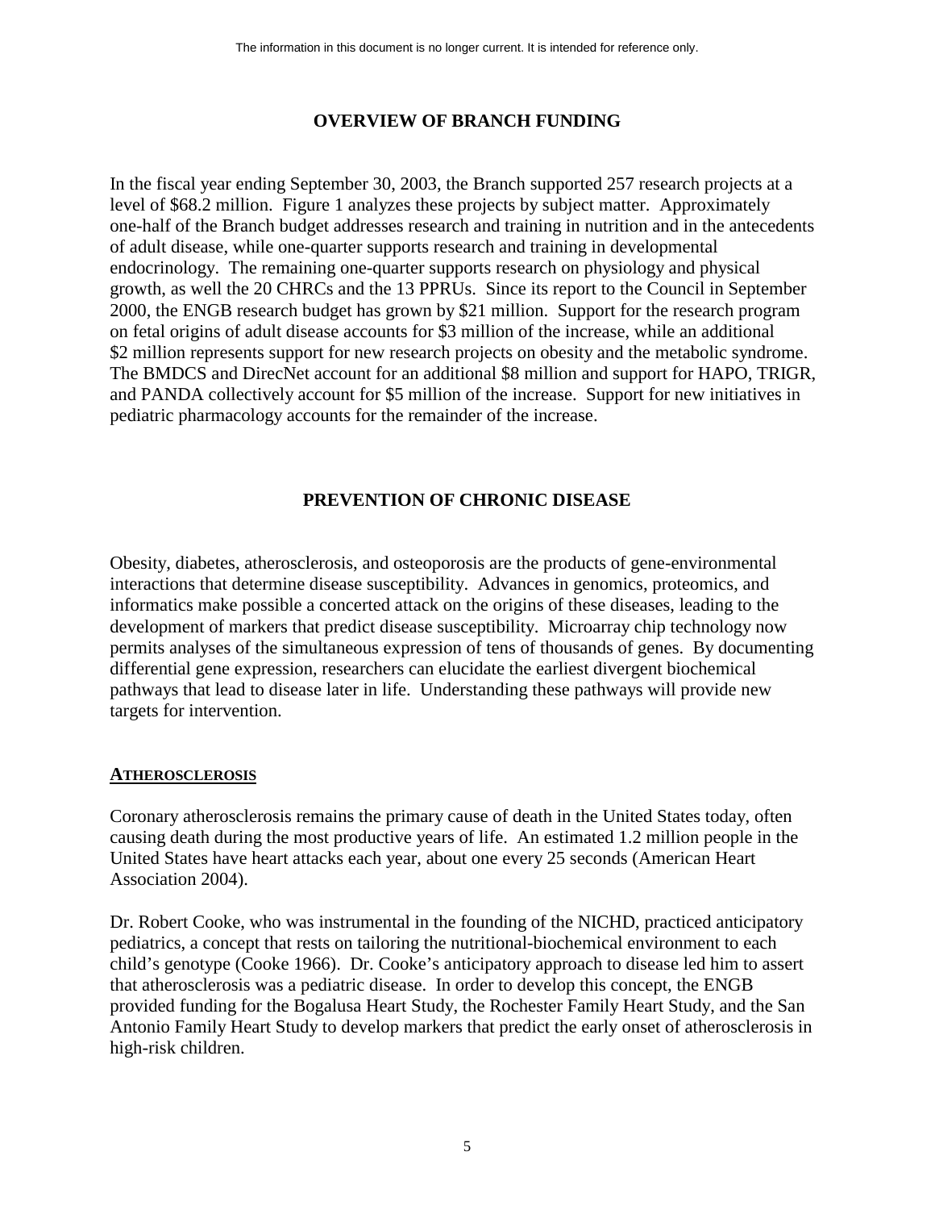## OVERVIEW OF BRANCH FUNDING

In the fiscal year ending September 30, 2003, the Branch supported 257 research projects at a level of $68.2 million. Figure 1 analyzes these projects by subject matter. Approximately one-half of the Branch budget addresses research and training in nutrition and in the antecedents of adult disease, while one-quarter supports research and training in developmental endocrinology. The remaining one-quarter supports research on physiology and physical growth, as well the 20 CHRCs and the 13 PPRUs. Since its report to the Council in September 2000, the ENGB research budget has grown by $21 million. Support for the research program on fetal origins of adult disease accounts for $3 million of the increase, while an additional $2 million represents support for new research projects on obesity and the metabolic syndrome. The BMDCS and DirecNet account for an additional $8 million and support for HAPO, TRIGR, and PANDA collectively account for $5 million of the increase. Support for new initiatives in pediatric pharmacology accounts for the remainder of the increase.

## PREVENTION OF CHRONIC DISEASE

Obesity, diabetes, atherosclerosis, and osteoporosis are the products of gene-environmental interactions that determine disease susceptibility. Advances in genomics, proteomics, and informatics make possible a concerted attack on the origins of these diseases, leading to the development of markers that predict disease susceptibility. Microarray chip technology now permits analyses of the simultaneous expression of tens of thousands of genes. By documenting differential gene expression, researchers can elucidate the earliest divergent biochemical pathways that lead to disease later in life. Understanding these pathways will provide new targets for intervention.

### ATHEROSCLEROSIS

Coronary atherosclerosis remains the primary cause of death in the United States today, often causing death during the most productive years of life. An estimated 1.2 million people in the United States have heart attacks each year, about one every 25 seconds (American Heart Association 2004).

Dr. Robert Cooke, who was instrumental in the founding of the NICHD, practiced anticipatory pediatrics, a concept that rests on tailoring the nutritional-biochemical environment to each child's genotype (Cooke 1966). Dr. Cooke's anticipatory approach to disease led him to assert that atherosclerosis was a pediatric disease. In order to develop this concept, the ENGB provided funding for the Bogalusa Heart Study, the Rochester Family Heart Study, and the San Antonio Family Heart Study to develop markers that predict the early onset of atherosclerosis in high-risk children.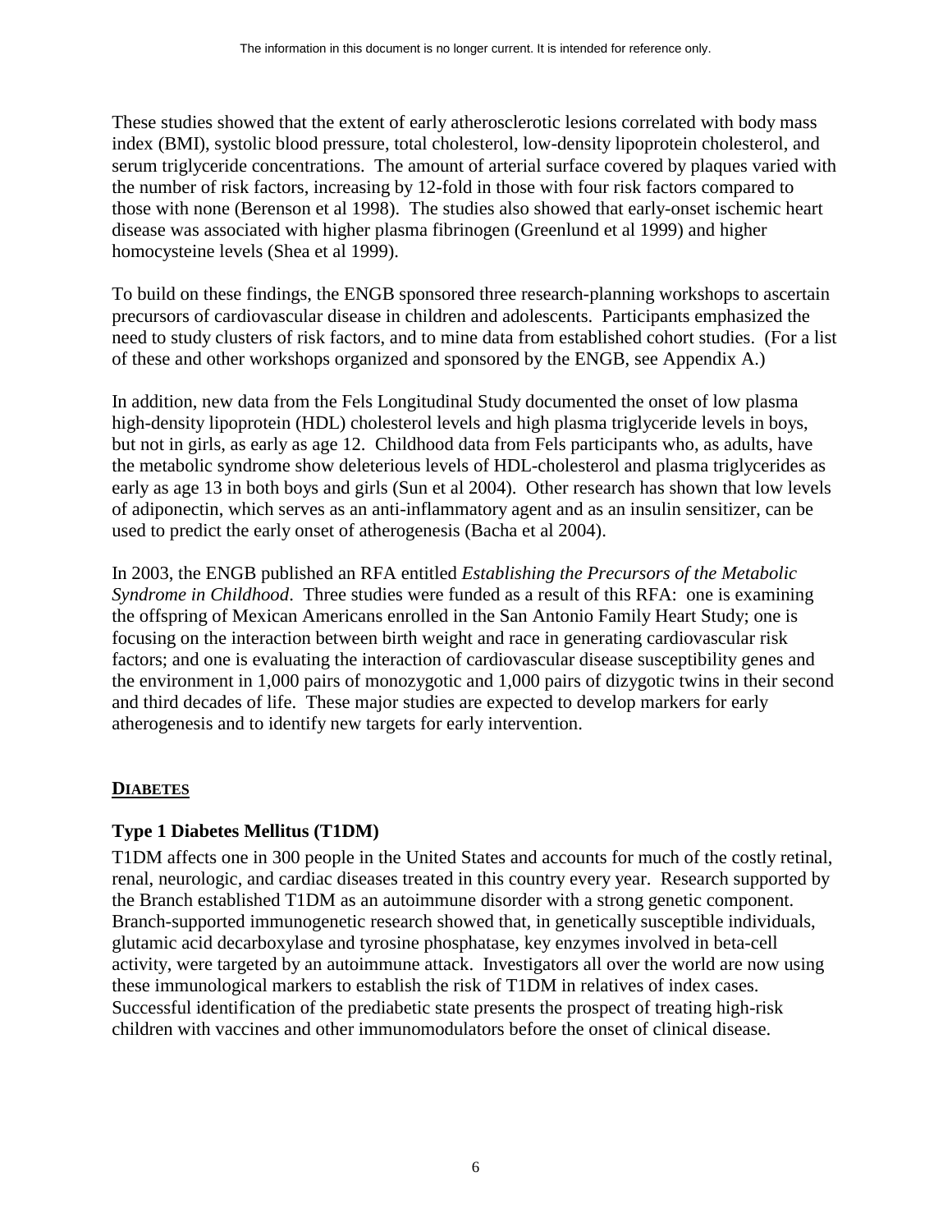These studies showed that the extent of early atherosclerotic lesions correlated with body mass index (BMI), systolic blood pressure, total cholesterol, low-density lipoprotein cholesterol, and serum triglyceride concentrations. The amount of arterial surface covered by plaques varied with the number of risk factors, increasing by 12-fold in those with four risk factors compared to those with none (Berenson et al 1998). The studies also showed that early-onset ischemic heart disease was associated with higher plasma fibrinogen (Greenlund et al 1999) and higher homocysteine levels (Shea et al 1999).

To build on these findings, the ENGB sponsored three research-planning workshops to ascertain precursors of cardiovascular disease in children and adolescents. Participants emphasized the need to study clusters of risk factors, and to mine data from established cohort studies. (For a list of these and other workshops organized and sponsored by the ENGB, see Appendix A.)

In addition, new data from the Fels Longitudinal Study documented the onset of low plasma high-density lipoprotein (HDL) cholesterol levels and high plasma triglyceride levels in boys, but not in girls, as early as age 12. Childhood data from Fels participants who, as adults, have the metabolic syndrome show deleterious levels of HDL-cholesterol and plasma triglycerides as early as age 13 in both boys and girls (Sun et al 2004). Other research has shown that low levels of adiponectin, which serves as an anti-inflammatory agent and as an insulin sensitizer, can be used to predict the early onset of atherogenesis (Bacha et al 2004).

In 2003, the ENGB published an RFA entitled *Establishing the Precursors of the Metabolic Syndrome in Childhood*. Three studies were funded as a result of this RFA: one is examining the offspring of Mexican Americans enrolled in the San Antonio Family Heart Study; one is focusing on the interaction between birth weight and race in generating cardiovascular risk factors; and one is evaluating the interaction of cardiovascular disease susceptibility genes and the environment in 1,000 pairs of monozygotic and 1,000 pairs of dizygotic twins in their second and third decades of life. These major studies are expected to develop markers for early atherogenesis and to identify new targets for early intervention.

## DIABETES

### Type 1 Diabetes Mellitus (T1DM)

T1DM affects one in 300 people in the United States and accounts for much of the costly retinal, renal, neurologic, and cardiac diseases treated in this country every year. Research supported by the Branch established T1DM as an autoimmune disorder with a strong genetic component. Branch-supported immunogenetic research showed that, in genetically susceptible individuals, glutamic acid decarboxylase and tyrosine phosphatase, key enzymes involved in beta-cell activity, were targeted by an autoimmune attack. Investigators all over the world are now using these immunological markers to establish the risk of T1DM in relatives of index cases. Successful identification of the prediabetic state presents the prospect of treating high-risk children with vaccines and other immunomodulators before the onset of clinical disease.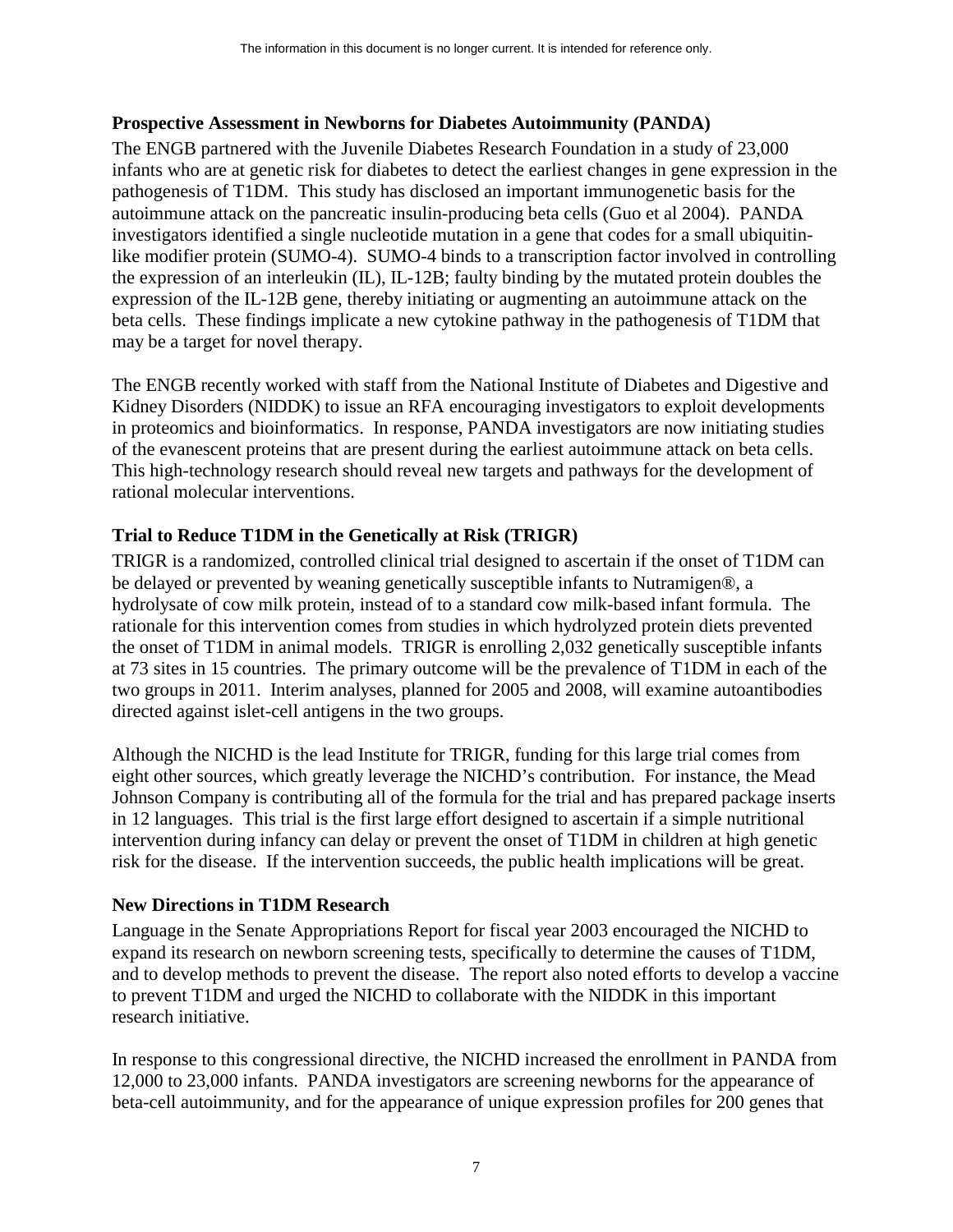The information in this document is no longer current. It is intended for reference only.

### Prospective Assessment in Newborns for Diabetes Autoimmunity (PANDA)

The ENGB partnered with the Juvenile Diabetes Research Foundation in a study of 23,000 infants who are at genetic risk for diabetes to detect the earliest changes in gene expression in the pathogenesis of T1DM. This study has disclosed an important immunogenetic basis for the autoimmune attack on the pancreatic insulin-producing beta cells (Guo et al 2004). PANDA investigators identified a single nucleotide mutation in a gene that codes for a small ubiquitin-like modifier protein (SUMO-4). SUMO-4 binds to a transcription factor involved in controlling the expression of an interleukin (IL), IL-12B; faulty binding by the mutated protein doubles the expression of the IL-12B gene, thereby initiating or augmenting an autoimmune attack on the beta cells. These findings implicate a new cytokine pathway in the pathogenesis of T1DM that may be a target for novel therapy.

The ENGB recently worked with staff from the National Institute of Diabetes and Digestive and Kidney Disorders (NIDDK) to issue an RFA encouraging investigators to exploit developments in proteomics and bioinformatics. In response, PANDA investigators are now initiating studies of the evanescent proteins that are present during the earliest autoimmune attack on beta cells. This high-technology research should reveal new targets and pathways for the development of rational molecular interventions.

### Trial to Reduce T1DM in the Genetically at Risk (TRIGR)

TRIGR is a randomized, controlled clinical trial designed to ascertain if the onset of T1DM can be delayed or prevented by weaning genetically susceptible infants to Nutramigen®, a hydrolysate of cow milk protein, instead of to a standard cow milk-based infant formula. The rationale for this intervention comes from studies in which hydrolyzed protein diets prevented the onset of T1DM in animal models. TRIGR is enrolling 2,032 genetically susceptible infants at 73 sites in 15 countries. The primary outcome will be the prevalence of T1DM in each of the two groups in 2011. Interim analyses, planned for 2005 and 2008, will examine autoantibodies directed against islet-cell antigens in the two groups.

Although the NICHD is the lead Institute for TRIGR, funding for this large trial comes from eight other sources, which greatly leverage the NICHD's contribution. For instance, the Mead Johnson Company is contributing all of the formula for the trial and has prepared package inserts in 12 languages. This trial is the first large effort designed to ascertain if a simple nutritional intervention during infancy can delay or prevent the onset of T1DM in children at high genetic risk for the disease. If the intervention succeeds, the public health implications will be great.

### New Directions in T1DM Research

Language in the Senate Appropriations Report for fiscal year 2003 encouraged the NICHD to expand its research on newborn screening tests, specifically to determine the causes of T1DM, and to develop methods to prevent the disease. The report also noted efforts to develop a vaccine to prevent T1DM and urged the NICHD to collaborate with the NIDDK in this important research initiative.

In response to this congressional directive, the NICHD increased the enrollment in PANDA from 12,000 to 23,000 infants. PANDA investigators are screening newborns for the appearance of beta-cell autoimmunity, and for the appearance of unique expression profiles for 200 genes that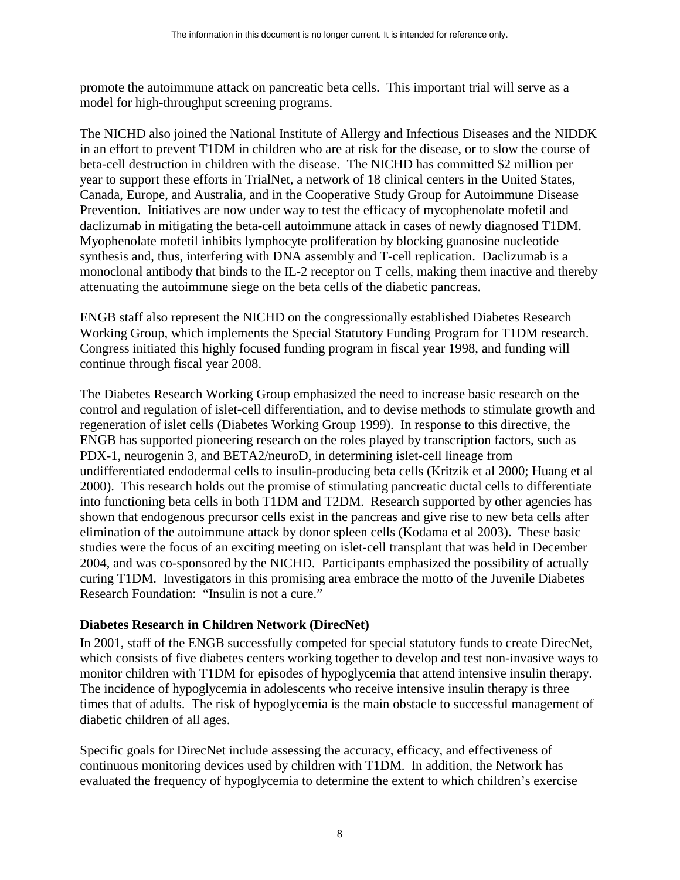promote the autoimmune attack on pancreatic beta cells. This important trial will serve as a model for high-throughput screening programs.

The NICHD also joined the National Institute of Allergy and Infectious Diseases and the NIDDK in an effort to prevent T1DM in children who are at risk for the disease, or to slow the course of beta-cell destruction in children with the disease. The NICHD has committed $2 million per year to support these efforts in TrialNet, a network of 18 clinical centers in the United States, Canada, Europe, and Australia, and in the Cooperative Study Group for Autoimmune Disease Prevention. Initiatives are now under way to test the efficacy of mycophenolate mofetil and daclizumab in mitigating the beta-cell autoimmune attack in cases of newly diagnosed T1DM. Myophenolate mofetil inhibits lymphocyte proliferation by blocking guanosine nucleotide synthesis and, thus, interfering with DNA assembly and T-cell replication. Daclizumab is a monoclonal antibody that binds to the IL-2 receptor on T cells, making them inactive and thereby attenuating the autoimmune siege on the beta cells of the diabetic pancreas.

ENGB staff also represent the NICHD on the congressionally established Diabetes Research Working Group, which implements the Special Statutory Funding Program for T1DM research. Congress initiated this highly focused funding program in fiscal year 1998, and funding will continue through fiscal year 2008.

The Diabetes Research Working Group emphasized the need to increase basic research on the control and regulation of islet-cell differentiation, and to devise methods to stimulate growth and regeneration of islet cells (Diabetes Working Group 1999). In response to this directive, the ENGB has supported pioneering research on the roles played by transcription factors, such as PDX-1, neurogenin 3, and BETA2/neuroD, in determining islet-cell lineage from undifferentiated endodermal cells to insulin-producing beta cells (Kritzik et al 2000; Huang et al 2000). This research holds out the promise of stimulating pancreatic ductal cells to differentiate into functioning beta cells in both T1DM and T2DM. Research supported by other agencies has shown that endogenous precursor cells exist in the pancreas and give rise to new beta cells after elimination of the autoimmune attack by donor spleen cells (Kodama et al 2003). These basic studies were the focus of an exciting meeting on islet-cell transplant that was held in December 2004, and was co-sponsored by the NICHD. Participants emphasized the possibility of actually curing T1DM. Investigators in this promising area embrace the motto of the Juvenile Diabetes Research Foundation: "Insulin is not a cure."

**Diabetes Research in Children Network (DirecNet)**

In 2001, staff of the ENGB successfully competed for special statutory funds to create DirecNet, which consists of five diabetes centers working together to develop and test non-invasive ways to monitor children with T1DM for episodes of hypoglycemia that attend intensive insulin therapy. The incidence of hypoglycemia in adolescents who receive intensive insulin therapy is three times that of adults. The risk of hypoglycemia is the main obstacle to successful management of diabetic children of all ages.

Specific goals for DirecNet include assessing the accuracy, efficacy, and effectiveness of continuous monitoring devices used by children with T1DM. In addition, the Network has evaluated the frequency of hypoglycemia to determine the extent to which children's exercise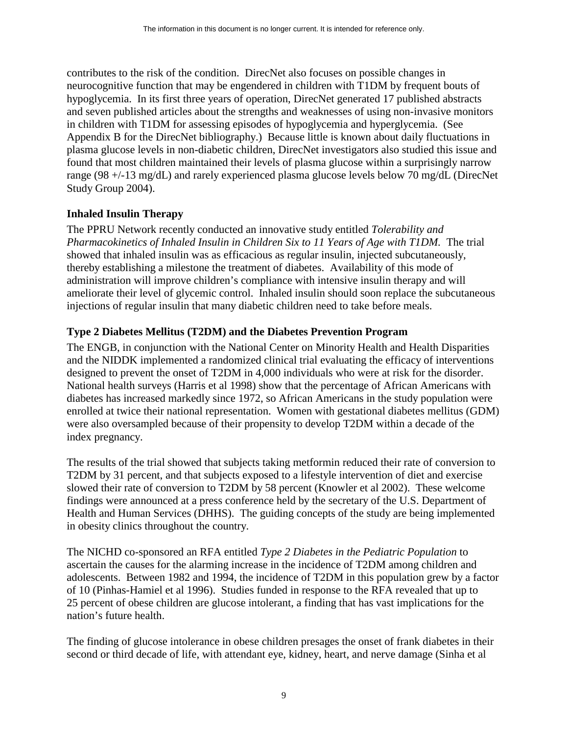contributes to the risk of the condition. DirecNet also focuses on possible changes in neurocognitive function that may be engendered in children with T1DM by frequent bouts of hypoglycemia. In its first three years of operation, DirecNet generated 17 published abstracts and seven published articles about the strengths and weaknesses of using non-invasive monitors in children with T1DM for assessing episodes of hypoglycemia and hyperglycemia. (See Appendix B for the DirecNet bibliography.) Because little is known about daily fluctuations in plasma glucose levels in non-diabetic children, DirecNet investigators also studied this issue and found that most children maintained their levels of plasma glucose within a surprisingly narrow range (98 +/-13 mg/dL) and rarely experienced plasma glucose levels below 70 mg/dL (DirecNet Study Group 2004).

### Inhaled Insulin Therapy

The PPRU Network recently conducted an innovative study entitled *Tolerability and Pharmacokinetics of Inhaled Insulin in Children Six to 11 Years of Age with T1DM.* The trial showed that inhaled insulin was as efficacious as regular insulin, injected subcutaneously, thereby establishing a milestone the treatment of diabetes. Availability of this mode of administration will improve children's compliance with intensive insulin therapy and will ameliorate their level of glycemic control. Inhaled insulin should soon replace the subcutaneous injections of regular insulin that many diabetic children need to take before meals.

### Type 2 Diabetes Mellitus (T2DM) and the Diabetes Prevention Program

The ENGB, in conjunction with the National Center on Minority Health and Health Disparities and the NIDDK implemented a randomized clinical trial evaluating the efficacy of interventions designed to prevent the onset of T2DM in 4,000 individuals who were at risk for the disorder. National health surveys (Harris et al 1998) show that the percentage of African Americans with diabetes has increased markedly since 1972, so African Americans in the study population were enrolled at twice their national representation. Women with gestational diabetes mellitus (GDM) were also oversampled because of their propensity to develop T2DM within a decade of the index pregnancy.

The results of the trial showed that subjects taking metformin reduced their rate of conversion to T2DM by 31 percent, and that subjects exposed to a lifestyle intervention of diet and exercise slowed their rate of conversion to T2DM by 58 percent (Knowler et al 2002). These welcome findings were announced at a press conference held by the secretary of the U.S. Department of Health and Human Services (DHHS). The guiding concepts of the study are being implemented in obesity clinics throughout the country.

The NICHD co-sponsored an RFA entitled *Type 2 Diabetes in the Pediatric Population* to ascertain the causes for the alarming increase in the incidence of T2DM among children and adolescents. Between 1982 and 1994, the incidence of T2DM in this population grew by a factor of 10 (Pinhas-Hamiel et al 1996). Studies funded in response to the RFA revealed that up to 25 percent of obese children are glucose intolerant, a finding that has vast implications for the nation's future health.

The finding of glucose intolerance in obese children presages the onset of frank diabetes in their second or third decade of life, with attendant eye, kidney, heart, and nerve damage (Sinha et al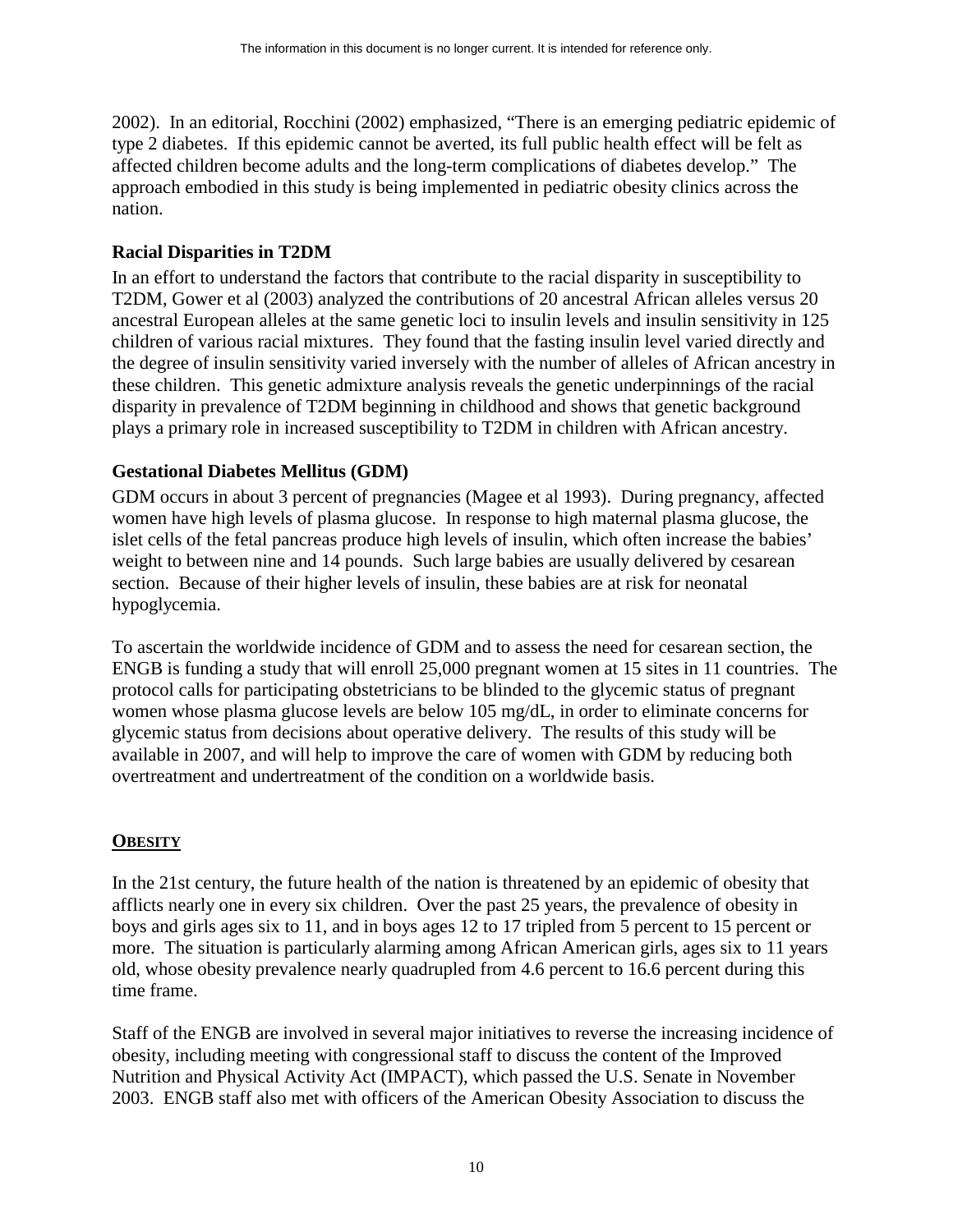2002). In an editorial, Rocchini (2002) emphasized, "There is an emerging pediatric epidemic of type 2 diabetes. If this epidemic cannot be averted, its full public health effect will be felt as affected children become adults and the long-term complications of diabetes develop." The approach embodied in this study is being implemented in pediatric obesity clinics across the nation.

### Racial Disparities in T2DM

In an effort to understand the factors that contribute to the racial disparity in susceptibility to T2DM, Gower et al (2003) analyzed the contributions of 20 ancestral African alleles versus 20 ancestral European alleles at the same genetic loci to insulin levels and insulin sensitivity in 125 children of various racial mixtures. They found that the fasting insulin level varied directly and the degree of insulin sensitivity varied inversely with the number of alleles of African ancestry in these children. This genetic admixture analysis reveals the genetic underpinnings of the racial disparity in prevalence of T2DM beginning in childhood and shows that genetic background plays a primary role in increased susceptibility to T2DM in children with African ancestry.

### Gestational Diabetes Mellitus (GDM)

GDM occurs in about 3 percent of pregnancies (Magee et al 1993). During pregnancy, affected women have high levels of plasma glucose. In response to high maternal plasma glucose, the islet cells of the fetal pancreas produce high levels of insulin, which often increase the babies' weight to between nine and 14 pounds. Such large babies are usually delivered by cesarean section. Because of their higher levels of insulin, these babies are at risk for neonatal hypoglycemia.

To ascertain the worldwide incidence of GDM and to assess the need for cesarean section, the ENGB is funding a study that will enroll 25,000 pregnant women at 15 sites in 11 countries. The protocol calls for participating obstetricians to be blinded to the glycemic status of pregnant women whose plasma glucose levels are below 105 mg/dL, in order to eliminate concerns for glycemic status from decisions about operative delivery. The results of this study will be available in 2007, and will help to improve the care of women with GDM by reducing both overtreatment and undertreatment of the condition on a worldwide basis.

## Obesity

In the 21st century, the future health of the nation is threatened by an epidemic of obesity that afflicts nearly one in every six children. Over the past 25 years, the prevalence of obesity in boys and girls ages six to 11, and in boys ages 12 to 17 tripled from 5 percent to 15 percent or more. The situation is particularly alarming among African American girls, ages six to 11 years old, whose obesity prevalence nearly quadrupled from 4.6 percent to 16.6 percent during this time frame.

Staff of the ENGB are involved in several major initiatives to reverse the increasing incidence of obesity, including meeting with congressional staff to discuss the content of the Improved Nutrition and Physical Activity Act (IMPACT), which passed the U.S. Senate in November 2003. ENGB staff also met with officers of the American Obesity Association to discuss the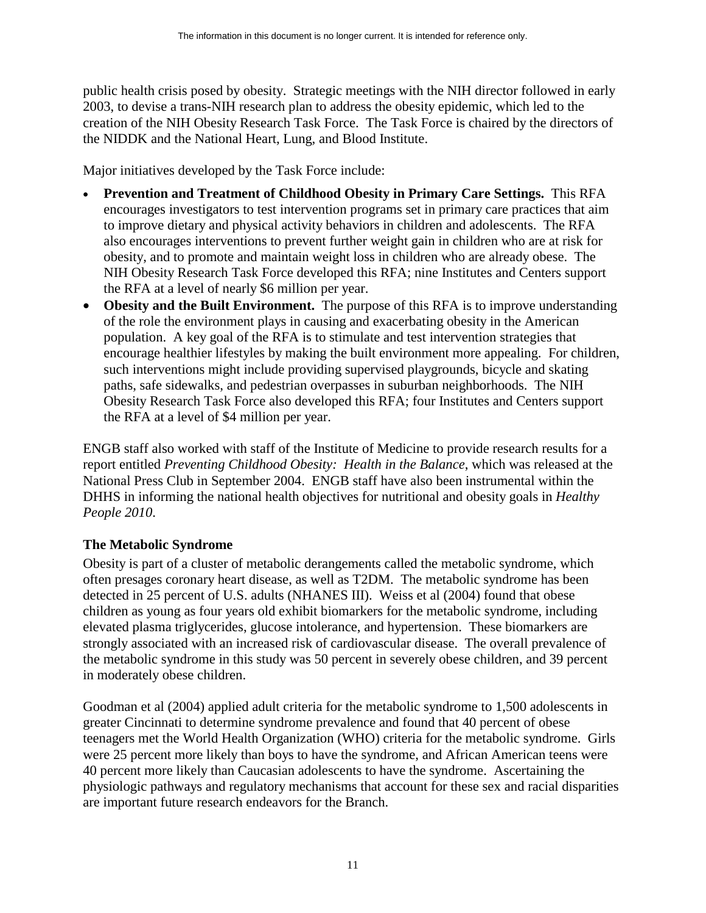public health crisis posed by obesity. Strategic meetings with the NIH director followed in early 2003, to devise a trans-NIH research plan to address the obesity epidemic, which led to the creation of the NIH Obesity Research Task Force. The Task Force is chaired by the directors of the NIDDK and the National Heart, Lung, and Blood Institute.

Major initiatives developed by the Task Force include:

- **Prevention and Treatment of Childhood Obesity in Primary Care Settings.** This RFA encourages investigators to test intervention programs set in primary care practices that aim to improve dietary and physical activity behaviors in children and adolescents. The RFA also encourages interventions to prevent further weight gain in children who are at risk for obesity, and to promote and maintain weight loss in children who are already obese. The NIH Obesity Research Task Force developed this RFA; nine Institutes and Centers support the RFA at a level of nearly $6 million per year.
- **Obesity and the Built Environment.** The purpose of this RFA is to improve understanding of the role the environment plays in causing and exacerbating obesity in the American population. A key goal of the RFA is to stimulate and test intervention strategies that encourage healthier lifestyles by making the built environment more appealing. For children, such interventions might include providing supervised playgrounds, bicycle and skating paths, safe sidewalks, and pedestrian overpasses in suburban neighborhoods. The NIH Obesity Research Task Force also developed this RFA; four Institutes and Centers support the RFA at a level of $4 million per year.

ENGB staff also worked with staff of the Institute of Medicine to provide research results for a report entitled *Preventing Childhood Obesity: Health in the Balance*, which was released at the National Press Club in September 2004. ENGB staff have also been instrumental within the DHHS in informing the national health objectives for nutritional and obesity goals in *Healthy People 2010*.

### The Metabolic Syndrome

Obesity is part of a cluster of metabolic derangements called the metabolic syndrome, which often presages coronary heart disease, as well as T2DM. The metabolic syndrome has been detected in 25 percent of U.S. adults (NHANES III). Weiss et al (2004) found that obese children as young as four years old exhibit biomarkers for the metabolic syndrome, including elevated plasma triglycerides, glucose intolerance, and hypertension. These biomarkers are strongly associated with an increased risk of cardiovascular disease. The overall prevalence of the metabolic syndrome in this study was 50 percent in severely obese children, and 39 percent in moderately obese children.

Goodman et al (2004) applied adult criteria for the metabolic syndrome to 1,500 adolescents in greater Cincinnati to determine syndrome prevalence and found that 40 percent of obese teenagers met the World Health Organization (WHO) criteria for the metabolic syndrome. Girls were 25 percent more likely than boys to have the syndrome, and African American teens were 40 percent more likely than Caucasian adolescents to have the syndrome. Ascertaining the physiologic pathways and regulatory mechanisms that account for these sex and racial disparities are important future research endeavors for the Branch.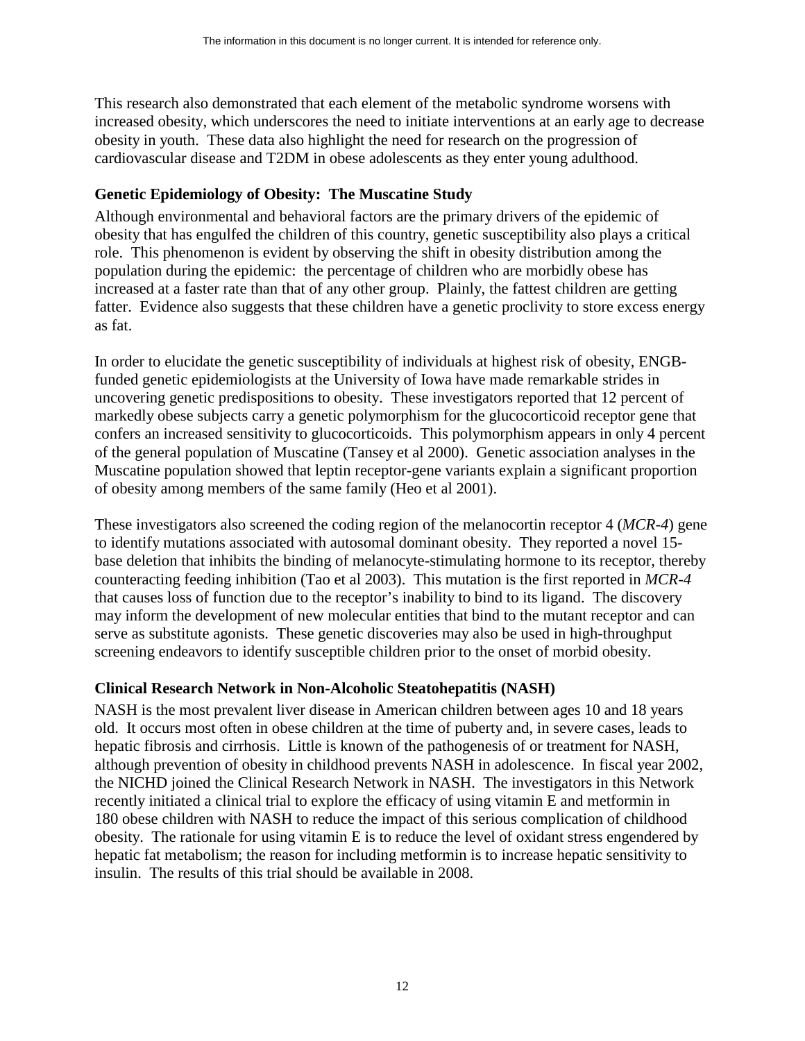This research also demonstrated that each element of the metabolic syndrome worsens with increased obesity, which underscores the need to initiate interventions at an early age to decrease obesity in youth. These data also highlight the need for research on the progression of cardiovascular disease and T2DM in obese adolescents as they enter young adulthood.

### Genetic Epidemiology of Obesity: The Muscatine Study

Although environmental and behavioral factors are the primary drivers of the epidemic of obesity that has engulfed the children of this country, genetic susceptibility also plays a critical role. This phenomenon is evident by observing the shift in obesity distribution among the population during the epidemic: the percentage of children who are morbidly obese has increased at a faster rate than that of any other group. Plainly, the fattest children are getting fatter. Evidence also suggests that these children have a genetic proclivity to store excess energy as fat.

In order to elucidate the genetic susceptibility of individuals at highest risk of obesity, ENGB-funded genetic epidemiologists at the University of Iowa have made remarkable strides in uncovering genetic predispositions to obesity. These investigators reported that 12 percent of markedly obese subjects carry a genetic polymorphism for the glucocorticoid receptor gene that confers an increased sensitivity to glucocorticoids. This polymorphism appears in only 4 percent of the general population of Muscatine (Tansey et al 2000). Genetic association analyses in the Muscatine population showed that leptin receptor-gene variants explain a significant proportion of obesity among members of the same family (Heo et al 2001).

These investigators also screened the coding region of the melanocortin receptor 4 (*MCR-4*) gene to identify mutations associated with autosomal dominant obesity. They reported a novel 15-base deletion that inhibits the binding of melanocyte-stimulating hormone to its receptor, thereby counteracting feeding inhibition (Tao et al 2003). This mutation is the first reported in *MCR-4* that causes loss of function due to the receptor's inability to bind to its ligand. The discovery may inform the development of new molecular entities that bind to the mutant receptor and can serve as substitute agonists. These genetic discoveries may also be used in high-throughput screening endeavors to identify susceptible children prior to the onset of morbid obesity.

### Clinical Research Network in Non-Alcoholic Steatohepatitis (NASH)

NASH is the most prevalent liver disease in American children between ages 10 and 18 years old. It occurs most often in obese children at the time of puberty and, in severe cases, leads to hepatic fibrosis and cirrhosis. Little is known of the pathogenesis of or treatment for NASH, although prevention of obesity in childhood prevents NASH in adolescence. In fiscal year 2002, the NICHD joined the Clinical Research Network in NASH. The investigators in this Network recently initiated a clinical trial to explore the efficacy of using vitamin E and metformin in 180 obese children with NASH to reduce the impact of this serious complication of childhood obesity. The rationale for using vitamin E is to reduce the level of oxidant stress engendered by hepatic fat metabolism; the reason for including metformin is to increase hepatic sensitivity to insulin. The results of this trial should be available in 2008.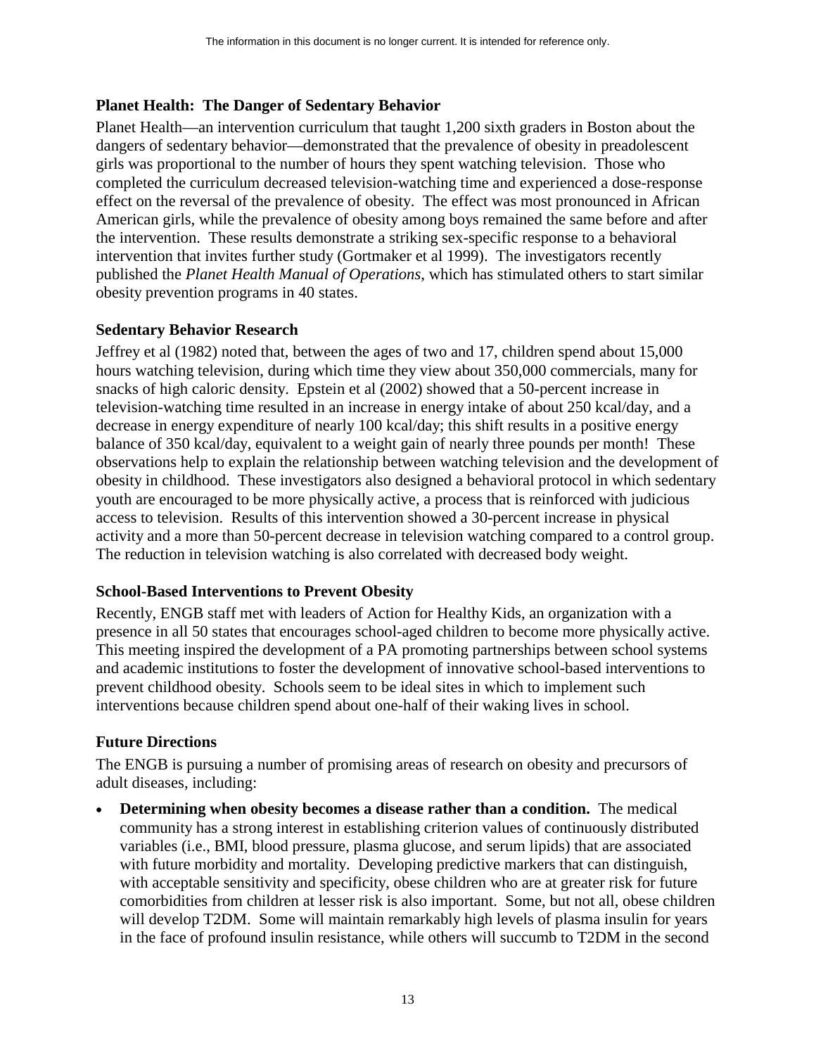### Planet Health: The Danger of Sedentary Behavior

Planet Health—an intervention curriculum that taught 1,200 sixth graders in Boston about the dangers of sedentary behavior—demonstrated that the prevalence of obesity in preadolescent girls was proportional to the number of hours they spent watching television. Those who completed the curriculum decreased television-watching time and experienced a dose-response effect on the reversal of the prevalence of obesity. The effect was most pronounced in African American girls, while the prevalence of obesity among boys remained the same before and after the intervention. These results demonstrate a striking sex-specific response to a behavioral intervention that invites further study (Gortmaker et al 1999). The investigators recently published the *Planet Health Manual of Operations*, which has stimulated others to start similar obesity prevention programs in 40 states.

### Sedentary Behavior Research

Jeffrey et al (1982) noted that, between the ages of two and 17, children spend about 15,000 hours watching television, during which time they view about 350,000 commercials, many for snacks of high caloric density. Epstein et al (2002) showed that a 50-percent increase in television-watching time resulted in an increase in energy intake of about 250 kcal/day, and a decrease in energy expenditure of nearly 100 kcal/day; this shift results in a positive energy balance of 350 kcal/day, equivalent to a weight gain of nearly three pounds per month! These observations help to explain the relationship between watching television and the development of obesity in childhood. These investigators also designed a behavioral protocol in which sedentary youth are encouraged to be more physically active, a process that is reinforced with judicious access to television. Results of this intervention showed a 30-percent increase in physical activity and a more than 50-percent decrease in television watching compared to a control group. The reduction in television watching is also correlated with decreased body weight.

### School-Based Interventions to Prevent Obesity

Recently, ENGB staff met with leaders of Action for Healthy Kids, an organization with a presence in all 50 states that encourages school-aged children to become more physically active. This meeting inspired the development of a PA promoting partnerships between school systems and academic institutions to foster the development of innovative school-based interventions to prevent childhood obesity. Schools seem to be ideal sites in which to implement such interventions because children spend about one-half of their waking lives in school.

### Future Directions

The ENGB is pursuing a number of promising areas of research on obesity and precursors of adult diseases, including:

- **Determining when obesity becomes a disease rather than a condition.** The medical community has a strong interest in establishing criterion values of continuously distributed variables (i.e., BMI, blood pressure, plasma glucose, and serum lipids) that are associated with future morbidity and mortality. Developing predictive markers that can distinguish, with acceptable sensitivity and specificity, obese children who are at greater risk for future comorbidities from children at lesser risk is also important. Some, but not all, obese children will develop T2DM. Some will maintain remarkably high levels of plasma insulin for years in the face of profound insulin resistance, while others will succumb to T2DM in the second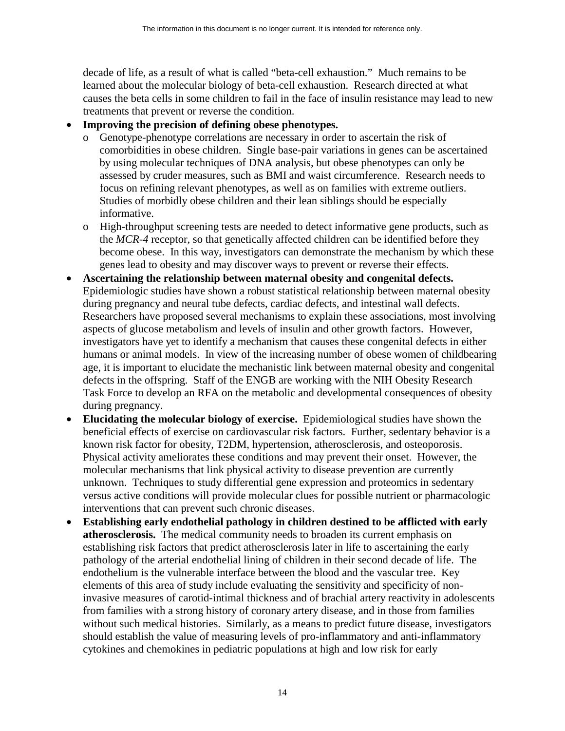decade of life, as a result of what is called "beta-cell exhaustion." Much remains to be learned about the molecular biology of beta-cell exhaustion. Research directed at what causes the beta cells in some children to fail in the face of insulin resistance may lead to new treatments that prevent or reverse the condition.

- **Improving the precision of defining obese phenotypes.**
  - Genotype-phenotype correlations are necessary in order to ascertain the risk of comorbidities in obese children. Single base-pair variations in genes can be ascertained by using molecular techniques of DNA analysis, but obese phenotypes can only be assessed by cruder measures, such as BMI and waist circumference. Research needs to focus on refining relevant phenotypes, as well as on families with extreme outliers. Studies of morbidly obese children and their lean siblings should be especially informative.
  - High-throughput screening tests are needed to detect informative gene products, such as the *MCR-4* receptor, so that genetically affected children can be identified before they become obese. In this way, investigators can demonstrate the mechanism by which these genes lead to obesity and may discover ways to prevent or reverse their effects.
- **Ascertaining the relationship between maternal obesity and congenital defects.** Epidemiologic studies have shown a robust statistical relationship between maternal obesity during pregnancy and neural tube defects, cardiac defects, and intestinal wall defects. Researchers have proposed several mechanisms to explain these associations, most involving aspects of glucose metabolism and levels of insulin and other growth factors. However, investigators have yet to identify a mechanism that causes these congenital defects in either humans or animal models. In view of the increasing number of obese women of childbearing age, it is important to elucidate the mechanistic link between maternal obesity and congenital defects in the offspring. Staff of the ENGB are working with the NIH Obesity Research Task Force to develop an RFA on the metabolic and developmental consequences of obesity during pregnancy.
- **Elucidating the molecular biology of exercise.** Epidemiological studies have shown the beneficial effects of exercise on cardiovascular risk factors. Further, sedentary behavior is a known risk factor for obesity, T2DM, hypertension, atherosclerosis, and osteoporosis. Physical activity ameliorates these conditions and may prevent their onset. However, the molecular mechanisms that link physical activity to disease prevention are currently unknown. Techniques to study differential gene expression and proteomics in sedentary versus active conditions will provide molecular clues for possible nutrient or pharmacologic interventions that can prevent such chronic diseases.
- **Establishing early endothelial pathology in children destined to be afflicted with early atherosclerosis.** The medical community needs to broaden its current emphasis on establishing risk factors that predict atherosclerosis later in life to ascertaining the early pathology of the arterial endothelial lining of children in their second decade of life. The endothelium is the vulnerable interface between the blood and the vascular tree. Key elements of this area of study include evaluating the sensitivity and specificity of non-invasive measures of carotid-intimal thickness and of brachial artery reactivity in adolescents from families with a strong history of coronary artery disease, and in those from families without such medical histories. Similarly, as a means to predict future disease, investigators should establish the value of measuring levels of pro-inflammatory and anti-inflammatory cytokines and chemokines in pediatric populations at high and low risk for early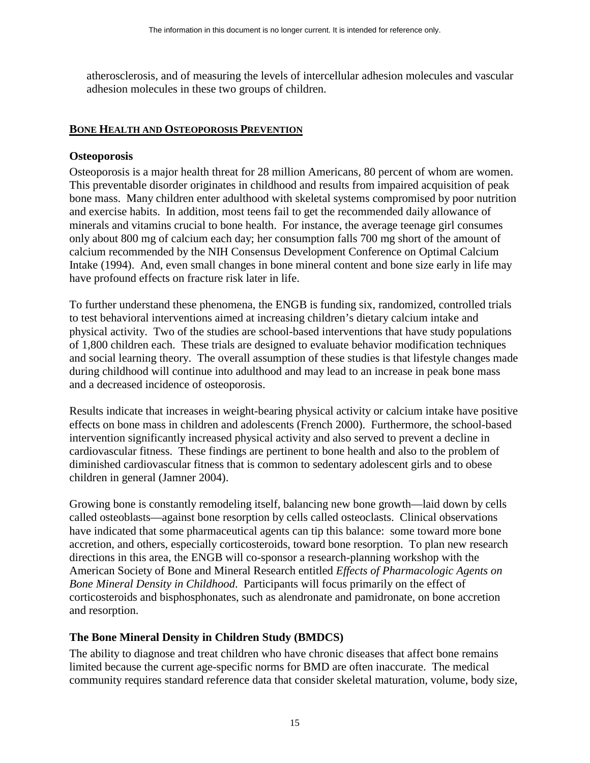atherosclerosis, and of measuring the levels of intercellular adhesion molecules and vascular adhesion molecules in these two groups of children.

## BONE HEALTH AND OSTEOPOROSIS PREVENTION

### Osteoporosis

Osteoporosis is a major health threat for 28 million Americans, 80 percent of whom are women. This preventable disorder originates in childhood and results from impaired acquisition of peak bone mass. Many children enter adulthood with skeletal systems compromised by poor nutrition and exercise habits. In addition, most teens fail to get the recommended daily allowance of minerals and vitamins crucial to bone health. For instance, the average teenage girl consumes only about 800 mg of calcium each day; her consumption falls 700 mg short of the amount of calcium recommended by the NIH Consensus Development Conference on Optimal Calcium Intake (1994). And, even small changes in bone mineral content and bone size early in life may have profound effects on fracture risk later in life.

To further understand these phenomena, the ENGB is funding six, randomized, controlled trials to test behavioral interventions aimed at increasing children's dietary calcium intake and physical activity. Two of the studies are school-based interventions that have study populations of 1,800 children each. These trials are designed to evaluate behavior modification techniques and social learning theory. The overall assumption of these studies is that lifestyle changes made during childhood will continue into adulthood and may lead to an increase in peak bone mass and a decreased incidence of osteoporosis.

Results indicate that increases in weight-bearing physical activity or calcium intake have positive effects on bone mass in children and adolescents (French 2000). Furthermore, the school-based intervention significantly increased physical activity and also served to prevent a decline in cardiovascular fitness. These findings are pertinent to bone health and also to the problem of diminished cardiovascular fitness that is common to sedentary adolescent girls and to obese children in general (Jamner 2004).

Growing bone is constantly remodeling itself, balancing new bone growth—laid down by cells called osteoblasts—against bone resorption by cells called osteoclasts. Clinical observations have indicated that some pharmaceutical agents can tip this balance: some toward more bone accretion, and others, especially corticosteroids, toward bone resorption. To plan new research directions in this area, the ENGB will co-sponsor a research-planning workshop with the American Society of Bone and Mineral Research entitled *Effects of Pharmacologic Agents on Bone Mineral Density in Childhood*. Participants will focus primarily on the effect of corticosteroids and bisphosphonates, such as alendronate and pamidronate, on bone accretion and resorption.

### The Bone Mineral Density in Children Study (BMDCS)

The ability to diagnose and treat children who have chronic diseases that affect bone remains limited because the current age-specific norms for BMD are often inaccurate. The medical community requires standard reference data that consider skeletal maturation, volume, body size,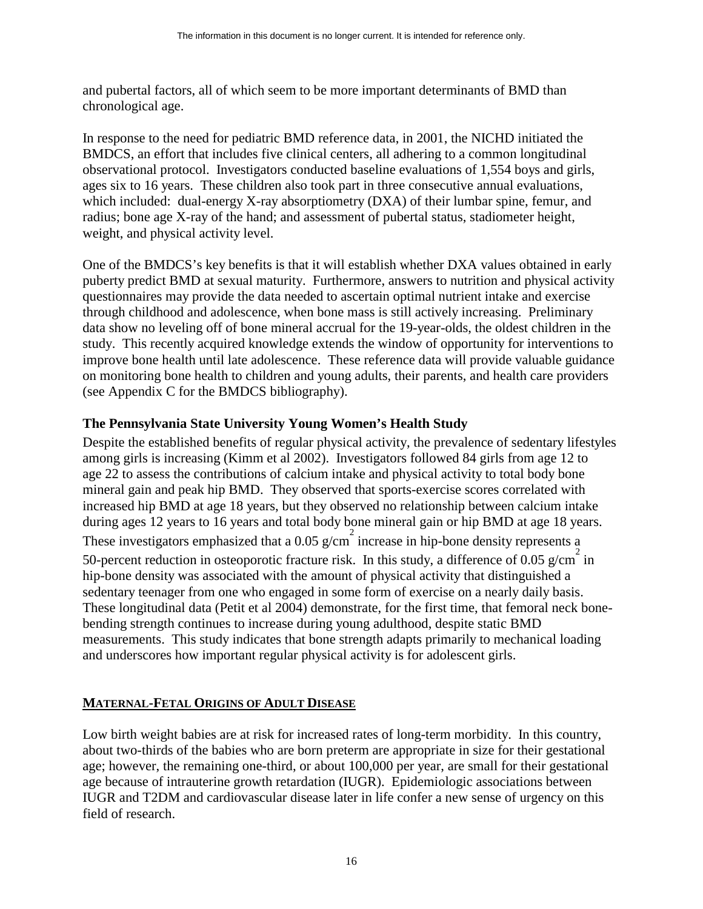and pubertal factors, all of which seem to be more important determinants of BMD than chronological age.

In response to the need for pediatric BMD reference data, in 2001, the NICHD initiated the BMDCS, an effort that includes five clinical centers, all adhering to a common longitudinal observational protocol. Investigators conducted baseline evaluations of 1,554 boys and girls, ages six to 16 years. These children also took part in three consecutive annual evaluations, which included: dual-energy X-ray absorptiometry (DXA) of their lumbar spine, femur, and radius; bone age X-ray of the hand; and assessment of pubertal status, stadiometer height, weight, and physical activity level.

One of the BMDCS's key benefits is that it will establish whether DXA values obtained in early puberty predict BMD at sexual maturity. Furthermore, answers to nutrition and physical activity questionnaires may provide the data needed to ascertain optimal nutrient intake and exercise through childhood and adolescence, when bone mass is still actively increasing. Preliminary data show no leveling off of bone mineral accrual for the 19-year-olds, the oldest children in the study. This recently acquired knowledge extends the window of opportunity for interventions to improve bone health until late adolescence. These reference data will provide valuable guidance on monitoring bone health to children and young adults, their parents, and health care providers (see Appendix C for the BMDCS bibliography).

### The Pennsylvania State University Young Women's Health Study

Despite the established benefits of regular physical activity, the prevalence of sedentary lifestyles among girls is increasing (Kimm et al 2002). Investigators followed 84 girls from age 12 to age 22 to assess the contributions of calcium intake and physical activity to total body bone mineral gain and peak hip BMD. They observed that sports-exercise scores correlated with increased hip BMD at age 18 years, but they observed no relationship between calcium intake during ages 12 years to 16 years and total body bone mineral gain or hip BMD at age 18 years. These investigators emphasized that a 0.05 $g/cm^2$ increase in hip-bone density represents a 50-percent reduction in osteoporotic fracture risk. In this study, a difference of 0.05 $g/cm^2$ in hip-bone density was associated with the amount of physical activity that distinguished a sedentary teenager from one who engaged in some form of exercise on a nearly daily basis. These longitudinal data (Petit et al 2004) demonstrate, for the first time, that femoral neck bone-bending strength continues to increase during young adulthood, despite static BMD measurements. This study indicates that bone strength adapts primarily to mechanical loading and underscores how important regular physical activity is for adolescent girls.

## MATERNAL-FETAL ORIGINS OF ADULT DISEASE

Low birth weight babies are at risk for increased rates of long-term morbidity. In this country, about two-thirds of the babies who are born preterm are appropriate in size for their gestational age; however, the remaining one-third, or about 100,000 per year, are small for their gestational age because of intrauterine growth retardation (IUGR). Epidemiologic associations between IUGR and T2DM and cardiovascular disease later in life confer a new sense of urgency on this field of research.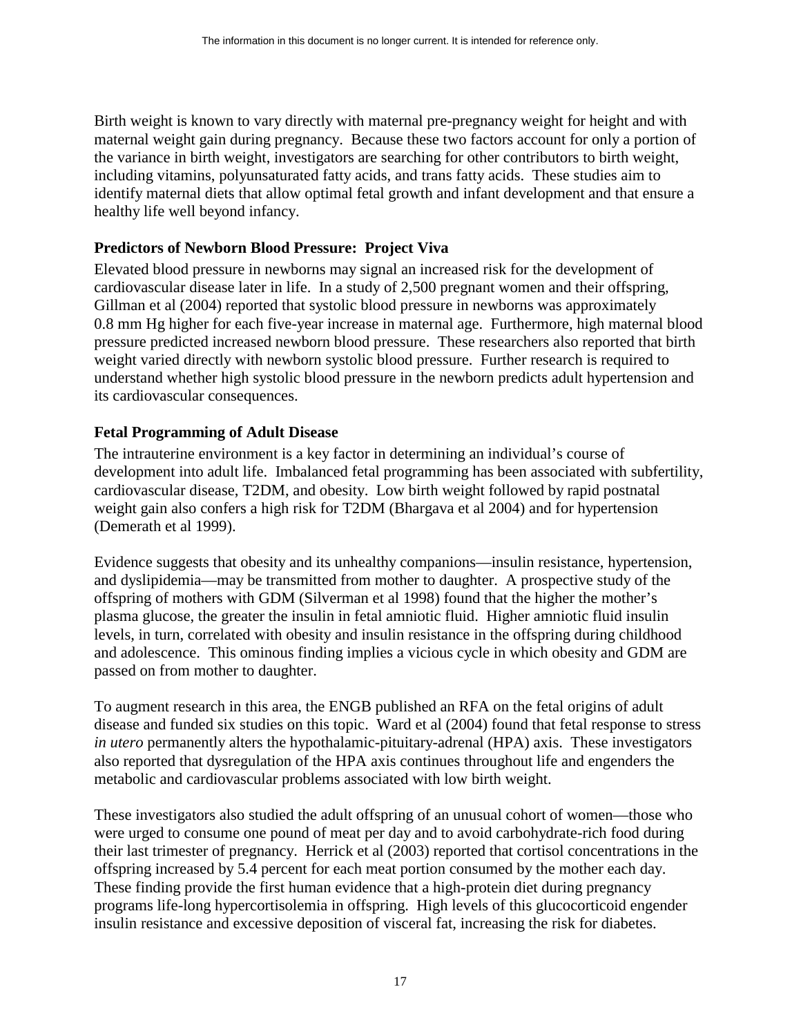Birth weight is known to vary directly with maternal pre-pregnancy weight for height and with maternal weight gain during pregnancy. Because these two factors account for only a portion of the variance in birth weight, investigators are searching for other contributors to birth weight, including vitamins, polyunsaturated fatty acids, and trans fatty acids. These studies aim to identify maternal diets that allow optimal fetal growth and infant development and that ensure a healthy life well beyond infancy.

### Predictors of Newborn Blood Pressure: Project Viva

Elevated blood pressure in newborns may signal an increased risk for the development of cardiovascular disease later in life. In a study of 2,500 pregnant women and their offspring, Gillman et al (2004) reported that systolic blood pressure in newborns was approximately 0.8 mm Hg higher for each five-year increase in maternal age. Furthermore, high maternal blood pressure predicted increased newborn blood pressure. These researchers also reported that birth weight varied directly with newborn systolic blood pressure. Further research is required to understand whether high systolic blood pressure in the newborn predicts adult hypertension and its cardiovascular consequences.

### Fetal Programming of Adult Disease

The intrauterine environment is a key factor in determining an individual's course of development into adult life. Imbalanced fetal programming has been associated with subfertility, cardiovascular disease, T2DM, and obesity. Low birth weight followed by rapid postnatal weight gain also confers a high risk for T2DM (Bhargava et al 2004) and for hypertension (Demerath et al 1999).

Evidence suggests that obesity and its unhealthy companions—insulin resistance, hypertension, and dyslipidemia—may be transmitted from mother to daughter. A prospective study of the offspring of mothers with GDM (Silverman et al 1998) found that the higher the mother's plasma glucose, the greater the insulin in fetal amniotic fluid. Higher amniotic fluid insulin levels, in turn, correlated with obesity and insulin resistance in the offspring during childhood and adolescence. This ominous finding implies a vicious cycle in which obesity and GDM are passed on from mother to daughter.

To augment research in this area, the ENGB published an RFA on the fetal origins of adult disease and funded six studies on this topic. Ward et al (2004) found that fetal response to stress *in utero* permanently alters the hypothalamic-pituitary-adrenal (HPA) axis. These investigators also reported that dysregulation of the HPA axis continues throughout life and engenders the metabolic and cardiovascular problems associated with low birth weight.

These investigators also studied the adult offspring of an unusual cohort of women—those who were urged to consume one pound of meat per day and to avoid carbohydrate-rich food during their last trimester of pregnancy. Herrick et al (2003) reported that cortisol concentrations in the offspring increased by 5.4 percent for each meat portion consumed by the mother each day. These finding provide the first human evidence that a high-protein diet during pregnancy programs life-long hypercortisolemia in offspring. High levels of this glucocorticoid engender insulin resistance and excessive deposition of visceral fat, increasing the risk for diabetes.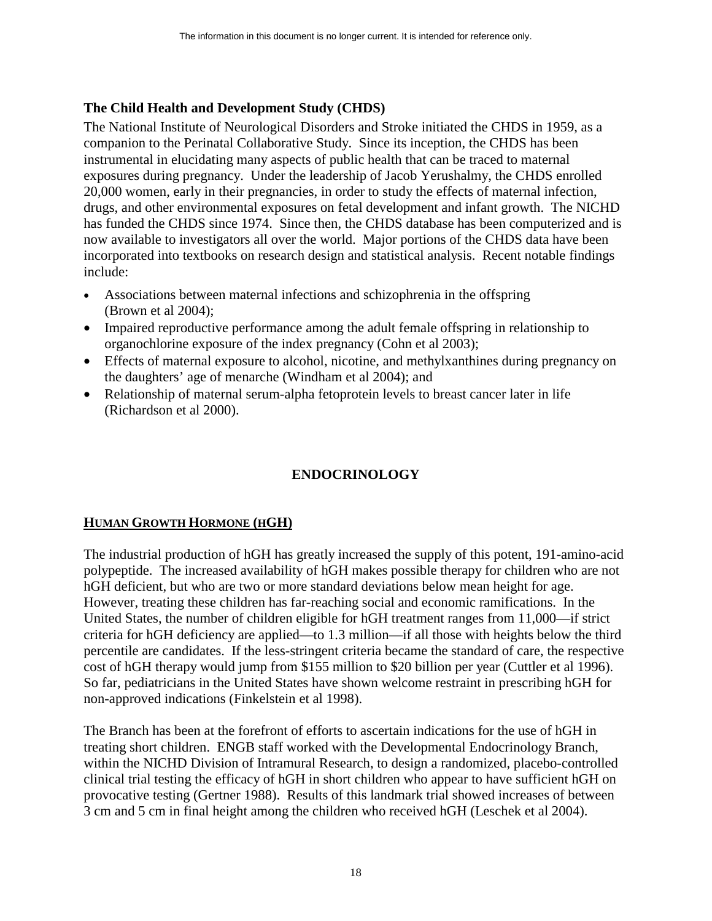### The Child Health and Development Study (CHDS)

The National Institute of Neurological Disorders and Stroke initiated the CHDS in 1959, as a companion to the Perinatal Collaborative Study. Since its inception, the CHDS has been instrumental in elucidating many aspects of public health that can be traced to maternal exposures during pregnancy. Under the leadership of Jacob Yerushalmy, the CHDS enrolled 20,000 women, early in their pregnancies, in order to study the effects of maternal infection, drugs, and other environmental exposures on fetal development and infant growth. The NICHD has funded the CHDS since 1974. Since then, the CHDS database has been computerized and is now available to investigators all over the world. Major portions of the CHDS data have been incorporated into textbooks on research design and statistical analysis. Recent notable findings include:

- Associations between maternal infections and schizophrenia in the offspring (Brown et al 2004);
- Impaired reproductive performance among the adult female offspring in relationship to organochlorine exposure of the index pregnancy (Cohn et al 2003);
- Effects of maternal exposure to alcohol, nicotine, and methylxanthines during pregnancy on the daughters' age of menarche (Windham et al 2004); and
- Relationship of maternal serum-alpha fetoprotein levels to breast cancer later in life (Richardson et al 2000).

## ENDOCRINOLOGY

### HUMAN GROWTH HORMONE (hGH)

The industrial production of hGH has greatly increased the supply of this potent, 191-amino-acid polypeptide. The increased availability of hGH makes possible therapy for children who are not hGH deficient, but who are two or more standard deviations below mean height for age. However, treating these children has far-reaching social and economic ramifications. In the United States, the number of children eligible for hGH treatment ranges from 11,000—if strict criteria for hGH deficiency are applied—to 1.3 million—if all those with heights below the third percentile are candidates. If the less-stringent criteria became the standard of care, the respective cost of hGH therapy would jump from $155 million to $20 billion per year (Cuttler et al 1996). So far, pediatricians in the United States have shown welcome restraint in prescribing hGH for non-approved indications (Finkelstein et al 1998).

The Branch has been at the forefront of efforts to ascertain indications for the use of hGH in treating short children. ENGB staff worked with the Developmental Endocrinology Branch, within the NICHD Division of Intramural Research, to design a randomized, placebo-controlled clinical trial testing the efficacy of hGH in short children who appear to have sufficient hGH on provocative testing (Gertner 1988). Results of this landmark trial showed increases of between 3 cm and 5 cm in final height among the children who received hGH (Leschek et al 2004).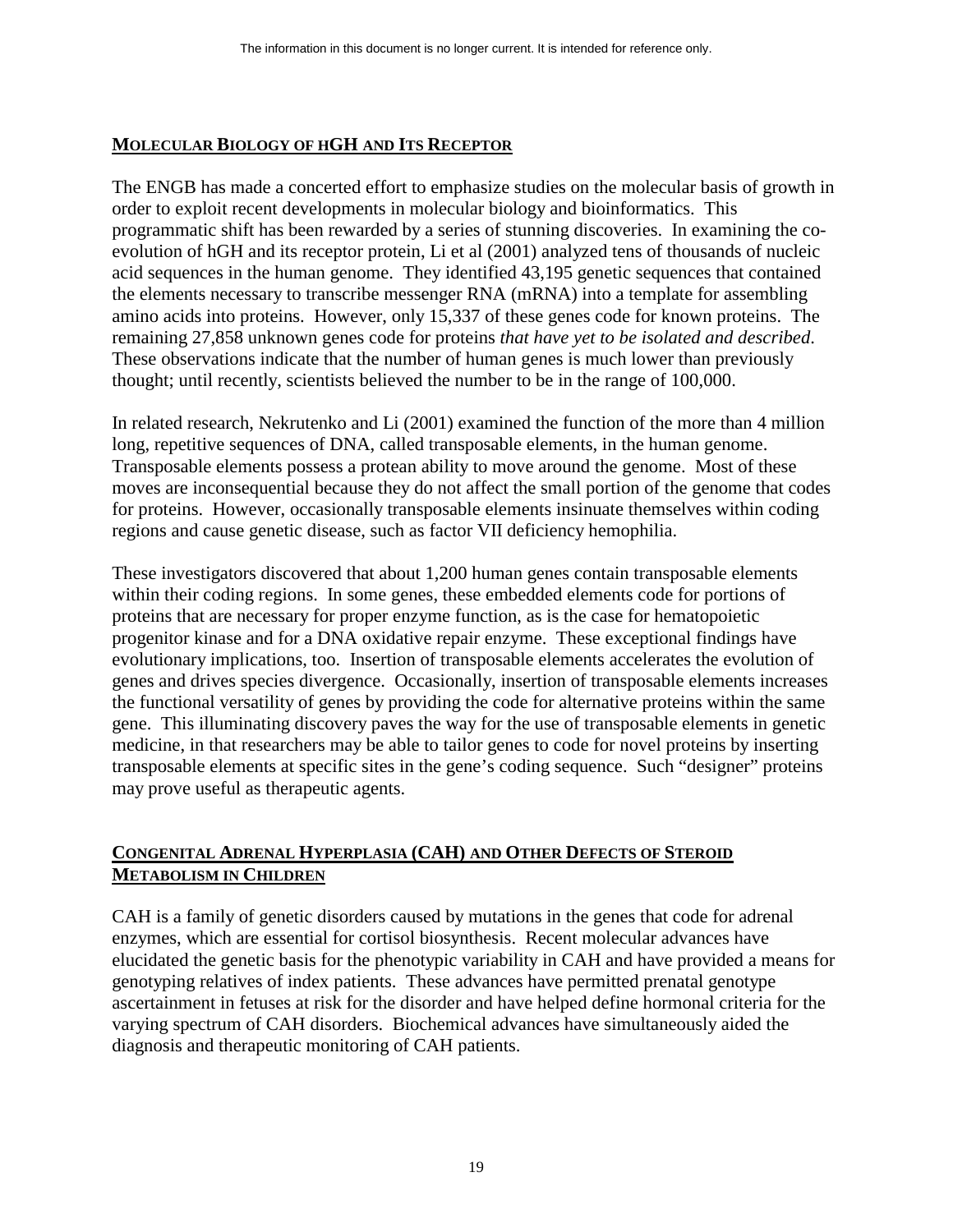## MOLECULAR BIOLOGY OF HGH AND ITS RECEPTOR

The ENGB has made a concerted effort to emphasize studies on the molecular basis of growth in order to exploit recent developments in molecular biology and bioinformatics. This programmatic shift has been rewarded by a series of stunning discoveries. In examining the co-evolution of hGH and its receptor protein, Li et al (2001) analyzed tens of thousands of nucleic acid sequences in the human genome. They identified 43,195 genetic sequences that contained the elements necessary to transcribe messenger RNA (mRNA) into a template for assembling amino acids into proteins. However, only 15,337 of these genes code for known proteins. The remaining 27,858 unknown genes code for proteins *that have yet to be isolated and described*. These observations indicate that the number of human genes is much lower than previously thought; until recently, scientists believed the number to be in the range of 100,000.

In related research, Nekrutenko and Li (2001) examined the function of the more than 4 million long, repetitive sequences of DNA, called transposable elements, in the human genome. Transposable elements possess a protean ability to move around the genome. Most of these moves are inconsequential because they do not affect the small portion of the genome that codes for proteins. However, occasionally transposable elements insinuate themselves within coding regions and cause genetic disease, such as factor VII deficiency hemophilia.

These investigators discovered that about 1,200 human genes contain transposable elements within their coding regions. In some genes, these embedded elements code for portions of proteins that are necessary for proper enzyme function, as is the case for hematopoietic progenitor kinase and for a DNA oxidative repair enzyme. These exceptional findings have evolutionary implications, too. Insertion of transposable elements accelerates the evolution of genes and drives species divergence. Occasionally, insertion of transposable elements increases the functional versatility of genes by providing the code for alternative proteins within the same gene. This illuminating discovery paves the way for the use of transposable elements in genetic medicine, in that researchers may be able to tailor genes to code for novel proteins by inserting transposable elements at specific sites in the gene's coding sequence. Such "designer" proteins may prove useful as therapeutic agents.

## CONGENITAL ADRENAL HYPERPLASIA (CAH) AND OTHER DEFECTS OF STEROID METABOLISM IN CHILDREN

CAH is a family of genetic disorders caused by mutations in the genes that code for adrenal enzymes, which are essential for cortisol biosynthesis. Recent molecular advances have elucidated the genetic basis for the phenotypic variability in CAH and have provided a means for genotyping relatives of index patients. These advances have permitted prenatal genotype ascertainment in fetuses at risk for the disorder and have helped define hormonal criteria for the varying spectrum of CAH disorders. Biochemical advances have simultaneously aided the diagnosis and therapeutic monitoring of CAH patients.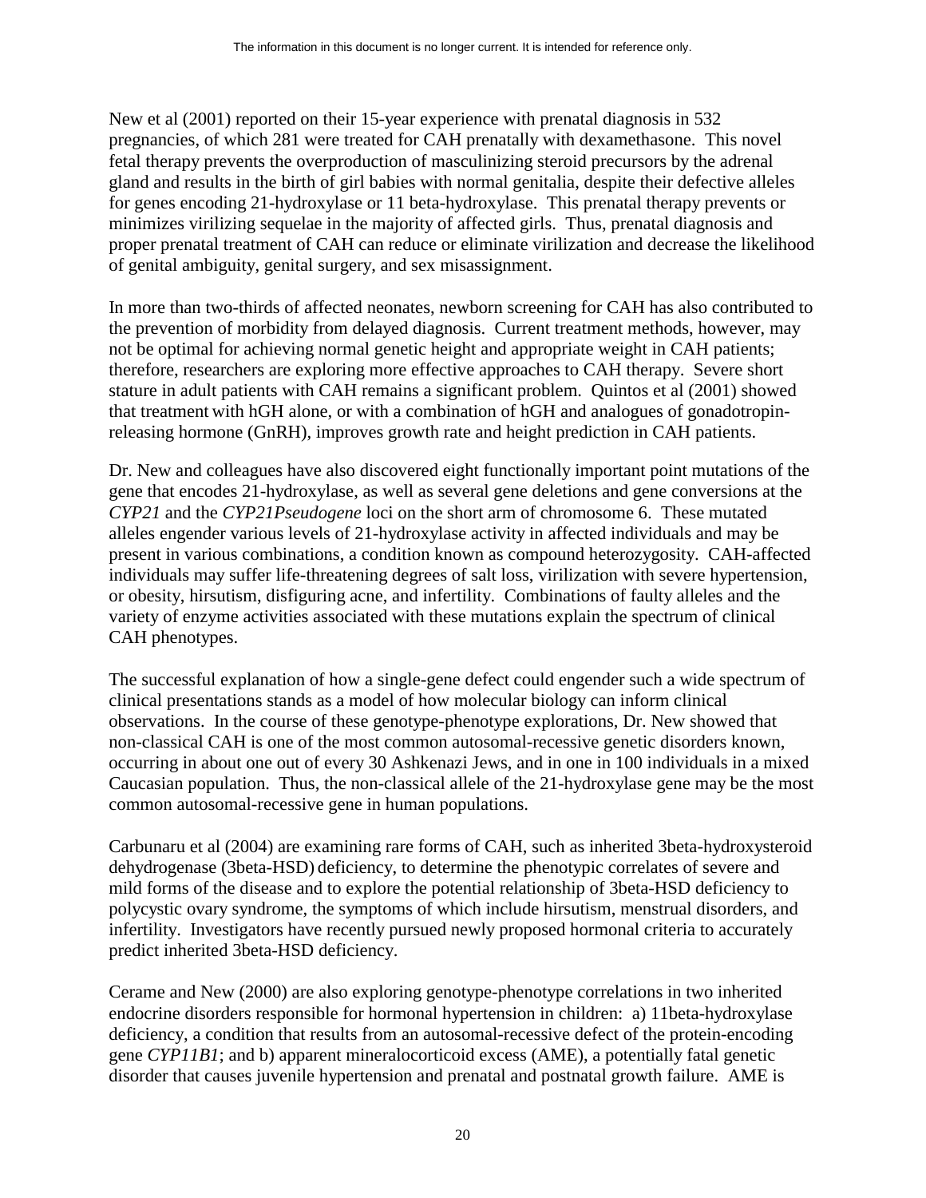New et al (2001) reported on their 15-year experience with prenatal diagnosis in 532 pregnancies, of which 281 were treated for CAH prenatally with dexamethasone. This novel fetal therapy prevents the overproduction of masculinizing steroid precursors by the adrenal gland and results in the birth of girl babies with normal genitalia, despite their defective alleles for genes encoding 21-hydroxylase or 11 beta-hydroxylase. This prenatal therapy prevents or minimizes virilizing sequelae in the majority of affected girls. Thus, prenatal diagnosis and proper prenatal treatment of CAH can reduce or eliminate virilization and decrease the likelihood of genital ambiguity, genital surgery, and sex misassignment.

In more than two-thirds of affected neonates, newborn screening for CAH has also contributed to the prevention of morbidity from delayed diagnosis. Current treatment methods, however, may not be optimal for achieving normal genetic height and appropriate weight in CAH patients; therefore, researchers are exploring more effective approaches to CAH therapy. Severe short stature in adult patients with CAH remains a significant problem. Quintos et al (2001) showed that treatment with hGH alone, or with a combination of hGH and analogues of gonadotropin-releasing hormone (GnRH), improves growth rate and height prediction in CAH patients.

Dr. New and colleagues have also discovered eight functionally important point mutations of the gene that encodes 21-hydroxylase, as well as several gene deletions and gene conversions at the *CYP21* and the *CYP21Pseudogene* loci on the short arm of chromosome 6. These mutated alleles engender various levels of 21-hydroxylase activity in affected individuals and may be present in various combinations, a condition known as compound heterozygosity. CAH-affected individuals may suffer life-threatening degrees of salt loss, virilization with severe hypertension, or obesity, hirsutism, disfiguring acne, and infertility. Combinations of faulty alleles and the variety of enzyme activities associated with these mutations explain the spectrum of clinical CAH phenotypes.

The successful explanation of how a single-gene defect could engender such a wide spectrum of clinical presentations stands as a model of how molecular biology can inform clinical observations. In the course of these genotype-phenotype explorations, Dr. New showed that non-classical CAH is one of the most common autosomal-recessive genetic disorders known, occurring in about one out of every 30 Ashkenazi Jews, and in one in 100 individuals in a mixed Caucasian population. Thus, the non-classical allele of the 21-hydroxylase gene may be the most common autosomal-recessive gene in human populations.

Carbunaru et al (2004) are examining rare forms of CAH, such as inherited 3beta-hydroxysteroid dehydrogenase (3beta-HSD) deficiency, to determine the phenotypic correlates of severe and mild forms of the disease and to explore the potential relationship of 3beta-HSD deficiency to polycystic ovary syndrome, the symptoms of which include hirsutism, menstrual disorders, and infertility. Investigators have recently pursued newly proposed hormonal criteria to accurately predict inherited 3beta-HSD deficiency.

Cerame and New (2000) are also exploring genotype-phenotype correlations in two inherited endocrine disorders responsible for hormonal hypertension in children: a) 11beta-hydroxylase deficiency, a condition that results from an autosomal-recessive defect of the protein-encoding gene *CYP11B1*; and b) apparent mineralocorticoid excess (AME), a potentially fatal genetic disorder that causes juvenile hypertension and prenatal and postnatal growth failure. AME is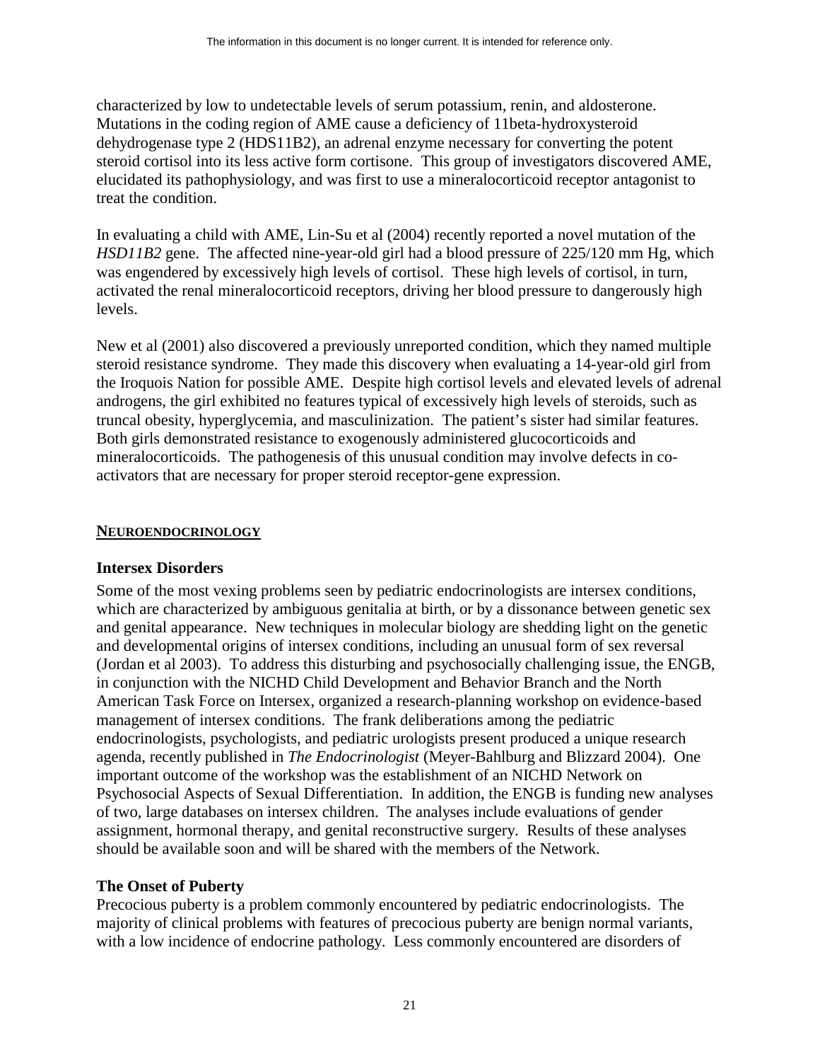characterized by low to undetectable levels of serum potassium, renin, and aldosterone. Mutations in the coding region of AME cause a deficiency of 11beta-hydroxysteroid dehydrogenase type 2 (HDS11B2), an adrenal enzyme necessary for converting the potent steroid cortisol into its less active form cortisone. This group of investigators discovered AME, elucidated its pathophysiology, and was first to use a mineralocorticoid receptor antagonist to treat the condition.

In evaluating a child with AME, Lin-Su et al (2004) recently reported a novel mutation of the *HSD11B2* gene. The affected nine-year-old girl had a blood pressure of 225/120 mm Hg, which was engendered by excessively high levels of cortisol. These high levels of cortisol, in turn, activated the renal mineralocorticoid receptors, driving her blood pressure to dangerously high levels.

New et al (2001) also discovered a previously unreported condition, which they named multiple steroid resistance syndrome. They made this discovery when evaluating a 14-year-old girl from the Iroquois Nation for possible AME. Despite high cortisol levels and elevated levels of adrenal androgens, the girl exhibited no features typical of excessively high levels of steroids, such as truncal obesity, hyperglycemia, and masculinization. The patient's sister had similar features. Both girls demonstrated resistance to exogenously administered glucocorticoids and mineralocorticoids. The pathogenesis of this unusual condition may involve defects in co-activators that are necessary for proper steroid receptor-gene expression.

## NEUROENDOCRINOLOGY

### Intersex Disorders

Some of the most vexing problems seen by pediatric endocrinologists are intersex conditions, which are characterized by ambiguous genitalia at birth, or by a dissonance between genetic sex and genital appearance. New techniques in molecular biology are shedding light on the genetic and developmental origins of intersex conditions, including an unusual form of sex reversal (Jordan et al 2003). To address this disturbing and psychosocially challenging issue, the ENGB, in conjunction with the NICHD Child Development and Behavior Branch and the North American Task Force on Intersex, organized a research-planning workshop on evidence-based management of intersex conditions. The frank deliberations among the pediatric endocrinologists, psychologists, and pediatric urologists present produced a unique research agenda, recently published in *The Endocrinologist* (Meyer-Bahlburg and Blizzard 2004). One important outcome of the workshop was the establishment of an NICHD Network on Psychosocial Aspects of Sexual Differentiation. In addition, the ENGB is funding new analyses of two, large databases on intersex children. The analyses include evaluations of gender assignment, hormonal therapy, and genital reconstructive surgery. Results of these analyses should be available soon and will be shared with the members of the Network.

### The Onset of Puberty

Precocious puberty is a problem commonly encountered by pediatric endocrinologists. The majority of clinical problems with features of precocious puberty are benign normal variants, with a low incidence of endocrine pathology. Less commonly encountered are disorders of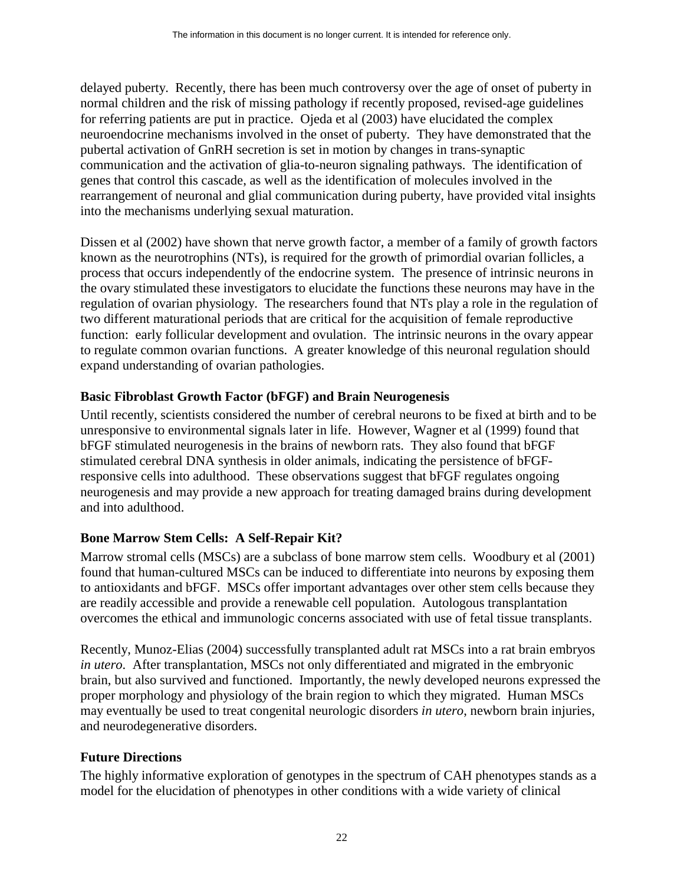delayed puberty. Recently, there has been much controversy over the age of onset of puberty in normal children and the risk of missing pathology if recently proposed, revised-age guidelines for referring patients are put in practice. Ojeda et al (2003) have elucidated the complex neuroendocrine mechanisms involved in the onset of puberty. They have demonstrated that the pubertal activation of GnRH secretion is set in motion by changes in trans-synaptic communication and the activation of glia-to-neuron signaling pathways. The identification of genes that control this cascade, as well as the identification of molecules involved in the rearrangement of neuronal and glial communication during puberty, have provided vital insights into the mechanisms underlying sexual maturation.

Dissen et al (2002) have shown that nerve growth factor, a member of a family of growth factors known as the neurotrophins (NTs), is required for the growth of primordial ovarian follicles, a process that occurs independently of the endocrine system. The presence of intrinsic neurons in the ovary stimulated these investigators to elucidate the functions these neurons may have in the regulation of ovarian physiology. The researchers found that NTs play a role in the regulation of two different maturational periods that are critical for the acquisition of female reproductive function: early follicular development and ovulation. The intrinsic neurons in the ovary appear to regulate common ovarian functions. A greater knowledge of this neuronal regulation should expand understanding of ovarian pathologies.

### Basic Fibroblast Growth Factor (bFGF) and Brain Neurogenesis

Until recently, scientists considered the number of cerebral neurons to be fixed at birth and to be unresponsive to environmental signals later in life. However, Wagner et al (1999) found that bFGF stimulated neurogenesis in the brains of newborn rats. They also found that bFGF stimulated cerebral DNA synthesis in older animals, indicating the persistence of bFGF-responsive cells into adulthood. These observations suggest that bFGF regulates ongoing neurogenesis and may provide a new approach for treating damaged brains during development and into adulthood.

### Bone Marrow Stem Cells: A Self-Repair Kit?

Marrow stromal cells (MSCs) are a subclass of bone marrow stem cells. Woodbury et al (2001) found that human-cultured MSCs can be induced to differentiate into neurons by exposing them to antioxidants and bFGF. MSCs offer important advantages over other stem cells because they are readily accessible and provide a renewable cell population. Autologous transplantation overcomes the ethical and immunologic concerns associated with use of fetal tissue transplants.

Recently, Munoz-Elias (2004) successfully transplanted adult rat MSCs into a rat brain embryos *in utero*. After transplantation, MSCs not only differentiated and migrated in the embryonic brain, but also survived and functioned. Importantly, the newly developed neurons expressed the proper morphology and physiology of the brain region to which they migrated. Human MSCs may eventually be used to treat congenital neurologic disorders *in utero*, newborn brain injuries, and neurodegenerative disorders.

### Future Directions

The highly informative exploration of genotypes in the spectrum of CAH phenotypes stands as a model for the elucidation of phenotypes in other conditions with a wide variety of clinical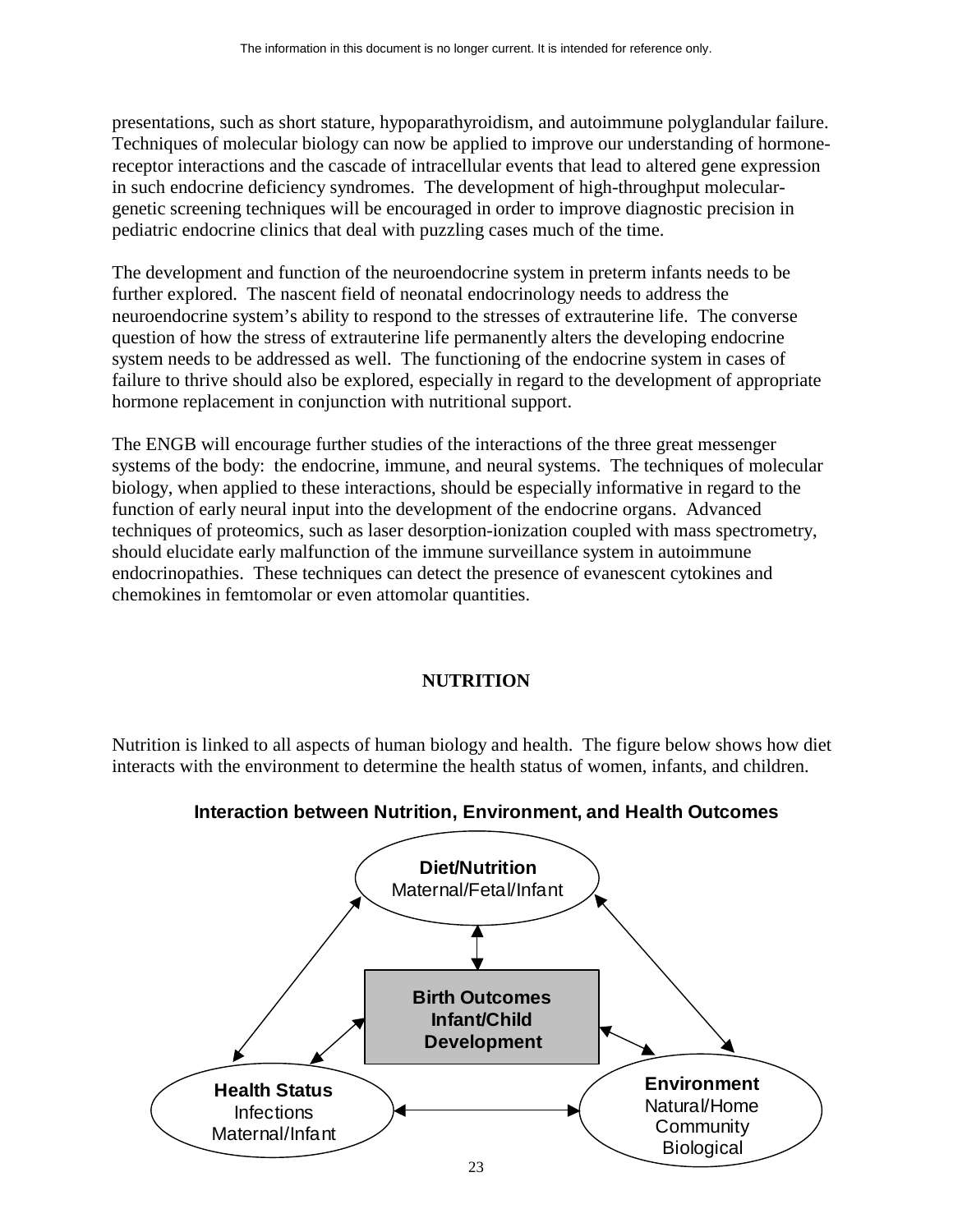presentations, such as short stature, hypoparathyroidism, and autoimmune polyglandular failure. Techniques of molecular biology can now be applied to improve our understanding of hormone-receptor interactions and the cascade of intracellular events that lead to altered gene expression in such endocrine deficiency syndromes. The development of high-throughput molecular-genetic screening techniques will be encouraged in order to improve diagnostic precision in pediatric endocrine clinics that deal with puzzling cases much of the time.

The development and function of the neuroendocrine system in preterm infants needs to be further explored. The nascent field of neonatal endocrinology needs to address the neuroendocrine system's ability to respond to the stresses of extrauterine life. The converse question of how the stress of extrauterine life permanently alters the developing endocrine system needs to be addressed as well. The functioning of the endocrine system in cases of failure to thrive should also be explored, especially in regard to the development of appropriate hormone replacement in conjunction with nutritional support.

The ENGB will encourage further studies of the interactions of the three great messenger systems of the body: the endocrine, immune, and neural systems. The techniques of molecular biology, when applied to these interactions, should be especially informative in regard to the function of early neural input into the development of the endocrine organs. Advanced techniques of proteomics, such as laser desorption-ionization coupled with mass spectrometry, should elucidate early malfunction of the immune surveillance system in autoimmune endocrinopathies. These techniques can detect the presence of evanescent cytokines and chemokines in femtomolar or even attomolar quantities.

## NUTRITION

Nutrition is linked to all aspects of human biology and health. The figure below shows how diet interacts with the environment to determine the health status of women, infants, and children.

**Interaction between Nutrition, Environment, and Health Outcomes**

**Diet/Nutrition**
Maternal/Fetal/Infant

**Birth Outcomes**
**Infant/Child**
**Development**

**Health Status**
Infections
Maternal/Infant

**Environment**
Natural/Home
Community
Biological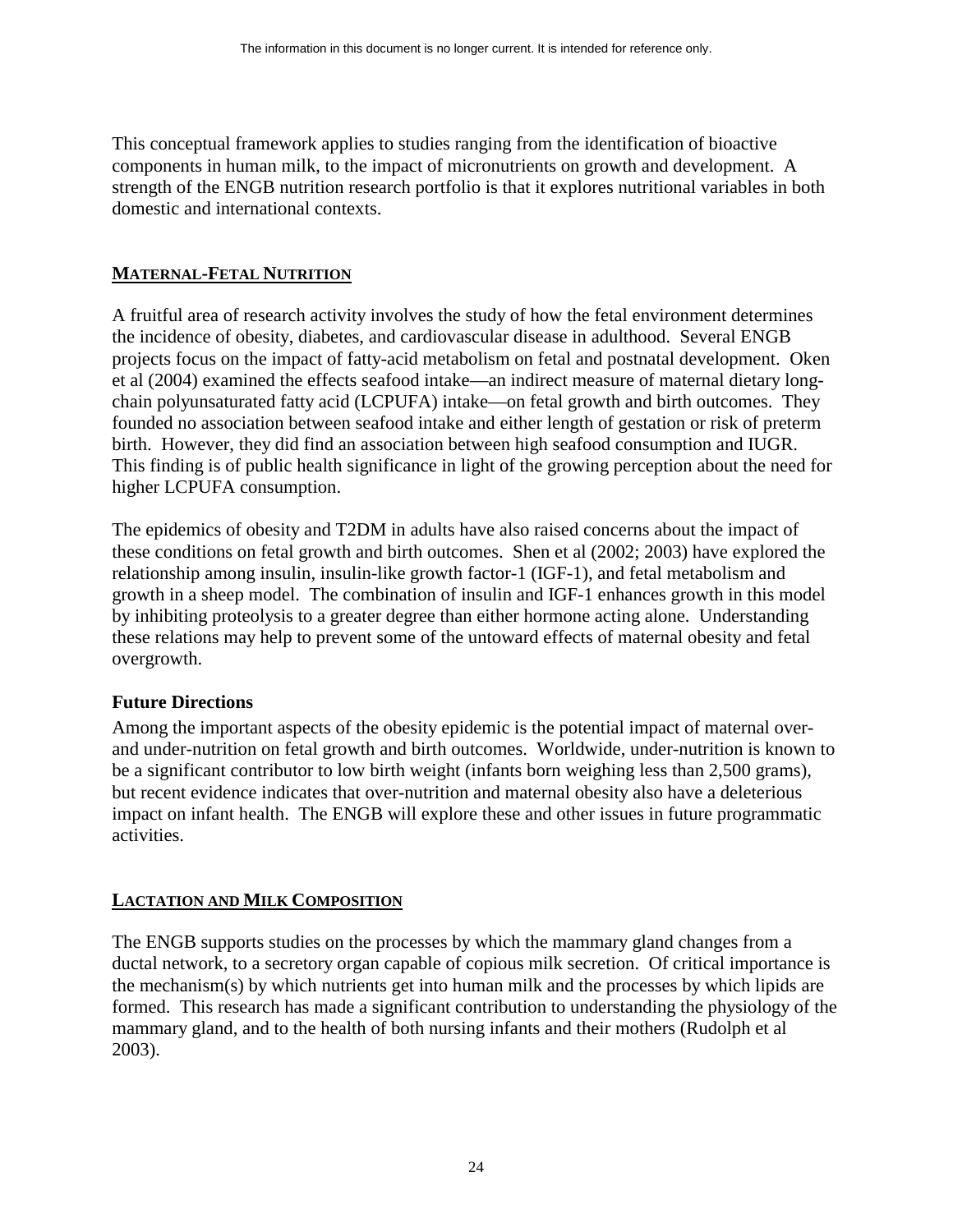This conceptual framework applies to studies ranging from the identification of bioactive components in human milk, to the impact of micronutrients on growth and development. A strength of the ENGB nutrition research portfolio is that it explores nutritional variables in both domestic and international contexts.

## MATERNAL-FETAL NUTRITION

A fruitful area of research activity involves the study of how the fetal environment determines the incidence of obesity, diabetes, and cardiovascular disease in adulthood. Several ENGB projects focus on the impact of fatty-acid metabolism on fetal and postnatal development. Oken et al (2004) examined the effects seafood intake—an indirect measure of maternal dietary long-chain polyunsaturated fatty acid (LCPUFA) intake—on fetal growth and birth outcomes. They founded no association between seafood intake and either length of gestation or risk of preterm birth. However, they did find an association between high seafood consumption and IUGR. This finding is of public health significance in light of the growing perception about the need for higher LCPUFA consumption.

The epidemics of obesity and T2DM in adults have also raised concerns about the impact of these conditions on fetal growth and birth outcomes. Shen et al (2002; 2003) have explored the relationship among insulin, insulin-like growth factor-1 (IGF-1), and fetal metabolism and growth in a sheep model. The combination of insulin and IGF-1 enhances growth in this model by inhibiting proteolysis to a greater degree than either hormone acting alone. Understanding these relations may help to prevent some of the untoward effects of maternal obesity and fetal overgrowth.

### Future Directions

Among the important aspects of the obesity epidemic is the potential impact of maternal over- and under-nutrition on fetal growth and birth outcomes. Worldwide, under-nutrition is known to be a significant contributor to low birth weight (infants born weighing less than 2,500 grams), but recent evidence indicates that over-nutrition and maternal obesity also have a deleterious impact on infant health. The ENGB will explore these and other issues in future programmatic activities.

## LACTATION AND MILK COMPOSITION

The ENGB supports studies on the processes by which the mammary gland changes from a ductal network, to a secretory organ capable of copious milk secretion. Of critical importance is the mechanism(s) by which nutrients get into human milk and the processes by which lipids are formed. This research has made a significant contribution to understanding the physiology of the mammary gland, and to the health of both nursing infants and their mothers (Rudolph et al 2003).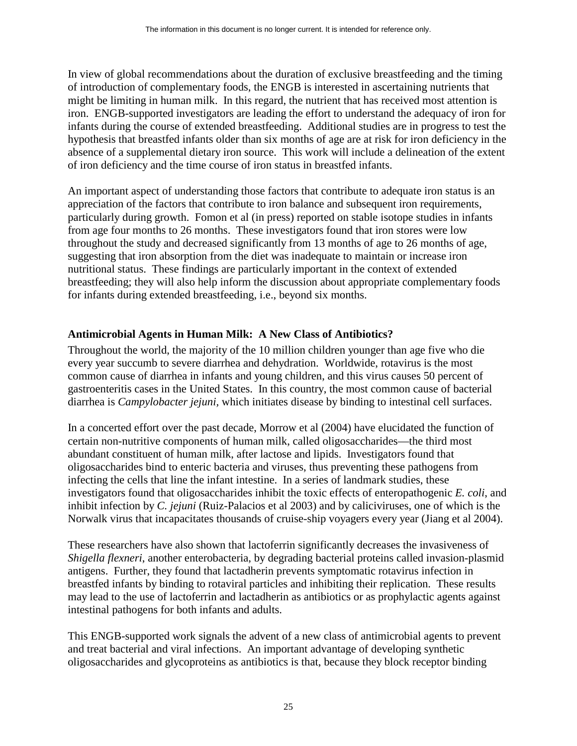The information in this document is no longer current. It is intended for reference only.

In view of global recommendations about the duration of exclusive breastfeeding and the timing of introduction of complementary foods, the ENGB is interested in ascertaining nutrients that might be limiting in human milk. In this regard, the nutrient that has received most attention is iron. ENGB-supported investigators are leading the effort to understand the adequacy of iron for infants during the course of extended breastfeeding. Additional studies are in progress to test the hypothesis that breastfed infants older than six months of age are at risk for iron deficiency in the absence of a supplemental dietary iron source. This work will include a delineation of the extent of iron deficiency and the time course of iron status in breastfed infants.

An important aspect of understanding those factors that contribute to adequate iron status is an appreciation of the factors that contribute to iron balance and subsequent iron requirements, particularly during growth. Fomon et al (in press) reported on stable isotope studies in infants from age four months to 26 months. These investigators found that iron stores were low throughout the study and decreased significantly from 13 months of age to 26 months of age, suggesting that iron absorption from the diet was inadequate to maintain or increase iron nutritional status. These findings are particularly important in the context of extended breastfeeding; they will also help inform the discussion about appropriate complementary foods for infants during extended breastfeeding, i.e., beyond six months.

### Antimicrobial Agents in Human Milk: A New Class of Antibiotics?

Throughout the world, the majority of the 10 million children younger than age five who die every year succumb to severe diarrhea and dehydration. Worldwide, rotavirus is the most common cause of diarrhea in infants and young children, and this virus causes 50 percent of gastroenteritis cases in the United States. In this country, the most common cause of bacterial diarrhea is *Campylobacter jejuni,* which initiates disease by binding to intestinal cell surfaces.

In a concerted effort over the past decade, Morrow et al (2004) have elucidated the function of certain non-nutritive components of human milk, called oligosaccharides—the third most abundant constituent of human milk, after lactose and lipids. Investigators found that oligosaccharides bind to enteric bacteria and viruses, thus preventing these pathogens from infecting the cells that line the infant intestine. In a series of landmark studies, these investigators found that oligosaccharides inhibit the toxic effects of enteropathogenic *E. coli*, and inhibit infection by *C. jejuni* (Ruiz-Palacios et al 2003) and by caliciviruses, one of which is the Norwalk virus that incapacitates thousands of cruise-ship voyagers every year (Jiang et al 2004).

These researchers have also shown that lactoferrin significantly decreases the invasiveness of *Shigella flexneri*, another enterobacteria, by degrading bacterial proteins called invasion-plasmid antigens. Further, they found that lactadherin prevents symptomatic rotavirus infection in breastfed infants by binding to rotaviral particles and inhibiting their replication. These results may lead to the use of lactoferrin and lactadherin as antibiotics or as prophylactic agents against intestinal pathogens for both infants and adults.

This ENGB-supported work signals the advent of a new class of antimicrobial agents to prevent and treat bacterial and viral infections. An important advantage of developing synthetic oligosaccharides and glycoproteins as antibiotics is that, because they block receptor binding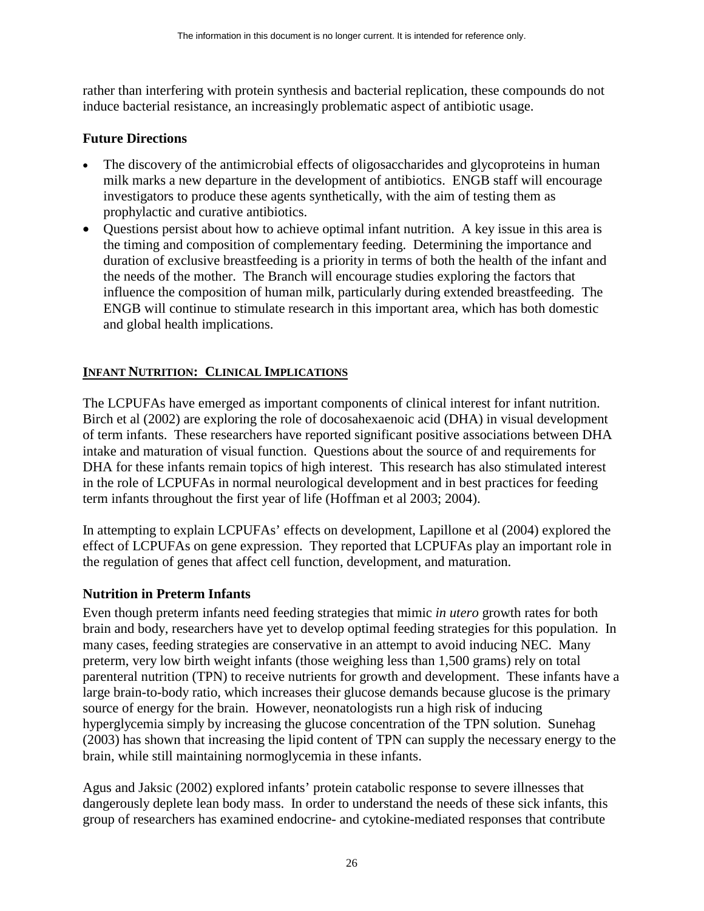rather than interfering with protein synthesis and bacterial replication, these compounds do not induce bacterial resistance, an increasingly problematic aspect of antibiotic usage.

### Future Directions

- The discovery of the antimicrobial effects of oligosaccharides and glycoproteins in human milk marks a new departure in the development of antibiotics. ENGB staff will encourage investigators to produce these agents synthetically, with the aim of testing them as prophylactic and curative antibiotics.
- Questions persist about how to achieve optimal infant nutrition. A key issue in this area is the timing and composition of complementary feeding. Determining the importance and duration of exclusive breastfeeding is a priority in terms of both the health of the infant and the needs of the mother. The Branch will encourage studies exploring the factors that influence the composition of human milk, particularly during extended breastfeeding. The ENGB will continue to stimulate research in this important area, which has both domestic and global health implications.

## INFANT NUTRITION: CLINICAL IMPLICATIONS

The LCPUFAs have emerged as important components of clinical interest for infant nutrition. Birch et al (2002) are exploring the role of docosahexaenoic acid (DHA) in visual development of term infants. These researchers have reported significant positive associations between DHA intake and maturation of visual function. Questions about the source of and requirements for DHA for these infants remain topics of high interest. This research has also stimulated interest in the role of LCPUFAs in normal neurological development and in best practices for feeding term infants throughout the first year of life (Hoffman et al 2003; 2004).

In attempting to explain LCPUFAs' effects on development, Lapillone et al (2004) explored the effect of LCPUFAs on gene expression. They reported that LCPUFAs play an important role in the regulation of genes that affect cell function, development, and maturation.

### Nutrition in Preterm Infants

Even though preterm infants need feeding strategies that mimic *in utero* growth rates for both brain and body, researchers have yet to develop optimal feeding strategies for this population. In many cases, feeding strategies are conservative in an attempt to avoid inducing NEC. Many preterm, very low birth weight infants (those weighing less than 1,500 grams) rely on total parenteral nutrition (TPN) to receive nutrients for growth and development. These infants have a large brain-to-body ratio, which increases their glucose demands because glucose is the primary source of energy for the brain. However, neonatologists run a high risk of inducing hyperglycemia simply by increasing the glucose concentration of the TPN solution. Sunehag (2003) has shown that increasing the lipid content of TPN can supply the necessary energy to the brain, while still maintaining normoglycemia in these infants.

Agus and Jaksic (2002) explored infants' protein catabolic response to severe illnesses that dangerously deplete lean body mass. In order to understand the needs of these sick infants, this group of researchers has examined endocrine- and cytokine-mediated responses that contribute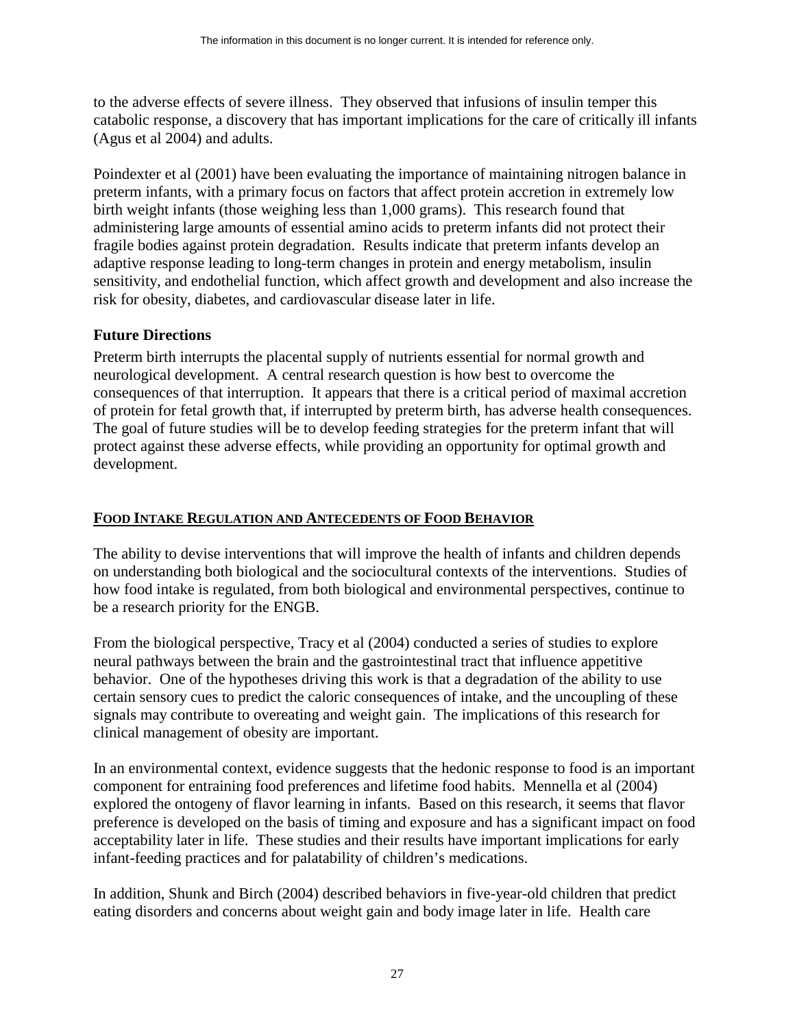to the adverse effects of severe illness. They observed that infusions of insulin temper this catabolic response, a discovery that has important implications for the care of critically ill infants (Agus et al 2004) and adults.

Poindexter et al (2001) have been evaluating the importance of maintaining nitrogen balance in preterm infants, with a primary focus on factors that affect protein accretion in extremely low birth weight infants (those weighing less than 1,000 grams). This research found that administering large amounts of essential amino acids to preterm infants did not protect their fragile bodies against protein degradation. Results indicate that preterm infants develop an adaptive response leading to long-term changes in protein and energy metabolism, insulin sensitivity, and endothelial function, which affect growth and development and also increase the risk for obesity, diabetes, and cardiovascular disease later in life.

### Future Directions

Preterm birth interrupts the placental supply of nutrients essential for normal growth and neurological development. A central research question is how best to overcome the consequences of that interruption. It appears that there is a critical period of maximal accretion of protein for fetal growth that, if interrupted by preterm birth, has adverse health consequences. The goal of future studies will be to develop feeding strategies for the preterm infant that will protect against these adverse effects, while providing an opportunity for optimal growth and development.

## FOOD INTAKE REGULATION AND ANTECEDENTS OF FOOD BEHAVIOR

The ability to devise interventions that will improve the health of infants and children depends on understanding both biological and the sociocultural contexts of the interventions. Studies of how food intake is regulated, from both biological and environmental perspectives, continue to be a research priority for the ENGB.

From the biological perspective, Tracy et al (2004) conducted a series of studies to explore neural pathways between the brain and the gastrointestinal tract that influence appetitive behavior. One of the hypotheses driving this work is that a degradation of the ability to use certain sensory cues to predict the caloric consequences of intake, and the uncoupling of these signals may contribute to overeating and weight gain. The implications of this research for clinical management of obesity are important.

In an environmental context, evidence suggests that the hedonic response to food is an important component for entraining food preferences and lifetime food habits. Mennella et al (2004) explored the ontogeny of flavor learning in infants. Based on this research, it seems that flavor preference is developed on the basis of timing and exposure and has a significant impact on food acceptability later in life. These studies and their results have important implications for early infant-feeding practices and for palatability of children's medications.

In addition, Shunk and Birch (2004) described behaviors in five-year-old children that predict eating disorders and concerns about weight gain and body image later in life. Health care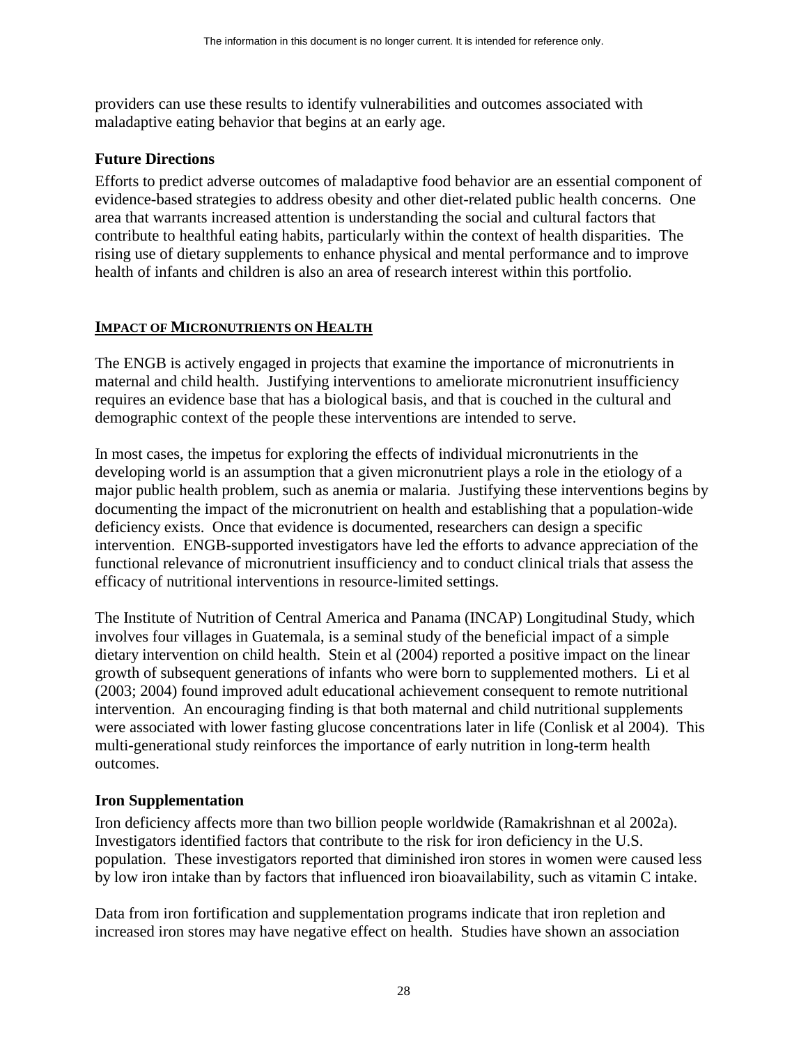providers can use these results to identify vulnerabilities and outcomes associated with maladaptive eating behavior that begins at an early age.

### Future Directions

Efforts to predict adverse outcomes of maladaptive food behavior are an essential component of evidence-based strategies to address obesity and other diet-related public health concerns. One area that warrants increased attention is understanding the social and cultural factors that contribute to healthful eating habits, particularly within the context of health disparities. The rising use of dietary supplements to enhance physical and mental performance and to improve health of infants and children is also an area of research interest within this portfolio.

## IMPACT OF MICRONUTRIENTS ON HEALTH

The ENGB is actively engaged in projects that examine the importance of micronutrients in maternal and child health. Justifying interventions to ameliorate micronutrient insufficiency requires an evidence base that has a biological basis, and that is couched in the cultural and demographic context of the people these interventions are intended to serve.

In most cases, the impetus for exploring the effects of individual micronutrients in the developing world is an assumption that a given micronutrient plays a role in the etiology of a major public health problem, such as anemia or malaria. Justifying these interventions begins by documenting the impact of the micronutrient on health and establishing that a population-wide deficiency exists. Once that evidence is documented, researchers can design a specific intervention. ENGB-supported investigators have led the efforts to advance appreciation of the functional relevance of micronutrient insufficiency and to conduct clinical trials that assess the efficacy of nutritional interventions in resource-limited settings.

The Institute of Nutrition of Central America and Panama (INCAP) Longitudinal Study, which involves four villages in Guatemala, is a seminal study of the beneficial impact of a simple dietary intervention on child health. Stein et al (2004) reported a positive impact on the linear growth of subsequent generations of infants who were born to supplemented mothers. Li et al (2003; 2004) found improved adult educational achievement consequent to remote nutritional intervention. An encouraging finding is that both maternal and child nutritional supplements were associated with lower fasting glucose concentrations later in life (Conlisk et al 2004). This multi-generational study reinforces the importance of early nutrition in long-term health outcomes.

### Iron Supplementation

Iron deficiency affects more than two billion people worldwide (Ramakrishnan et al 2002a). Investigators identified factors that contribute to the risk for iron deficiency in the U.S. population. These investigators reported that diminished iron stores in women were caused less by low iron intake than by factors that influenced iron bioavailability, such as vitamin C intake.

Data from iron fortification and supplementation programs indicate that iron repletion and increased iron stores may have negative effect on health. Studies have shown an association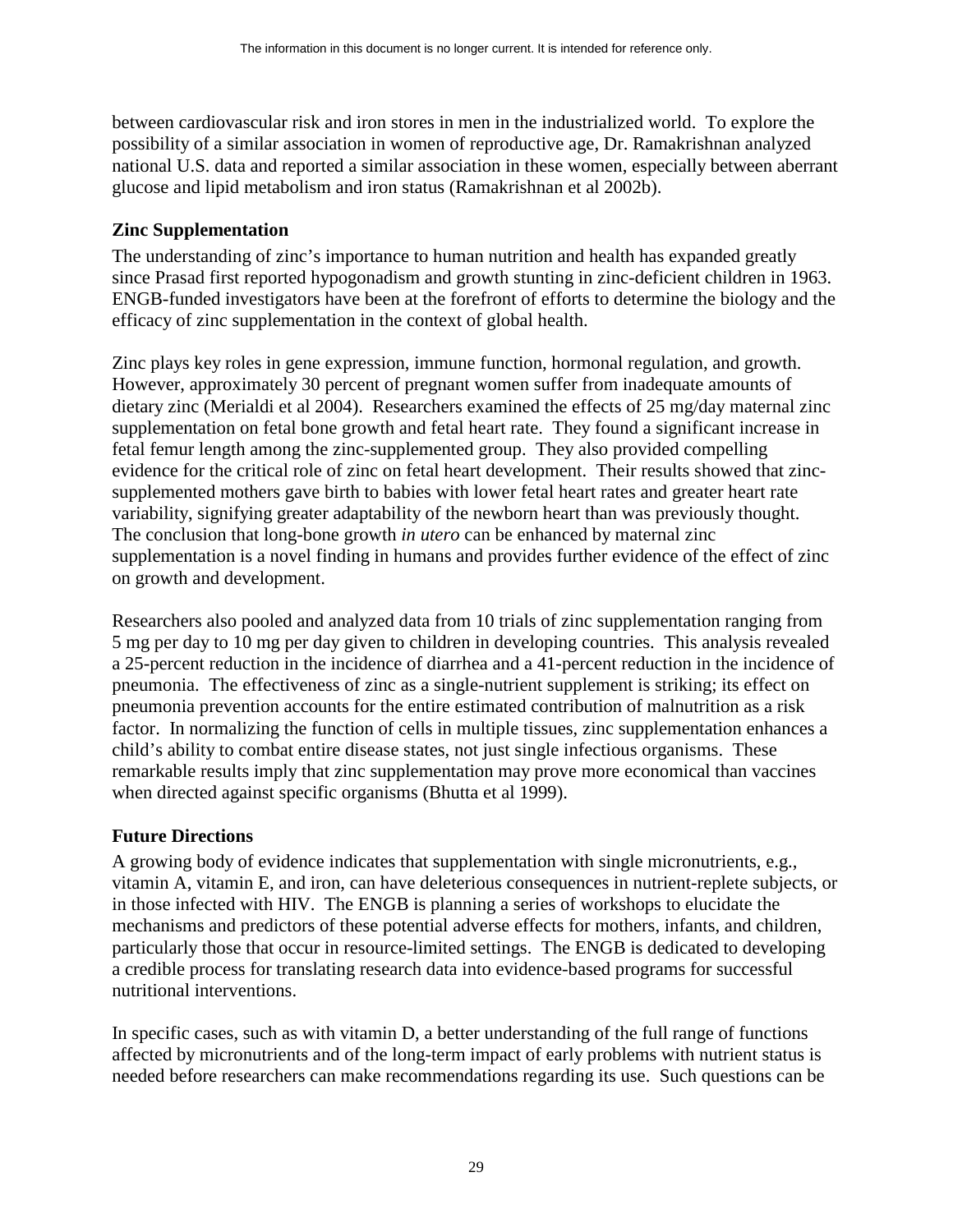between cardiovascular risk and iron stores in men in the industrialized world. To explore the possibility of a similar association in women of reproductive age, Dr. Ramakrishnan analyzed national U.S. data and reported a similar association in these women, especially between aberrant glucose and lipid metabolism and iron status (Ramakrishnan et al 2002b).

### Zinc Supplementation

The understanding of zinc's importance to human nutrition and health has expanded greatly since Prasad first reported hypogonadism and growth stunting in zinc-deficient children in 1963. ENGB-funded investigators have been at the forefront of efforts to determine the biology and the efficacy of zinc supplementation in the context of global health.

Zinc plays key roles in gene expression, immune function, hormonal regulation, and growth. However, approximately 30 percent of pregnant women suffer from inadequate amounts of dietary zinc (Merialdi et al 2004). Researchers examined the effects of 25 mg/day maternal zinc supplementation on fetal bone growth and fetal heart rate. They found a significant increase in fetal femur length among the zinc-supplemented group. They also provided compelling evidence for the critical role of zinc on fetal heart development. Their results showed that zinc-supplemented mothers gave birth to babies with lower fetal heart rates and greater heart rate variability, signifying greater adaptability of the newborn heart than was previously thought. The conclusion that long-bone growth *in utero* can be enhanced by maternal zinc supplementation is a novel finding in humans and provides further evidence of the effect of zinc on growth and development.

Researchers also pooled and analyzed data from 10 trials of zinc supplementation ranging from 5 mg per day to 10 mg per day given to children in developing countries. This analysis revealed a 25-percent reduction in the incidence of diarrhea and a 41-percent reduction in the incidence of pneumonia. The effectiveness of zinc as a single-nutrient supplement is striking; its effect on pneumonia prevention accounts for the entire estimated contribution of malnutrition as a risk factor. In normalizing the function of cells in multiple tissues, zinc supplementation enhances a child's ability to combat entire disease states, not just single infectious organisms. These remarkable results imply that zinc supplementation may prove more economical than vaccines when directed against specific organisms (Bhutta et al 1999).

### Future Directions

A growing body of evidence indicates that supplementation with single micronutrients, e.g., vitamin A, vitamin E, and iron, can have deleterious consequences in nutrient-replete subjects, or in those infected with HIV. The ENGB is planning a series of workshops to elucidate the mechanisms and predictors of these potential adverse effects for mothers, infants, and children, particularly those that occur in resource-limited settings. The ENGB is dedicated to developing a credible process for translating research data into evidence-based programs for successful nutritional interventions.

In specific cases, such as with vitamin D, a better understanding of the full range of functions affected by micronutrients and of the long-term impact of early problems with nutrient status is needed before researchers can make recommendations regarding its use. Such questions can be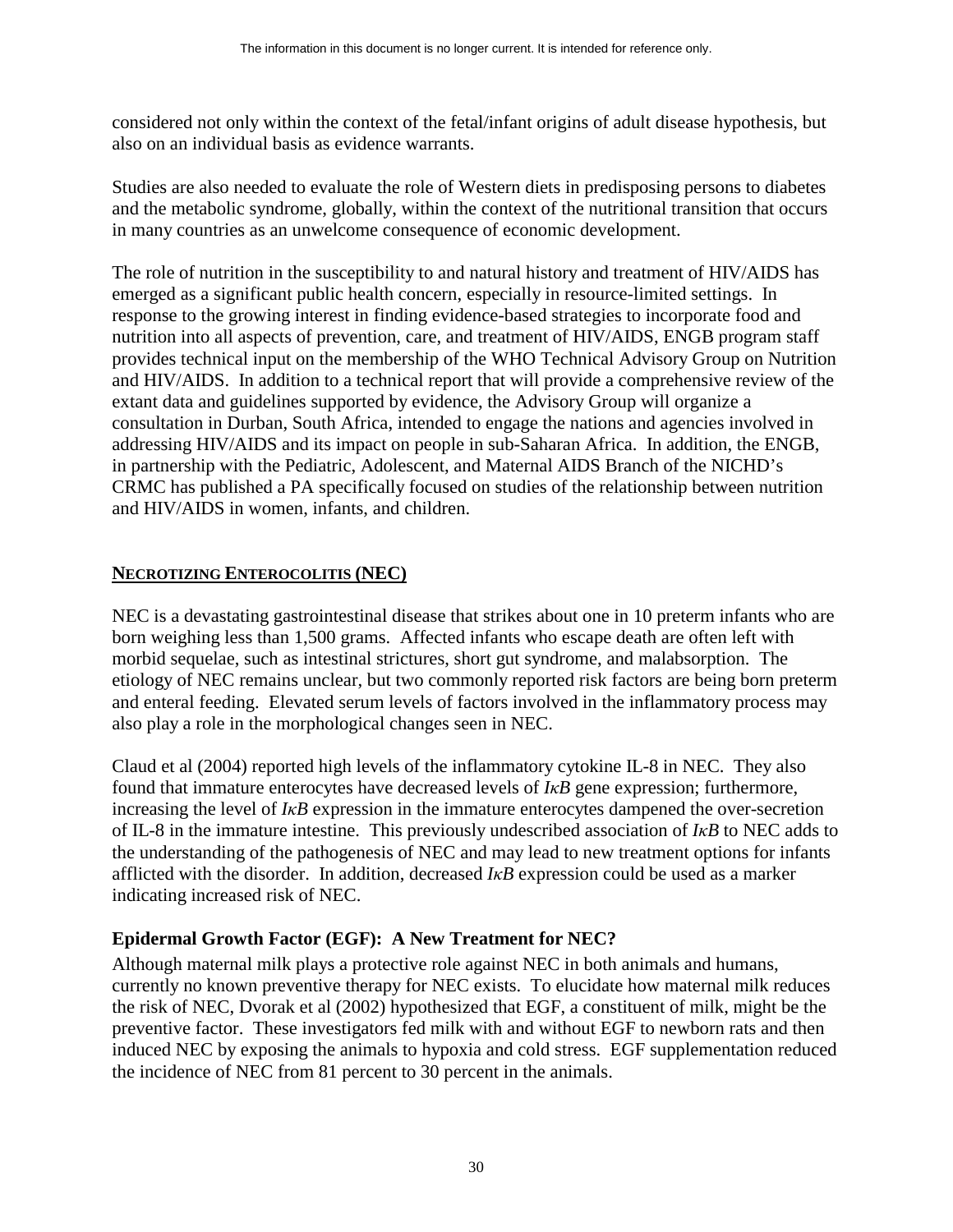considered not only within the context of the fetal/infant origins of adult disease hypothesis, but also on an individual basis as evidence warrants.

Studies are also needed to evaluate the role of Western diets in predisposing persons to diabetes and the metabolic syndrome, globally, within the context of the nutritional transition that occurs in many countries as an unwelcome consequence of economic development.

The role of nutrition in the susceptibility to and natural history and treatment of HIV/AIDS has emerged as a significant public health concern, especially in resource-limited settings. In response to the growing interest in finding evidence-based strategies to incorporate food and nutrition into all aspects of prevention, care, and treatment of HIV/AIDS, ENGB program staff provides technical input on the membership of the WHO Technical Advisory Group on Nutrition and HIV/AIDS. In addition to a technical report that will provide a comprehensive review of the extant data and guidelines supported by evidence, the Advisory Group will organize a consultation in Durban, South Africa, intended to engage the nations and agencies involved in addressing HIV/AIDS and its impact on people in sub-Saharan Africa. In addition, the ENGB, in partnership with the Pediatric, Adolescent, and Maternal AIDS Branch of the NICHD's CRMC has published a PA specifically focused on studies of the relationship between nutrition and HIV/AIDS in women, infants, and children.

## NECROTIZING ENTEROCOLITIS (NEC)

NEC is a devastating gastrointestinal disease that strikes about one in 10 preterm infants who are born weighing less than 1,500 grams. Affected infants who escape death are often left with morbid sequelae, such as intestinal strictures, short gut syndrome, and malabsorption. The etiology of NEC remains unclear, but two commonly reported risk factors are being born preterm and enteral feeding. Elevated serum levels of factors involved in the inflammatory process may also play a role in the morphological changes seen in NEC.

Claud et al (2004) reported high levels of the inflammatory cytokine IL-8 in NEC. They also found that immature enterocytes have decreased levels of *IκB* gene expression; furthermore, increasing the level of *IκB* expression in the immature enterocytes dampened the over-secretion of IL-8 in the immature intestine. This previously undescribed association of *IκB* to NEC adds to the understanding of the pathogenesis of NEC and may lead to new treatment options for infants afflicted with the disorder. In addition, decreased *IκB* expression could be used as a marker indicating increased risk of NEC.

### Epidermal Growth Factor (EGF): A New Treatment for NEC?

Although maternal milk plays a protective role against NEC in both animals and humans, currently no known preventive therapy for NEC exists. To elucidate how maternal milk reduces the risk of NEC, Dvorak et al (2002) hypothesized that EGF, a constituent of milk, might be the preventive factor. These investigators fed milk with and without EGF to newborn rats and then induced NEC by exposing the animals to hypoxia and cold stress. EGF supplementation reduced the incidence of NEC from 81 percent to 30 percent in the animals.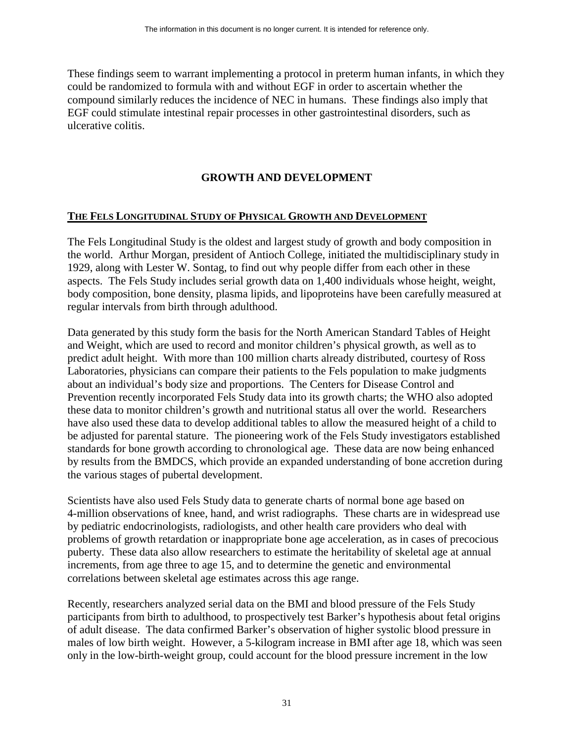These findings seem to warrant implementing a protocol in preterm human infants, in which they could be randomized to formula with and without EGF in order to ascertain whether the compound similarly reduces the incidence of NEC in humans. These findings also imply that EGF could stimulate intestinal repair processes in other gastrointestinal disorders, such as ulcerative colitis.

## GROWTH AND DEVELOPMENT

### THE FELS LONGITUDINAL STUDY OF PHYSICAL GROWTH AND DEVELOPMENT

The Fels Longitudinal Study is the oldest and largest study of growth and body composition in the world. Arthur Morgan, president of Antioch College, initiated the multidisciplinary study in 1929, along with Lester W. Sontag, to find out why people differ from each other in these aspects. The Fels Study includes serial growth data on 1,400 individuals whose height, weight, body composition, bone density, plasma lipids, and lipoproteins have been carefully measured at regular intervals from birth through adulthood.

Data generated by this study form the basis for the North American Standard Tables of Height and Weight, which are used to record and monitor children's physical growth, as well as to predict adult height. With more than 100 million charts already distributed, courtesy of Ross Laboratories, physicians can compare their patients to the Fels population to make judgments about an individual's body size and proportions. The Centers for Disease Control and Prevention recently incorporated Fels Study data into its growth charts; the WHO also adopted these data to monitor children's growth and nutritional status all over the world. Researchers have also used these data to develop additional tables to allow the measured height of a child to be adjusted for parental stature. The pioneering work of the Fels Study investigators established standards for bone growth according to chronological age. These data are now being enhanced by results from the BMDCS, which provide an expanded understanding of bone accretion during the various stages of pubertal development.

Scientists have also used Fels Study data to generate charts of normal bone age based on 4-million observations of knee, hand, and wrist radiographs. These charts are in widespread use by pediatric endocrinologists, radiologists, and other health care providers who deal with problems of growth retardation or inappropriate bone age acceleration, as in cases of precocious puberty. These data also allow researchers to estimate the heritability of skeletal age at annual increments, from age three to age 15, and to determine the genetic and environmental correlations between skeletal age estimates across this age range.

Recently, researchers analyzed serial data on the BMI and blood pressure of the Fels Study participants from birth to adulthood, to prospectively test Barker's hypothesis about fetal origins of adult disease. The data confirmed Barker's observation of higher systolic blood pressure in males of low birth weight. However, a 5-kilogram increase in BMI after age 18, which was seen only in the low-birth-weight group, could account for the blood pressure increment in the low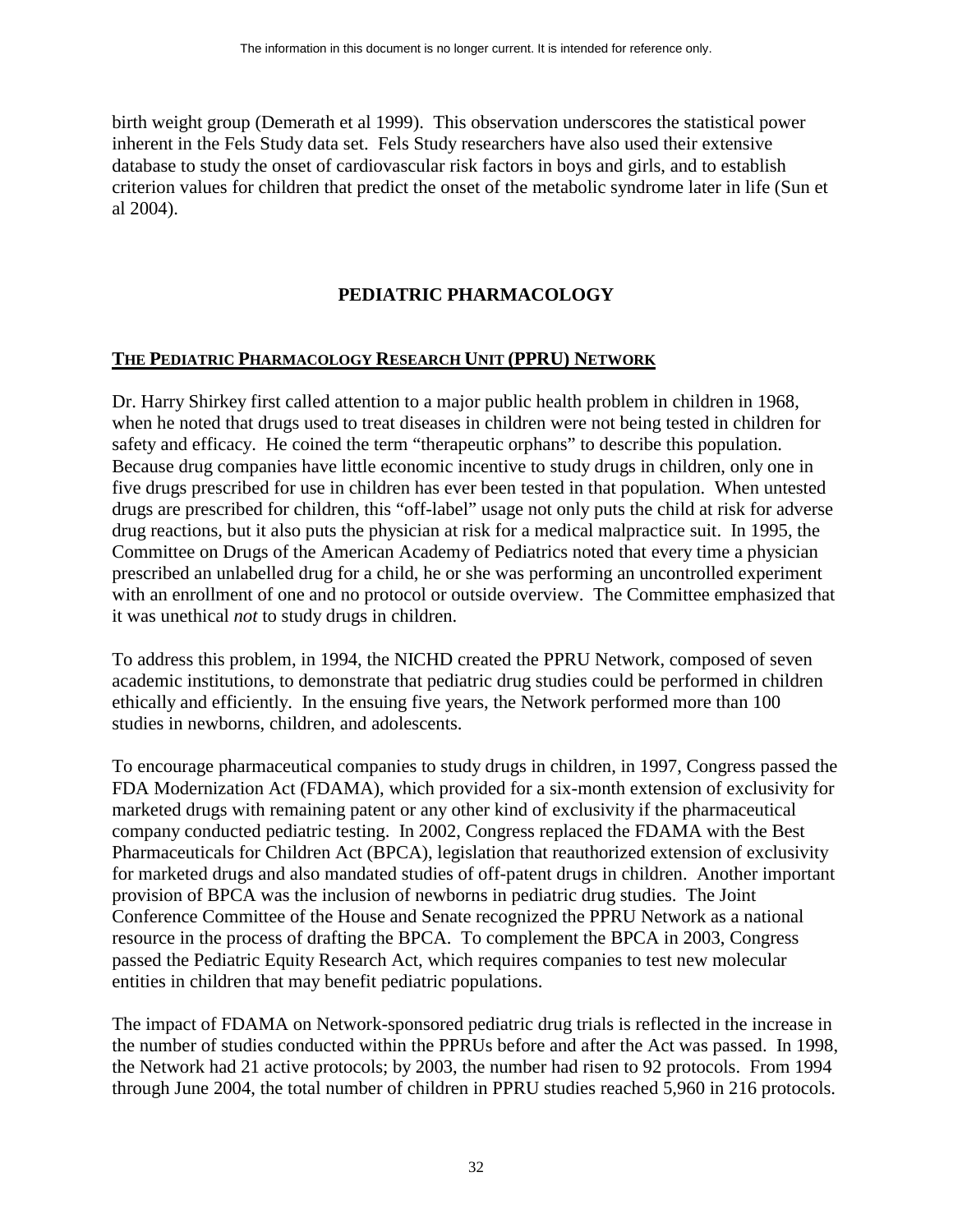birth weight group (Demerath et al 1999). This observation underscores the statistical power inherent in the Fels Study data set. Fels Study researchers have also used their extensive database to study the onset of cardiovascular risk factors in boys and girls, and to establish criterion values for children that predict the onset of the metabolic syndrome later in life (Sun et al 2004).

## PEDIATRIC PHARMACOLOGY

### THE PEDIATRIC PHARMACOLOGY RESEARCH UNIT (PPRU) NETWORK

Dr. Harry Shirkey first called attention to a major public health problem in children in 1968, when he noted that drugs used to treat diseases in children were not being tested in children for safety and efficacy. He coined the term "therapeutic orphans" to describe this population. Because drug companies have little economic incentive to study drugs in children, only one in five drugs prescribed for use in children has ever been tested in that population. When untested drugs are prescribed for children, this "off-label" usage not only puts the child at risk for adverse drug reactions, but it also puts the physician at risk for a medical malpractice suit. In 1995, the Committee on Drugs of the American Academy of Pediatrics noted that every time a physician prescribed an unlabelled drug for a child, he or she was performing an uncontrolled experiment with an enrollment of one and no protocol or outside overview. The Committee emphasized that it was unethical *not* to study drugs in children.

To address this problem, in 1994, the NICHD created the PPRU Network, composed of seven academic institutions, to demonstrate that pediatric drug studies could be performed in children ethically and efficiently. In the ensuing five years, the Network performed more than 100 studies in newborns, children, and adolescents.

To encourage pharmaceutical companies to study drugs in children, in 1997, Congress passed the FDA Modernization Act (FDAMA), which provided for a six-month extension of exclusivity for marketed drugs with remaining patent or any other kind of exclusivity if the pharmaceutical company conducted pediatric testing. In 2002, Congress replaced the FDAMA with the Best Pharmaceuticals for Children Act (BPCA), legislation that reauthorized extension of exclusivity for marketed drugs and also mandated studies of off-patent drugs in children. Another important provision of BPCA was the inclusion of newborns in pediatric drug studies. The Joint Conference Committee of the House and Senate recognized the PPRU Network as a national resource in the process of drafting the BPCA. To complement the BPCA in 2003, Congress passed the Pediatric Equity Research Act, which requires companies to test new molecular entities in children that may benefit pediatric populations.

The impact of FDAMA on Network-sponsored pediatric drug trials is reflected in the increase in the number of studies conducted within the PPRUs before and after the Act was passed. In 1998, the Network had 21 active protocols; by 2003, the number had risen to 92 protocols. From 1994 through June 2004, the total number of children in PPRU studies reached 5,960 in 216 protocols.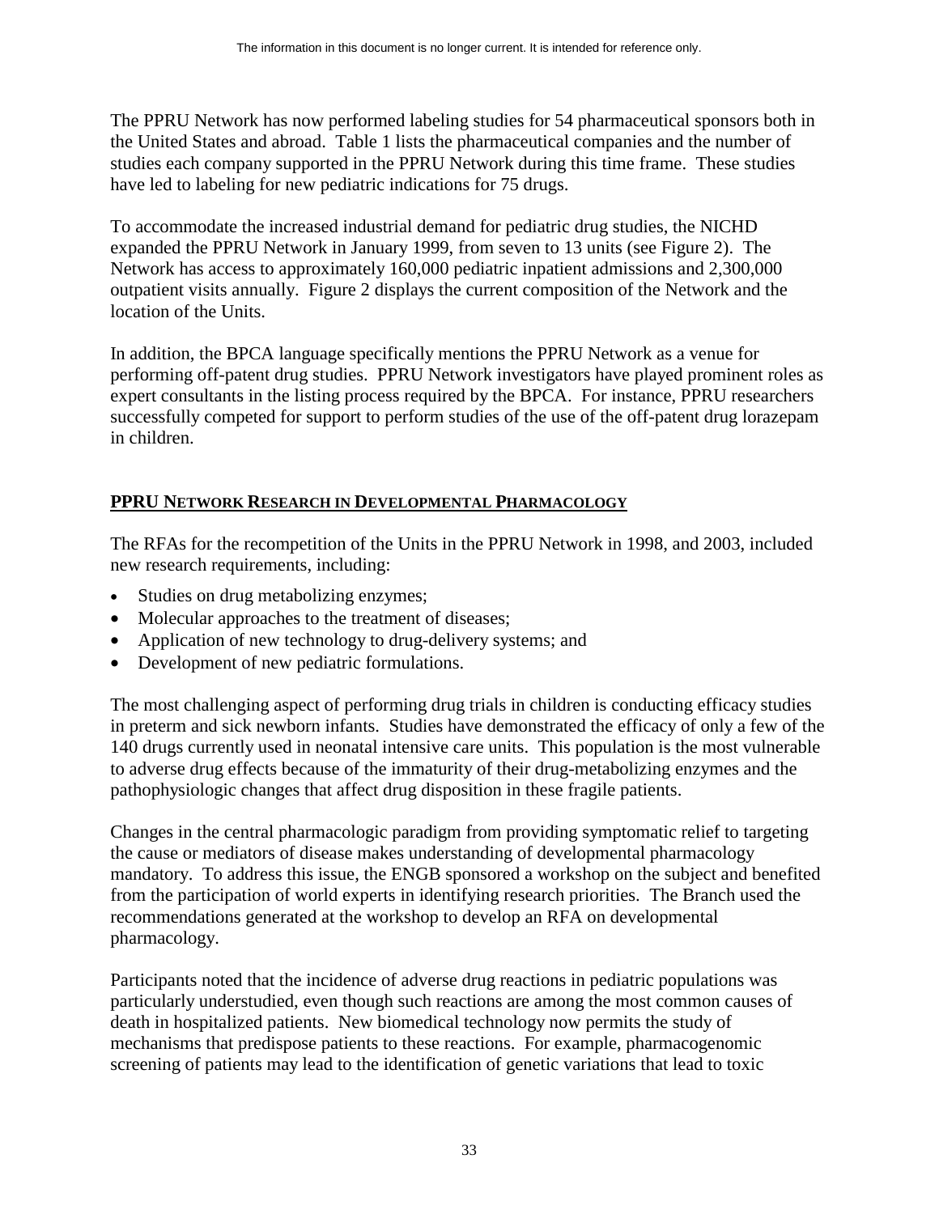The PPRU Network has now performed labeling studies for 54 pharmaceutical sponsors both in the United States and abroad. Table 1 lists the pharmaceutical companies and the number of studies each company supported in the PPRU Network during this time frame. These studies have led to labeling for new pediatric indications for 75 drugs.

To accommodate the increased industrial demand for pediatric drug studies, the NICHD expanded the PPRU Network in January 1999, from seven to 13 units (see Figure 2). The Network has access to approximately 160,000 pediatric inpatient admissions and 2,300,000 outpatient visits annually. Figure 2 displays the current composition of the Network and the location of the Units.

In addition, the BPCA language specifically mentions the PPRU Network as a venue for performing off-patent drug studies. PPRU Network investigators have played prominent roles as expert consultants in the listing process required by the BPCA. For instance, PPRU researchers successfully competed for support to perform studies of the use of the off-patent drug lorazepam in children.

## PPRU NETWORK RESEARCH IN DEVELOPMENTAL PHARMACOLOGY

The RFAs for the recompetition of the Units in the PPRU Network in 1998, and 2003, included new research requirements, including:

- Studies on drug metabolizing enzymes;
- Molecular approaches to the treatment of diseases;
- Application of new technology to drug-delivery systems; and
- Development of new pediatric formulations.

The most challenging aspect of performing drug trials in children is conducting efficacy studies in preterm and sick newborn infants. Studies have demonstrated the efficacy of only a few of the 140 drugs currently used in neonatal intensive care units. This population is the most vulnerable to adverse drug effects because of the immaturity of their drug-metabolizing enzymes and the pathophysiologic changes that affect drug disposition in these fragile patients.

Changes in the central pharmacologic paradigm from providing symptomatic relief to targeting the cause or mediators of disease makes understanding of developmental pharmacology mandatory. To address this issue, the ENGB sponsored a workshop on the subject and benefited from the participation of world experts in identifying research priorities. The Branch used the recommendations generated at the workshop to develop an RFA on developmental pharmacology.

Participants noted that the incidence of adverse drug reactions in pediatric populations was particularly understudied, even though such reactions are among the most common causes of death in hospitalized patients. New biomedical technology now permits the study of mechanisms that predispose patients to these reactions. For example, pharmacogenomic screening of patients may lead to the identification of genetic variations that lead to toxic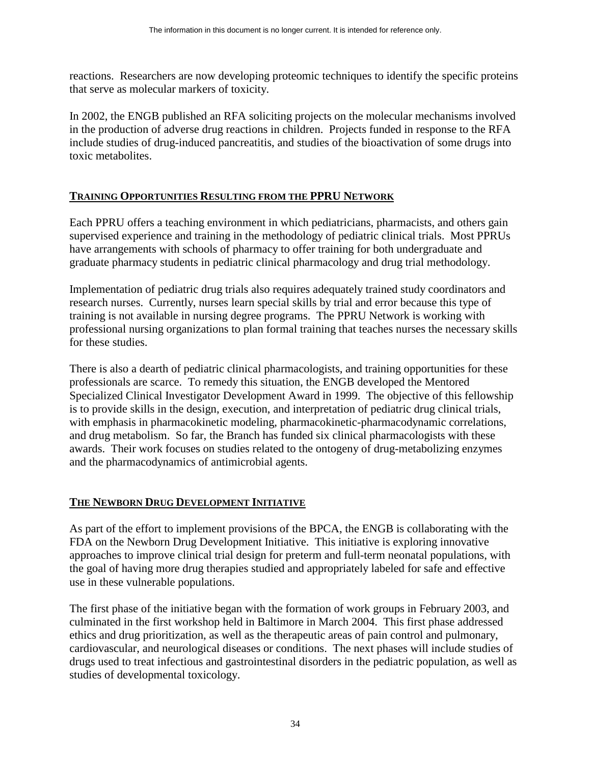reactions. Researchers are now developing proteomic techniques to identify the specific proteins that serve as molecular markers of toxicity.

In 2002, the ENGB published an RFA soliciting projects on the molecular mechanisms involved in the production of adverse drug reactions in children. Projects funded in response to the RFA include studies of drug-induced pancreatitis, and studies of the bioactivation of some drugs into toxic metabolites.

## TRAINING OPPORTUNITIES RESULTING FROM THE PPRU NETWORK

Each PPRU offers a teaching environment in which pediatricians, pharmacists, and others gain supervised experience and training in the methodology of pediatric clinical trials. Most PPRUs have arrangements with schools of pharmacy to offer training for both undergraduate and graduate pharmacy students in pediatric clinical pharmacology and drug trial methodology.

Implementation of pediatric drug trials also requires adequately trained study coordinators and research nurses. Currently, nurses learn special skills by trial and error because this type of training is not available in nursing degree programs. The PPRU Network is working with professional nursing organizations to plan formal training that teaches nurses the necessary skills for these studies.

There is also a dearth of pediatric clinical pharmacologists, and training opportunities for these professionals are scarce. To remedy this situation, the ENGB developed the Mentored Specialized Clinical Investigator Development Award in 1999. The objective of this fellowship is to provide skills in the design, execution, and interpretation of pediatric drug clinical trials, with emphasis in pharmacokinetic modeling, pharmacokinetic-pharmacodynamic correlations, and drug metabolism. So far, the Branch has funded six clinical pharmacologists with these awards. Their work focuses on studies related to the ontogeny of drug-metabolizing enzymes and the pharmacodynamics of antimicrobial agents.

## THE NEWBORN DRUG DEVELOPMENT INITIATIVE

As part of the effort to implement provisions of the BPCA, the ENGB is collaborating with the FDA on the Newborn Drug Development Initiative. This initiative is exploring innovative approaches to improve clinical trial design for preterm and full-term neonatal populations, with the goal of having more drug therapies studied and appropriately labeled for safe and effective use in these vulnerable populations.

The first phase of the initiative began with the formation of work groups in February 2003, and culminated in the first workshop held in Baltimore in March 2004. This first phase addressed ethics and drug prioritization, as well as the therapeutic areas of pain control and pulmonary, cardiovascular, and neurological diseases or conditions. The next phases will include studies of drugs used to treat infectious and gastrointestinal disorders in the pediatric population, as well as studies of developmental toxicology.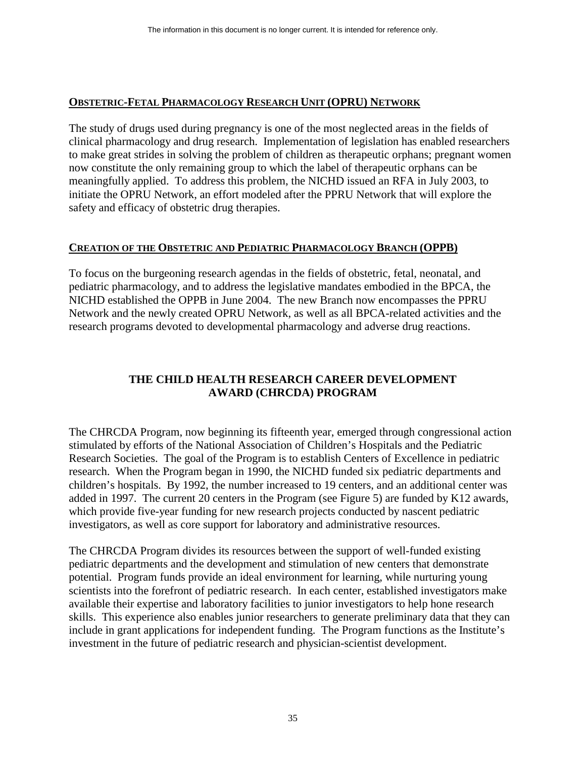### OBSTETRIC-FETAL PHARMACOLOGY RESEARCH UNIT (OPRU) NETWORK

The study of drugs used during pregnancy is one of the most neglected areas in the fields of clinical pharmacology and drug research. Implementation of legislation has enabled researchers to make great strides in solving the problem of children as therapeutic orphans; pregnant women now constitute the only remaining group to which the label of therapeutic orphans can be meaningfully applied. To address this problem, the NICHD issued an RFA in July 2003, to initiate the OPRU Network, an effort modeled after the PPRU Network that will explore the safety and efficacy of obstetric drug therapies.

### CREATION OF THE OBSTETRIC AND PEDIATRIC PHARMACOLOGY BRANCH (OPPB)

To focus on the burgeoning research agendas in the fields of obstetric, fetal, neonatal, and pediatric pharmacology, and to address the legislative mandates embodied in the BPCA, the NICHD established the OPPB in June 2004. The new Branch now encompasses the PPRU Network and the newly created OPRU Network, as well as all BPCA-related activities and the research programs devoted to developmental pharmacology and adverse drug reactions.

## THE CHILD HEALTH RESEARCH CAREER DEVELOPMENT AWARD (CHRCDA) PROGRAM

The CHRCDA Program, now beginning its fifteenth year, emerged through congressional action stimulated by efforts of the National Association of Children's Hospitals and the Pediatric Research Societies. The goal of the Program is to establish Centers of Excellence in pediatric research. When the Program began in 1990, the NICHD funded six pediatric departments and children's hospitals. By 1992, the number increased to 19 centers, and an additional center was added in 1997. The current 20 centers in the Program (see Figure 5) are funded by K12 awards, which provide five-year funding for new research projects conducted by nascent pediatric investigators, as well as core support for laboratory and administrative resources.

The CHRCDA Program divides its resources between the support of well-funded existing pediatric departments and the development and stimulation of new centers that demonstrate potential. Program funds provide an ideal environment for learning, while nurturing young scientists into the forefront of pediatric research. In each center, established investigators make available their expertise and laboratory facilities to junior investigators to help hone research skills. This experience also enables junior researchers to generate preliminary data that they can include in grant applications for independent funding. The Program functions as the Institute's investment in the future of pediatric research and physician-scientist development.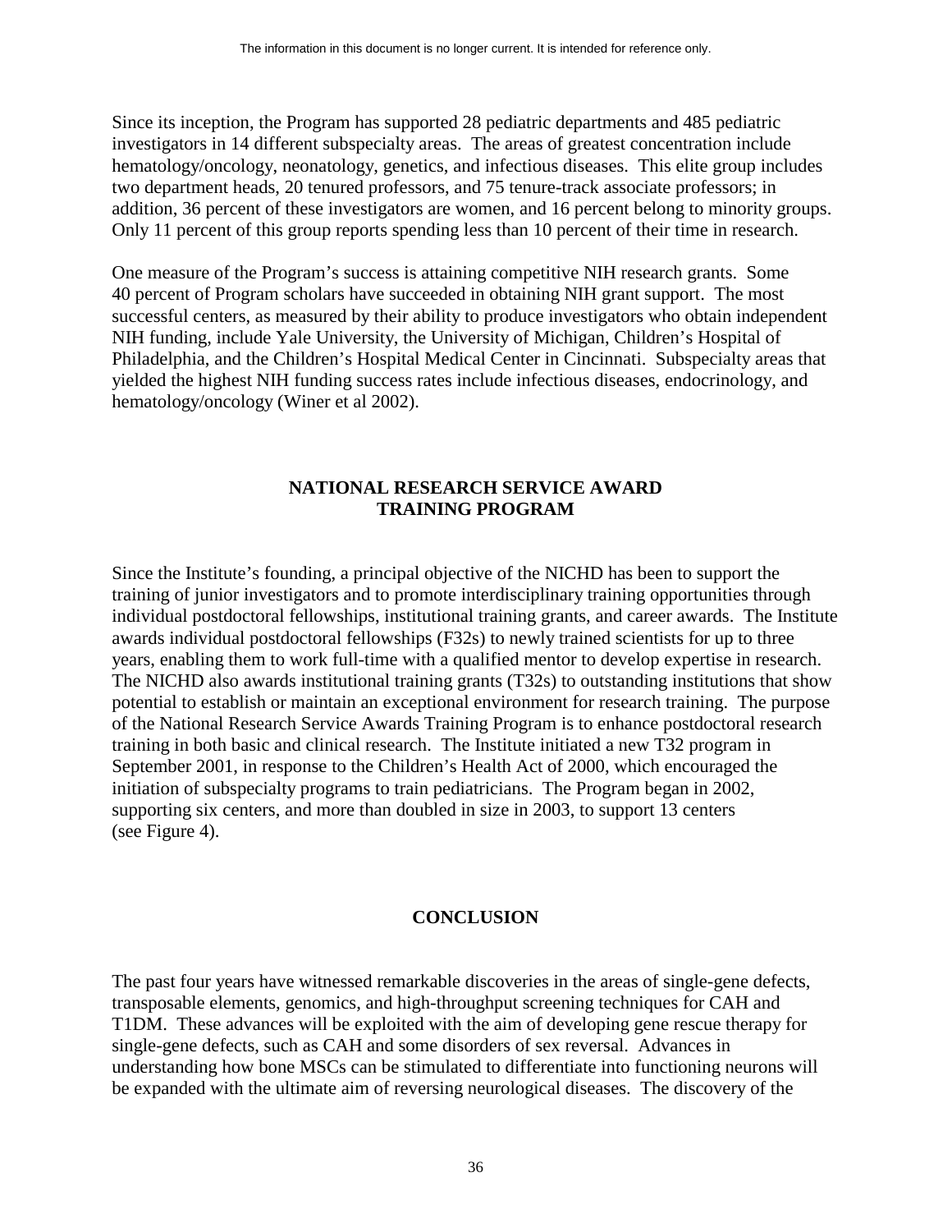The information in this document is no longer current. It is intended for reference only.

Since its inception, the Program has supported 28 pediatric departments and 485 pediatric investigators in 14 different subspecialty areas. The areas of greatest concentration include hematology/oncology, neonatology, genetics, and infectious diseases. This elite group includes two department heads, 20 tenured professors, and 75 tenure-track associate professors; in addition, 36 percent of these investigators are women, and 16 percent belong to minority groups. Only 11 percent of this group reports spending less than 10 percent of their time in research.

One measure of the Program's success is attaining competitive NIH research grants. Some 40 percent of Program scholars have succeeded in obtaining NIH grant support. The most successful centers, as measured by their ability to produce investigators who obtain independent NIH funding, include Yale University, the University of Michigan, Children's Hospital of Philadelphia, and the Children's Hospital Medical Center in Cincinnati. Subspecialty areas that yielded the highest NIH funding success rates include infectious diseases, endocrinology, and hematology/oncology (Winer et al 2002).

## NATIONAL RESEARCH SERVICE AWARD TRAINING PROGRAM

Since the Institute's founding, a principal objective of the NICHD has been to support the training of junior investigators and to promote interdisciplinary training opportunities through individual postdoctoral fellowships, institutional training grants, and career awards. The Institute awards individual postdoctoral fellowships (F32s) to newly trained scientists for up to three years, enabling them to work full-time with a qualified mentor to develop expertise in research. The NICHD also awards institutional training grants (T32s) to outstanding institutions that show potential to establish or maintain an exceptional environment for research training. The purpose of the National Research Service Awards Training Program is to enhance postdoctoral research training in both basic and clinical research. The Institute initiated a new T32 program in September 2001, in response to the Children's Health Act of 2000, which encouraged the initiation of subspecialty programs to train pediatricians. The Program began in 2002, supporting six centers, and more than doubled in size in 2003, to support 13 centers (see Figure 4).

## CONCLUSION

The past four years have witnessed remarkable discoveries in the areas of single-gene defects, transposable elements, genomics, and high-throughput screening techniques for CAH and T1DM. These advances will be exploited with the aim of developing gene rescue therapy for single-gene defects, such as CAH and some disorders of sex reversal. Advances in understanding how bone MSCs can be stimulated to differentiate into functioning neurons will be expanded with the ultimate aim of reversing neurological diseases. The discovery of the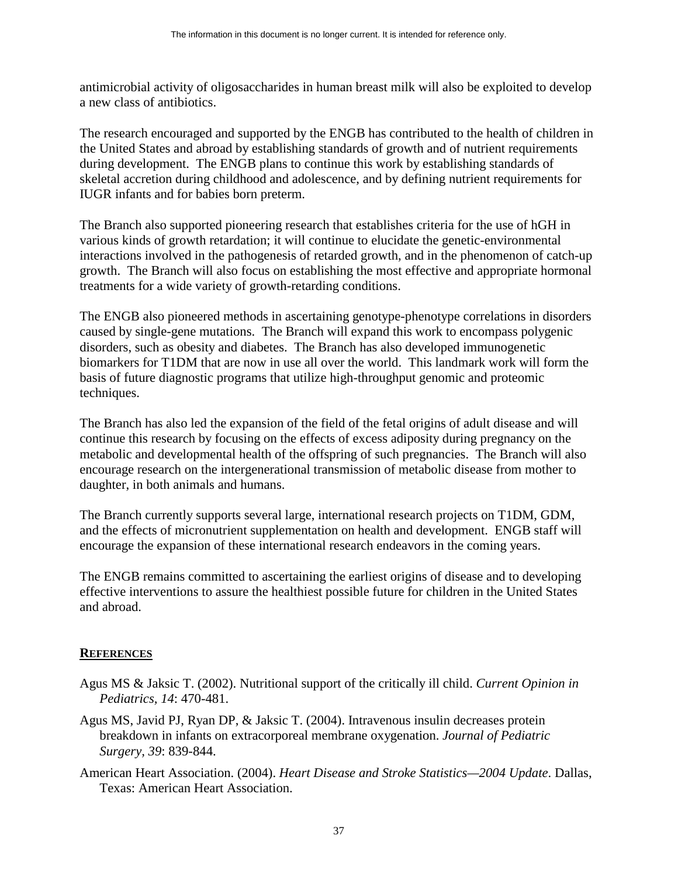antimicrobial activity of oligosaccharides in human breast milk will also be exploited to develop a new class of antibiotics.

The research encouraged and supported by the ENGB has contributed to the health of children in the United States and abroad by establishing standards of growth and of nutrient requirements during development. The ENGB plans to continue this work by establishing standards of skeletal accretion during childhood and adolescence, and by defining nutrient requirements for IUGR infants and for babies born preterm.

The Branch also supported pioneering research that establishes criteria for the use of hGH in various kinds of growth retardation; it will continue to elucidate the genetic-environmental interactions involved in the pathogenesis of retarded growth, and in the phenomenon of catch-up growth. The Branch will also focus on establishing the most effective and appropriate hormonal treatments for a wide variety of growth-retarding conditions.

The ENGB also pioneered methods in ascertaining genotype-phenotype correlations in disorders caused by single-gene mutations. The Branch will expand this work to encompass polygenic disorders, such as obesity and diabetes. The Branch has also developed immunogenetic biomarkers for T1DM that are now in use all over the world. This landmark work will form the basis of future diagnostic programs that utilize high-throughput genomic and proteomic techniques.

The Branch has also led the expansion of the field of the fetal origins of adult disease and will continue this research by focusing on the effects of excess adiposity during pregnancy on the metabolic and developmental health of the offspring of such pregnancies. The Branch will also encourage research on the intergenerational transmission of metabolic disease from mother to daughter, in both animals and humans.

The Branch currently supports several large, international research projects on T1DM, GDM, and the effects of micronutrient supplementation on health and development. ENGB staff will encourage the expansion of these international research endeavors in the coming years.

The ENGB remains committed to ascertaining the earliest origins of disease and to developing effective interventions to assure the healthiest possible future for children in the United States and abroad.

## REFERENCES

Agus MS & Jaksic T. (2002). Nutritional support of the critically ill child. *Current Opinion in Pediatrics, 14*: 470-481.

Agus MS, Javid PJ, Ryan DP, & Jaksic T. (2004). Intravenous insulin decreases protein breakdown in infants on extracorporeal membrane oxygenation. *Journal of Pediatric Surgery, 39*: 839-844.

American Heart Association. (2004). *Heart Disease and Stroke Statistics—2004 Update*. Dallas, Texas: American Heart Association.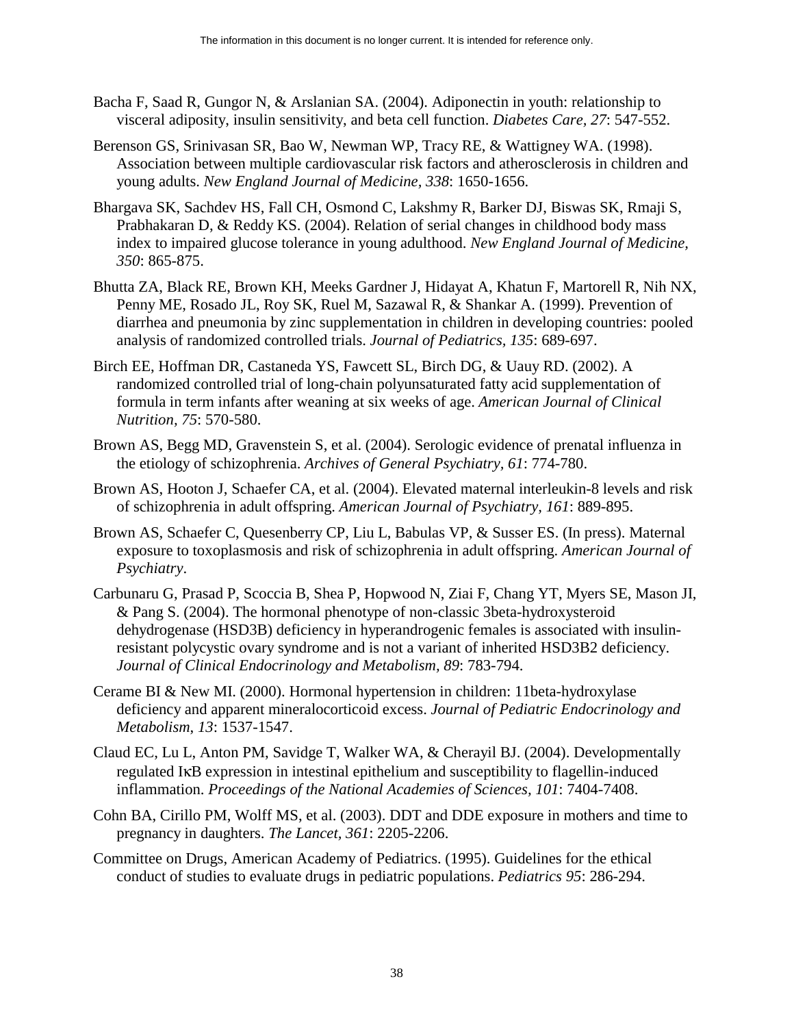Bacha F, Saad R, Gungor N, & Arslanian SA. (2004). Adiponectin in youth: relationship to visceral adiposity, insulin sensitivity, and beta cell function. *Diabetes Care, 27*: 547-552.

Berenson GS, Srinivasan SR, Bao W, Newman WP, Tracy RE, & Wattigney WA. (1998). Association between multiple cardiovascular risk factors and atherosclerosis in children and young adults. *New England Journal of Medicine, 338*: 1650-1656.

Bhargava SK, Sachdev HS, Fall CH, Osmond C, Lakshmy R, Barker DJ, Biswas SK, Rmaji S, Prabhakaran D, & Reddy KS. (2004). Relation of serial changes in childhood body mass index to impaired glucose tolerance in young adulthood. *New England Journal of Medicine, 350*: 865-875.

Bhutta ZA, Black RE, Brown KH, Meeks Gardner J, Hidayat A, Khatun F, Martorell R, Nih NX, Penny ME, Rosado JL, Roy SK, Ruel M, Sazawal R, & Shankar A. (1999). Prevention of diarrhea and pneumonia by zinc supplementation in children in developing countries: pooled analysis of randomized controlled trials. *Journal of Pediatrics, 135*: 689-697.

Birch EE, Hoffman DR, Castaneda YS, Fawcett SL, Birch DG, & Uauy RD. (2002). A randomized controlled trial of long-chain polyunsaturated fatty acid supplementation of formula in term infants after weaning at six weeks of age. *American Journal of Clinical Nutrition, 75*: 570-580.

Brown AS, Begg MD, Gravenstein S, et al. (2004). Serologic evidence of prenatal influenza in the etiology of schizophrenia. *Archives of General Psychiatry, 61*: 774-780.

Brown AS, Hooton J, Schaefer CA, et al. (2004). Elevated maternal interleukin-8 levels and risk of schizophrenia in adult offspring. *American Journal of Psychiatry, 161*: 889-895.

Brown AS, Schaefer C, Quesenberry CP, Liu L, Babulas VP, & Susser ES. (In press). Maternal exposure to toxoplasmosis and risk of schizophrenia in adult offspring. *American Journal of Psychiatry*.

Carbunaru G, Prasad P, Scoccia B, Shea P, Hopwood N, Ziai F, Chang YT, Myers SE, Mason JI, & Pang S. (2004). The hormonal phenotype of non-classic 3beta-hydroxysteroid dehydrogenase (HSD3B) deficiency in hyperandrogenic females is associated with insulin-resistant polycystic ovary syndrome and is not a variant of inherited HSD3B2 deficiency. *Journal of Clinical Endocrinology and Metabolism, 89*: 783-794.

Cerame BI & New MI. (2000). Hormonal hypertension in children: 11beta-hydroxylase deficiency and apparent mineralocorticoid excess. *Journal of Pediatric Endocrinology and Metabolism, 13*: 1537-1547.

Claud EC, Lu L, Anton PM, Savidge T, Walker WA, & Cherayil BJ. (2004). Developmentally regulated IκB expression in intestinal epithelium and susceptibility to flagellin-induced inflammation. *Proceedings of the National Academies of Sciences, 101*: 7404-7408.

Cohn BA, Cirillo PM, Wolff MS, et al. (2003). DDT and DDE exposure in mothers and time to pregnancy in daughters. *The Lancet, 361*: 2205-2206.

Committee on Drugs, American Academy of Pediatrics. (1995). Guidelines for the ethical conduct of studies to evaluate drugs in pediatric populations. *Pediatrics 95*: 286-294.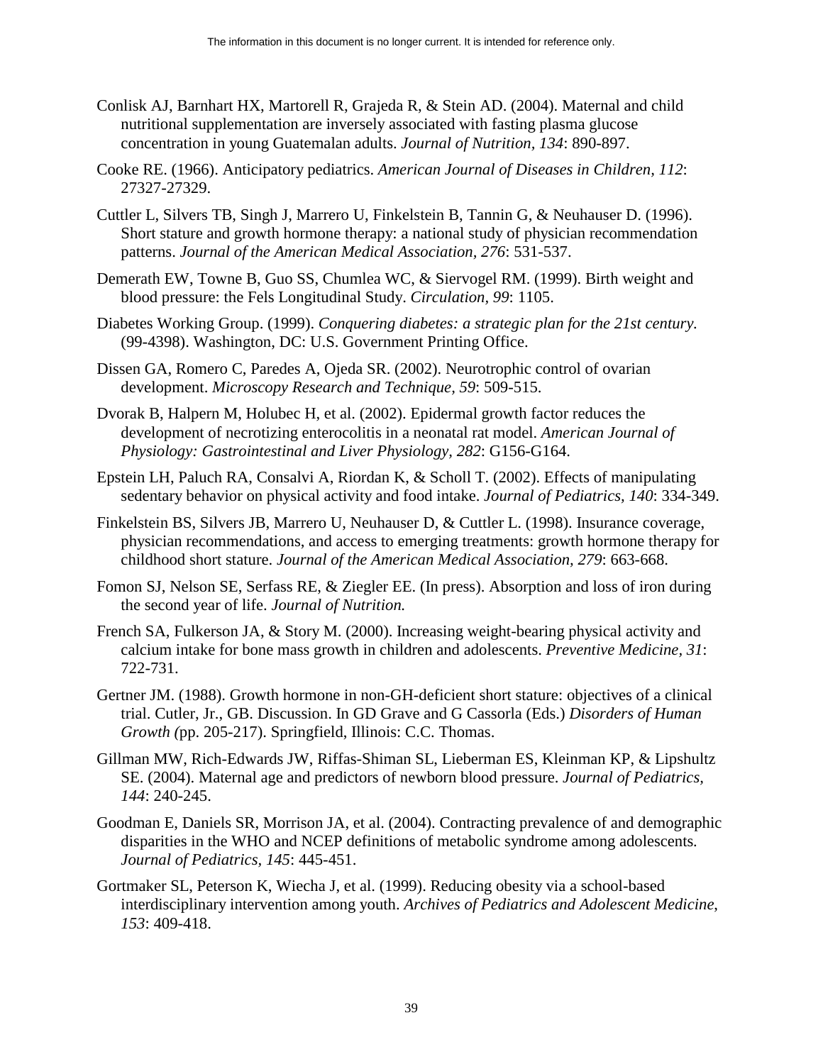Conlisk AJ, Barnhart HX, Martorell R, Grajeda R, & Stein AD. (2004). Maternal and child nutritional supplementation are inversely associated with fasting plasma glucose concentration in young Guatemalan adults. *Journal of Nutrition, 134*: 890-897.

Cooke RE. (1966). Anticipatory pediatrics. *American Journal of Diseases in Children, 112*: 27327-27329.

Cuttler L, Silvers TB, Singh J, Marrero U, Finkelstein B, Tannin G, & Neuhauser D. (1996). Short stature and growth hormone therapy: a national study of physician recommendation patterns. *Journal of the American Medical Association, 276*: 531-537.

Demerath EW, Towne B, Guo SS, Chumlea WC, & Siervogel RM. (1999). Birth weight and blood pressure: the Fels Longitudinal Study. *Circulation, 99*: 1105.

Diabetes Working Group. (1999). *Conquering diabetes: a strategic plan for the 21st century.* (99-4398). Washington, DC: U.S. Government Printing Office.

Dissen GA, Romero C, Paredes A, Ojeda SR. (2002). Neurotrophic control of ovarian development. *Microscopy Research and Technique, 59*: 509-515.

Dvorak B, Halpern M, Holubec H, et al. (2002). Epidermal growth factor reduces the development of necrotizing enterocolitis in a neonatal rat model. *American Journal of Physiology: Gastrointestinal and Liver Physiology, 282*: G156-G164.

Epstein LH, Paluch RA, Consalvi A, Riordan K, & Scholl T. (2002). Effects of manipulating sedentary behavior on physical activity and food intake. *Journal of Pediatrics, 140*: 334-349.

Finkelstein BS, Silvers JB, Marrero U, Neuhauser D, & Cuttler L. (1998). Insurance coverage, physician recommendations, and access to emerging treatments: growth hormone therapy for childhood short stature. *Journal of the American Medical Association, 279*: 663-668.

Fomon SJ, Nelson SE, Serfass RE, & Ziegler EE. (In press). Absorption and loss of iron during the second year of life. *Journal of Nutrition.*

French SA, Fulkerson JA, & Story M. (2000). Increasing weight-bearing physical activity and calcium intake for bone mass growth in children and adolescents. *Preventive Medicine, 31*: 722-731.

Gertner JM. (1988). Growth hormone in non-GH-deficient short stature: objectives of a clinical trial. Cutler, Jr., GB. Discussion. In GD Grave and G Cassorla (Eds.) *Disorders of Human Growth (*pp. 205-217). Springfield, Illinois: C.C. Thomas.

Gillman MW, Rich-Edwards JW, Riffas-Shiman SL, Lieberman ES, Kleinman KP, & Lipshultz SE. (2004). Maternal age and predictors of newborn blood pressure. *Journal of Pediatrics, 144*: 240-245.

Goodman E, Daniels SR, Morrison JA, et al. (2004). Contracting prevalence of and demographic disparities in the WHO and NCEP definitions of metabolic syndrome among adolescents. *Journal of Pediatrics, 145*: 445-451.

Gortmaker SL, Peterson K, Wiecha J, et al. (1999). Reducing obesity via a school-based interdisciplinary intervention among youth. *Archives of Pediatrics and Adolescent Medicine, 153*: 409-418.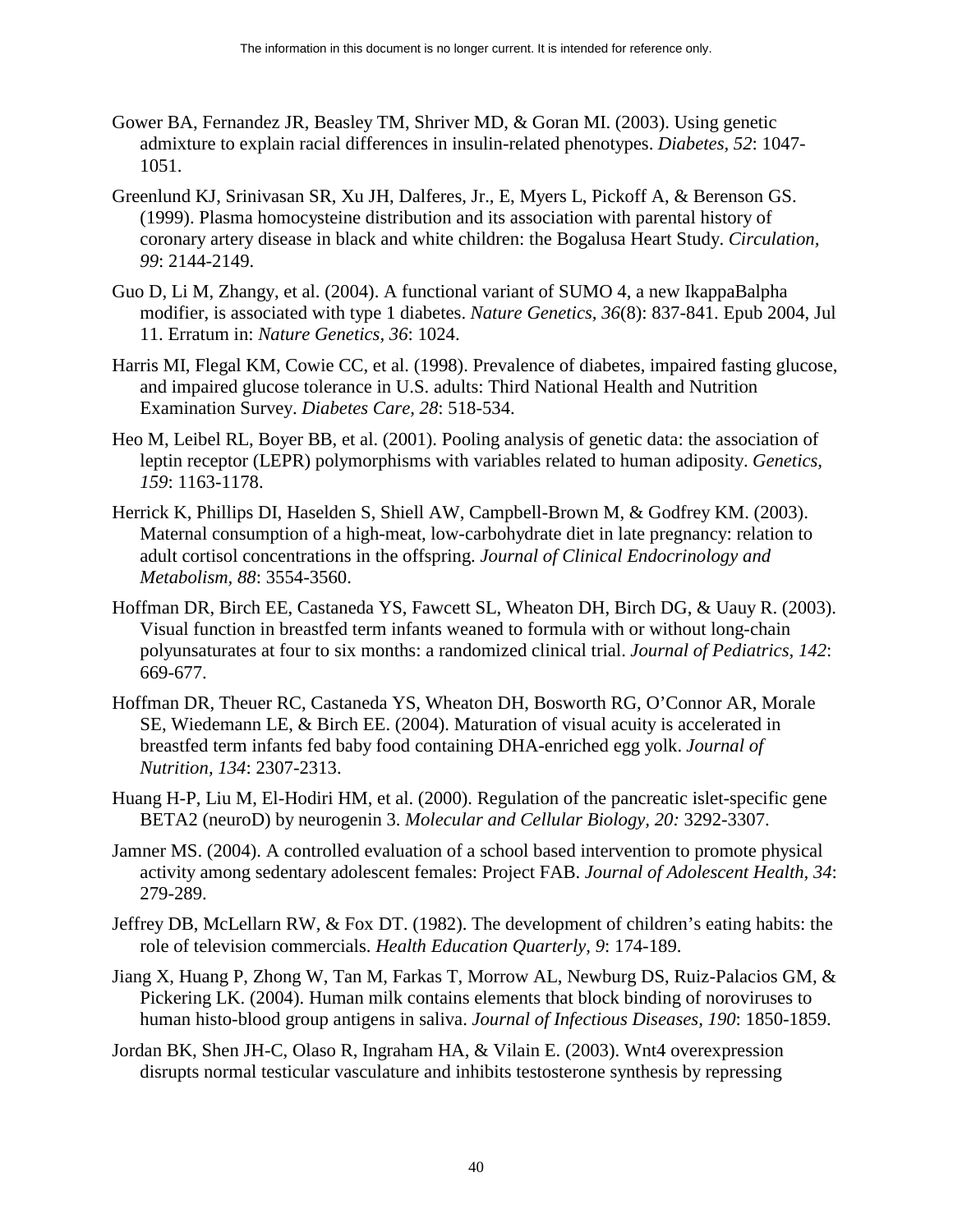Gower BA, Fernandez JR, Beasley TM, Shriver MD, & Goran MI. (2003). Using genetic admixture to explain racial differences in insulin-related phenotypes. *Diabetes, 52*: 1047-1051.

Greenlund KJ, Srinivasan SR, Xu JH, Dalferes, Jr., E, Myers L, Pickoff A, & Berenson GS. (1999). Plasma homocysteine distribution and its association with parental history of coronary artery disease in black and white children: the Bogalusa Heart Study. *Circulation, 99*: 2144-2149.

Guo D, Li M, Zhangy, et al. (2004). A functional variant of SUMO 4, a new IkappaBalpha modifier, is associated with type 1 diabetes. *Nature Genetics, 36*(8): 837-841. Epub 2004, Jul 11. Erratum in: *Nature Genetics, 36*: 1024.

Harris MI, Flegal KM, Cowie CC, et al. (1998). Prevalence of diabetes, impaired fasting glucose, and impaired glucose tolerance in U.S. adults: Third National Health and Nutrition Examination Survey. *Diabetes Care, 28*: 518-534.

Heo M, Leibel RL, Boyer BB, et al. (2001). Pooling analysis of genetic data: the association of leptin receptor (LEPR) polymorphisms with variables related to human adiposity. *Genetics, 159*: 1163-1178.

Herrick K, Phillips DI, Haselden S, Shiell AW, Campbell-Brown M, & Godfrey KM. (2003). Maternal consumption of a high-meat, low-carbohydrate diet in late pregnancy: relation to adult cortisol concentrations in the offspring. *Journal of Clinical Endocrinology and Metabolism, 88*: 3554-3560.

Hoffman DR, Birch EE, Castaneda YS, Fawcett SL, Wheaton DH, Birch DG, & Uauy R. (2003). Visual function in breastfed term infants weaned to formula with or without long-chain polyunsaturates at four to six months: a randomized clinical trial. *Journal of Pediatrics, 142*: 669-677.

Hoffman DR, Theuer RC, Castaneda YS, Wheaton DH, Bosworth RG, O'Connor AR, Morale SE, Wiedemann LE, & Birch EE. (2004). Maturation of visual acuity is accelerated in breastfed term infants fed baby food containing DHA-enriched egg yolk. *Journal of Nutrition, 134*: 2307-2313.

Huang H-P, Liu M, El-Hodiri HM, et al. (2000). Regulation of the pancreatic islet-specific gene BETA2 (neuroD) by neurogenin 3. *Molecular and Cellular Biology, 20:* 3292-3307.

Jamner MS. (2004). A controlled evaluation of a school based intervention to promote physical activity among sedentary adolescent females: Project FAB. *Journal of Adolescent Health, 34*: 279-289.

Jeffrey DB, McLellarn RW, & Fox DT. (1982). The development of children's eating habits: the role of television commercials. *Health Education Quarterly, 9*: 174-189.

Jiang X, Huang P, Zhong W, Tan M, Farkas T, Morrow AL, Newburg DS, Ruiz-Palacios GM, & Pickering LK. (2004). Human milk contains elements that block binding of noroviruses to human histo-blood group antigens in saliva. *Journal of Infectious Diseases, 190*: 1850-1859.

Jordan BK, Shen JH-C, Olaso R, Ingraham HA, & Vilain E. (2003). Wnt4 overexpression disrupts normal testicular vasculature and inhibits testosterone synthesis by repressing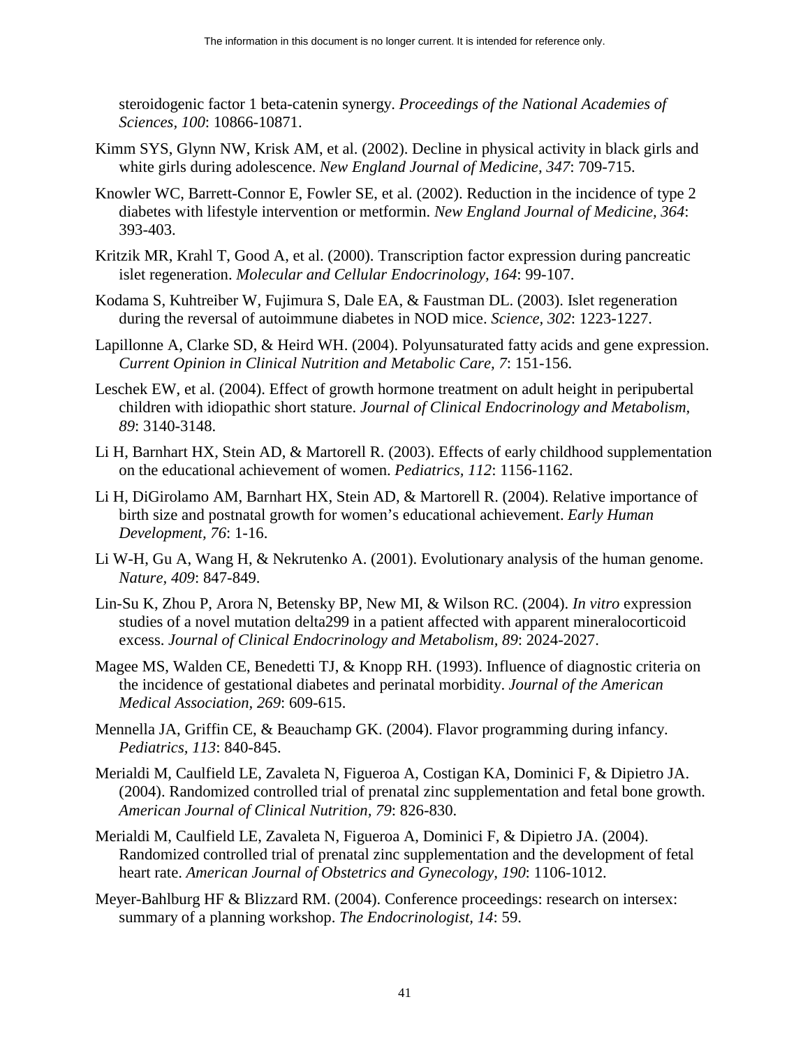steroidogenic factor 1 beta-catenin synergy. *Proceedings of the National Academies of Sciences, 100*: 10866-10871.

Kimm SYS, Glynn NW, Krisk AM, et al. (2002). Decline in physical activity in black girls and white girls during adolescence. *New England Journal of Medicine, 347*: 709-715.

Knowler WC, Barrett-Connor E, Fowler SE, et al. (2002). Reduction in the incidence of type 2 diabetes with lifestyle intervention or metformin. *New England Journal of Medicine, 364*: 393-403.

Kritzik MR, Krahl T, Good A, et al. (2000). Transcription factor expression during pancreatic islet regeneration. *Molecular and Cellular Endocrinology, 164*: 99-107.

Kodama S, Kuhtreiber W, Fujimura S, Dale EA, & Faustman DL. (2003). Islet regeneration during the reversal of autoimmune diabetes in NOD mice. *Science, 302*: 1223-1227.

Lapillonne A, Clarke SD, & Heird WH. (2004). Polyunsaturated fatty acids and gene expression. *Current Opinion in Clinical Nutrition and Metabolic Care, 7*: 151-156.

Leschek EW, et al. (2004). Effect of growth hormone treatment on adult height in peripubertal children with idiopathic short stature. *Journal of Clinical Endocrinology and Metabolism, 89*: 3140-3148.

Li H, Barnhart HX, Stein AD, & Martorell R. (2003). Effects of early childhood supplementation on the educational achievement of women. *Pediatrics, 112*: 1156-1162.

Li H, DiGirolamo AM, Barnhart HX, Stein AD, & Martorell R. (2004). Relative importance of birth size and postnatal growth for women's educational achievement. *Early Human Development, 76*: 1-16.

Li W-H, Gu A, Wang H, & Nekrutenko A. (2001). Evolutionary analysis of the human genome. *Nature, 409*: 847-849.

Lin-Su K, Zhou P, Arora N, Betensky BP, New MI, & Wilson RC. (2004). *In vitro* expression studies of a novel mutation delta299 in a patient affected with apparent mineralocorticoid excess. *Journal of Clinical Endocrinology and Metabolism, 89*: 2024-2027.

Magee MS, Walden CE, Benedetti TJ, & Knopp RH. (1993). Influence of diagnostic criteria on the incidence of gestational diabetes and perinatal morbidity. *Journal of the American Medical Association, 269*: 609-615.

Mennella JA, Griffin CE, & Beauchamp GK. (2004). Flavor programming during infancy. *Pediatrics, 113*: 840-845.

Merialdi M, Caulfield LE, Zavaleta N, Figueroa A, Costigan KA, Dominici F, & Dipietro JA. (2004). Randomized controlled trial of prenatal zinc supplementation and fetal bone growth. *American Journal of Clinical Nutrition, 79*: 826-830.

Merialdi M, Caulfield LE, Zavaleta N, Figueroa A, Dominici F, & Dipietro JA. (2004). Randomized controlled trial of prenatal zinc supplementation and the development of fetal heart rate. *American Journal of Obstetrics and Gynecology, 190*: 1106-1012.

Meyer-Bahlburg HF & Blizzard RM. (2004). Conference proceedings: research on intersex: summary of a planning workshop. *The Endocrinologist, 14*: 59.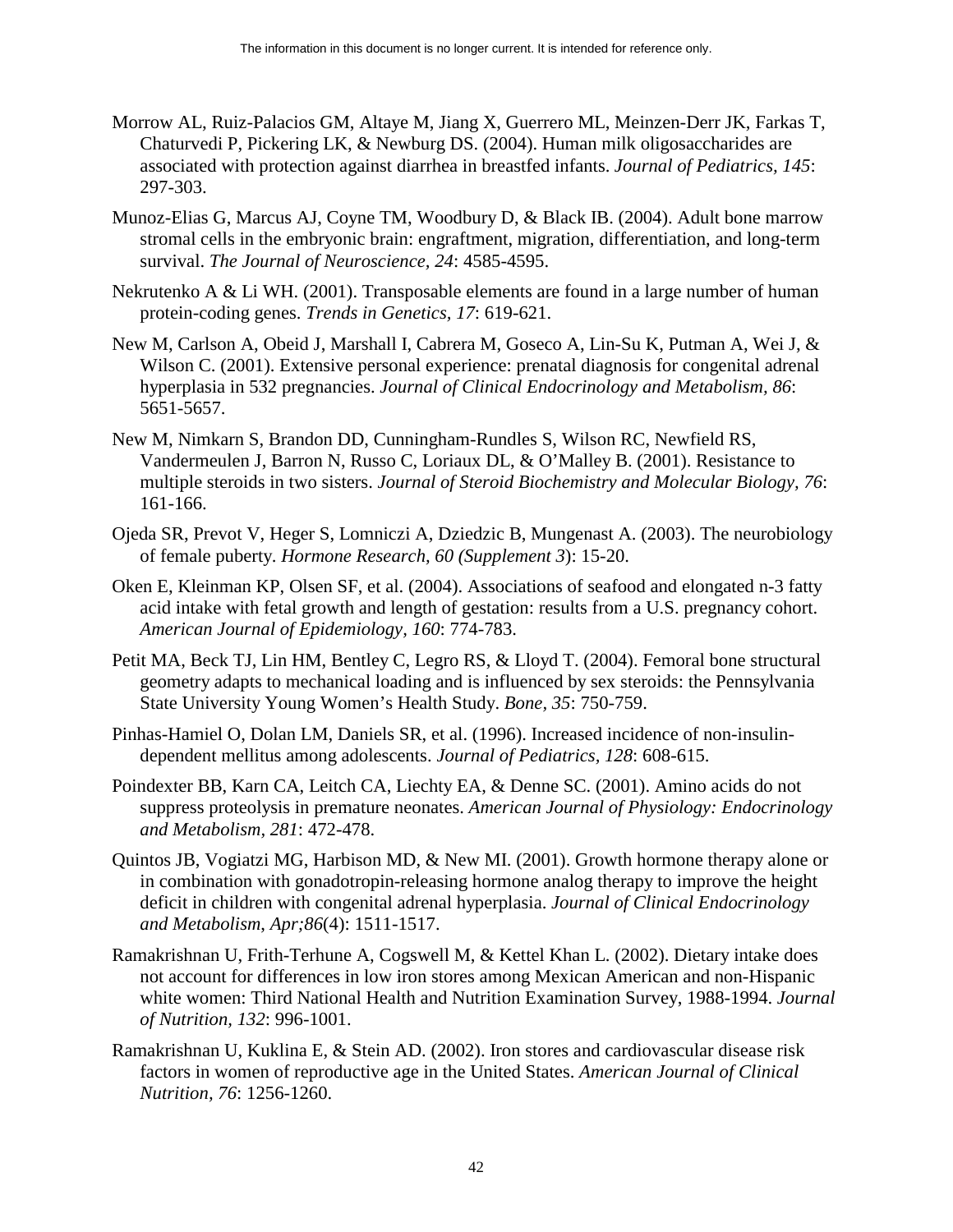The information in this document is no longer current. It is intended for reference only.

Morrow AL, Ruiz-Palacios GM, Altaye M, Jiang X, Guerrero ML, Meinzen-Derr JK, Farkas T, Chaturvedi P, Pickering LK, & Newburg DS. (2004). Human milk oligosaccharides are associated with protection against diarrhea in breastfed infants. *Journal of Pediatrics, 145*: 297-303.

Munoz-Elias G, Marcus AJ, Coyne TM, Woodbury D, & Black IB. (2004). Adult bone marrow stromal cells in the embryonic brain: engraftment, migration, differentiation, and long-term survival. *The Journal of Neuroscience, 24*: 4585-4595.

Nekrutenko A & Li WH. (2001). Transposable elements are found in a large number of human protein-coding genes. *Trends in Genetics, 17*: 619-621.

New M, Carlson A, Obeid J, Marshall I, Cabrera M, Goseco A, Lin-Su K, Putman A, Wei J, & Wilson C. (2001). Extensive personal experience: prenatal diagnosis for congenital adrenal hyperplasia in 532 pregnancies. *Journal of Clinical Endocrinology and Metabolism, 86*: 5651-5657.

New M, Nimkarn S, Brandon DD, Cunningham-Rundles S, Wilson RC, Newfield RS, Vandermeulen J, Barron N, Russo C, Loriaux DL, & O'Malley B. (2001). Resistance to multiple steroids in two sisters. *Journal of Steroid Biochemistry and Molecular Biology, 76*: 161-166.

Ojeda SR, Prevot V, Heger S, Lomniczi A, Dziedzic B, Mungenast A. (2003). The neurobiology of female puberty. *Hormone Research, 60 (Supplement 3*): 15-20.

Oken E, Kleinman KP, Olsen SF, et al. (2004). Associations of seafood and elongated n-3 fatty acid intake with fetal growth and length of gestation: results from a U.S. pregnancy cohort. *American Journal of Epidemiology, 160*: 774-783.

Petit MA, Beck TJ, Lin HM, Bentley C, Legro RS, & Lloyd T. (2004). Femoral bone structural geometry adapts to mechanical loading and is influenced by sex steroids: the Pennsylvania State University Young Women's Health Study. *Bone, 35*: 750-759.

Pinhas-Hamiel O, Dolan LM, Daniels SR, et al. (1996). Increased incidence of non-insulin-dependent mellitus among adolescents. *Journal of Pediatrics, 128*: 608-615.

Poindexter BB, Karn CA, Leitch CA, Liechty EA, & Denne SC. (2001). Amino acids do not suppress proteolysis in premature neonates. *American Journal of Physiology: Endocrinology and Metabolism, 281*: 472-478.

Quintos JB, Vogiatzi MG, Harbison MD, & New MI. (2001). Growth hormone therapy alone or in combination with gonadotropin-releasing hormone analog therapy to improve the height deficit in children with congenital adrenal hyperplasia. *Journal of Clinical Endocrinology and Metabolism, Apr;86*(4): 1511-1517.

Ramakrishnan U, Frith-Terhune A, Cogswell M, & Kettel Khan L. (2002). Dietary intake does not account for differences in low iron stores among Mexican American and non-Hispanic white women: Third National Health and Nutrition Examination Survey, 1988-1994. *Journal of Nutrition, 132*: 996-1001.

Ramakrishnan U, Kuklina E, & Stein AD. (2002). Iron stores and cardiovascular disease risk factors in women of reproductive age in the United States. *American Journal of Clinical Nutrition, 76*: 1256-1260.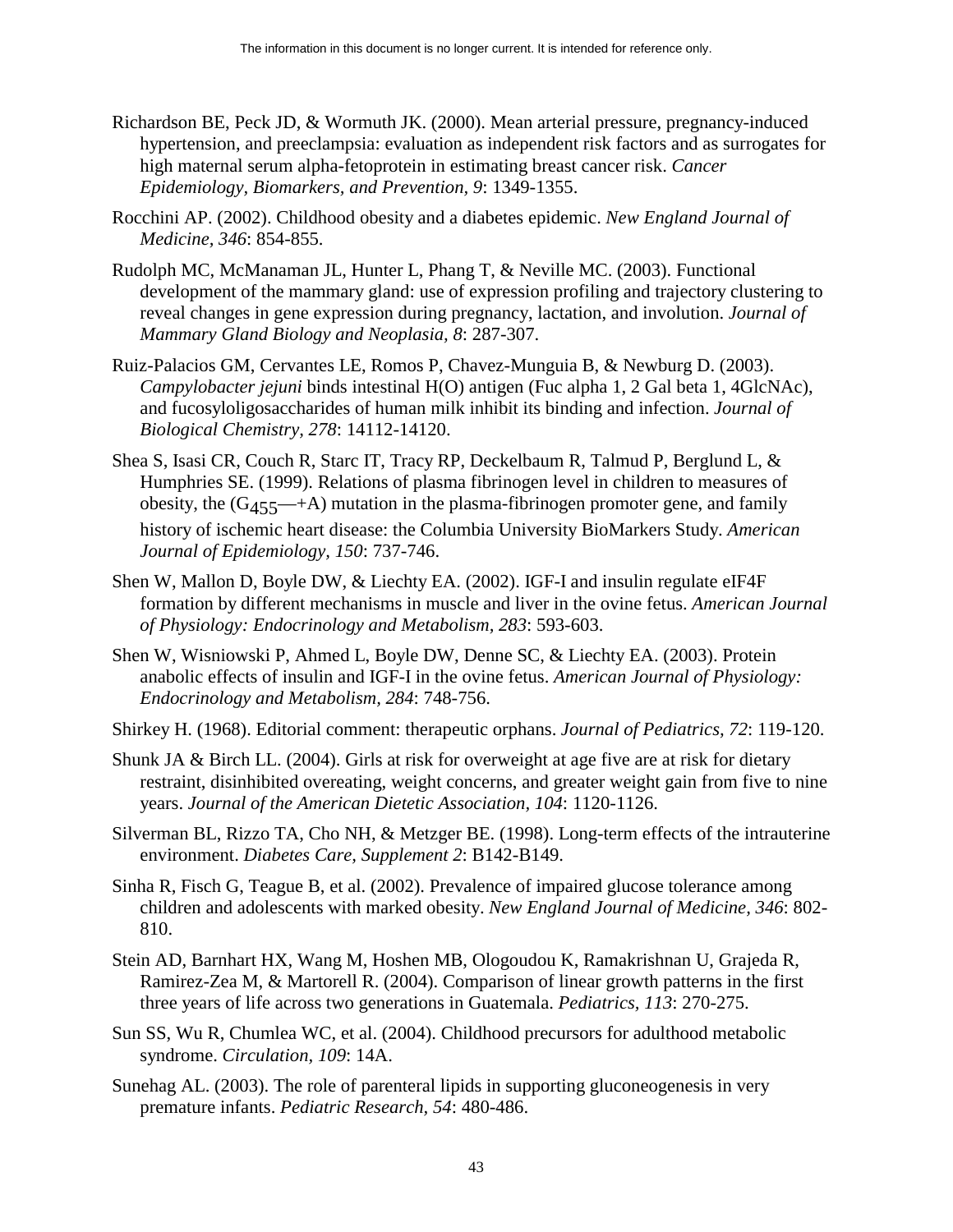Richardson BE, Peck JD, & Wormuth JK. (2000). Mean arterial pressure, pregnancy-induced hypertension, and preeclampsia: evaluation as independent risk factors and as surrogates for high maternal serum alpha-fetoprotein in estimating breast cancer risk. *Cancer Epidemiology, Biomarkers, and Prevention, 9*: 1349-1355.

Rocchini AP. (2002). Childhood obesity and a diabetes epidemic. *New England Journal of Medicine, 346*: 854-855.

Rudolph MC, McManaman JL, Hunter L, Phang T, & Neville MC. (2003). Functional development of the mammary gland: use of expression profiling and trajectory clustering to reveal changes in gene expression during pregnancy, lactation, and involution. *Journal of Mammary Gland Biology and Neoplasia, 8*: 287-307.

Ruiz-Palacios GM, Cervantes LE, Romos P, Chavez-Munguia B, & Newburg D. (2003). *Campylobacter jejuni* binds intestinal H(O) antigen (Fuc alpha 1, 2 Gal beta 1, 4GlcNAc), and fucosyloligosaccharides of human milk inhibit its binding and infection. *Journal of Biological Chemistry, 278*: 14112-14120.

Shea S, Isasi CR, Couch R, Starc IT, Tracy RP, Deckelbaum R, Talmud P, Berglund L, & Humphries SE. (1999). Relations of plasma fibrinogen level in children to measures of obesity, the ($G_{455}$—+A) mutation in the plasma-fibrinogen promoter gene, and family history of ischemic heart disease: the Columbia University BioMarkers Study. *American Journal of Epidemiology, 150*: 737-746.

Shen W, Mallon D, Boyle DW, & Liechty EA. (2002). IGF-I and insulin regulate eIF4F formation by different mechanisms in muscle and liver in the ovine fetus. *American Journal of Physiology: Endocrinology and Metabolism, 283*: 593-603.

Shen W, Wisniowski P, Ahmed L, Boyle DW, Denne SC, & Liechty EA. (2003). Protein anabolic effects of insulin and IGF-I in the ovine fetus. *American Journal of Physiology: Endocrinology and Metabolism, 284*: 748-756.

Shirkey H. (1968). Editorial comment: therapeutic orphans. *Journal of Pediatrics, 72*: 119-120.

Shunk JA & Birch LL. (2004). Girls at risk for overweight at age five are at risk for dietary restraint, disinhibited overeating, weight concerns, and greater weight gain from five to nine years. *Journal of the American Dietetic Association, 104*: 1120-1126.

Silverman BL, Rizzo TA, Cho NH, & Metzger BE. (1998). Long-term effects of the intrauterine environment. *Diabetes Care, Supplement 2*: B142-B149.

Sinha R, Fisch G, Teague B, et al. (2002). Prevalence of impaired glucose tolerance among children and adolescents with marked obesity. *New England Journal of Medicine, 346*: 802-810.

Stein AD, Barnhart HX, Wang M, Hoshen MB, Ologoudou K, Ramakrishnan U, Grajeda R, Ramirez-Zea M, & Martorell R. (2004). Comparison of linear growth patterns in the first three years of life across two generations in Guatemala. *Pediatrics, 113*: 270-275.

Sun SS, Wu R, Chumlea WC, et al. (2004). Childhood precursors for adulthood metabolic syndrome. *Circulation, 109*: 14A.

Sunehag AL. (2003). The role of parenteral lipids in supporting gluconeogenesis in very premature infants. *Pediatric Research, 54*: 480-486.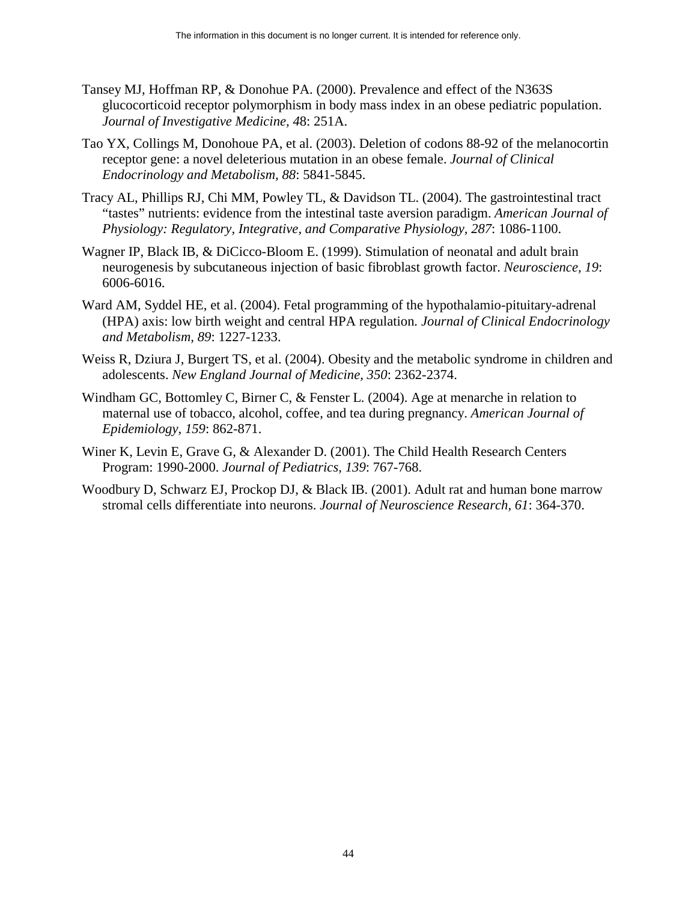Tansey MJ, Hoffman RP, & Donohue PA. (2000). Prevalence and effect of the N363S glucocorticoid receptor polymorphism in body mass index in an obese pediatric population. *Journal of Investigative Medicine, 48*: 251A.

Tao YX, Collings M, Donohoue PA, et al. (2003). Deletion of codons 88-92 of the melanocortin receptor gene: a novel deleterious mutation in an obese female. *Journal of Clinical Endocrinology and Metabolism, 88*: 5841-5845.

Tracy AL, Phillips RJ, Chi MM, Powley TL, & Davidson TL. (2004). The gastrointestinal tract "tastes" nutrients: evidence from the intestinal taste aversion paradigm. *American Journal of Physiology: Regulatory, Integrative, and Comparative Physiology, 287*: 1086-1100.

Wagner IP, Black IB, & DiCicco-Bloom E. (1999). Stimulation of neonatal and adult brain neurogenesis by subcutaneous injection of basic fibroblast growth factor. *Neuroscience, 19*: 6006-6016.

Ward AM, Syddel HE, et al. (2004). Fetal programming of the hypothalamio-pituitary-adrenal (HPA) axis: low birth weight and central HPA regulation. *Journal of Clinical Endocrinology and Metabolism, 89*: 1227-1233.

Weiss R, Dziura J, Burgert TS, et al. (2004). Obesity and the metabolic syndrome in children and adolescents. *New England Journal of Medicine, 350*: 2362-2374.

Windham GC, Bottomley C, Birner C, & Fenster L. (2004). Age at menarche in relation to maternal use of tobacco, alcohol, coffee, and tea during pregnancy. *American Journal of Epidemiology, 159*: 862-871.

Winer K, Levin E, Grave G, & Alexander D. (2001). The Child Health Research Centers Program: 1990-2000. *Journal of Pediatrics, 139*: 767-768.

Woodbury D, Schwarz EJ, Prockop DJ, & Black IB. (2001). Adult rat and human bone marrow stromal cells differentiate into neurons. *Journal of Neuroscience Research, 61*: 364-370.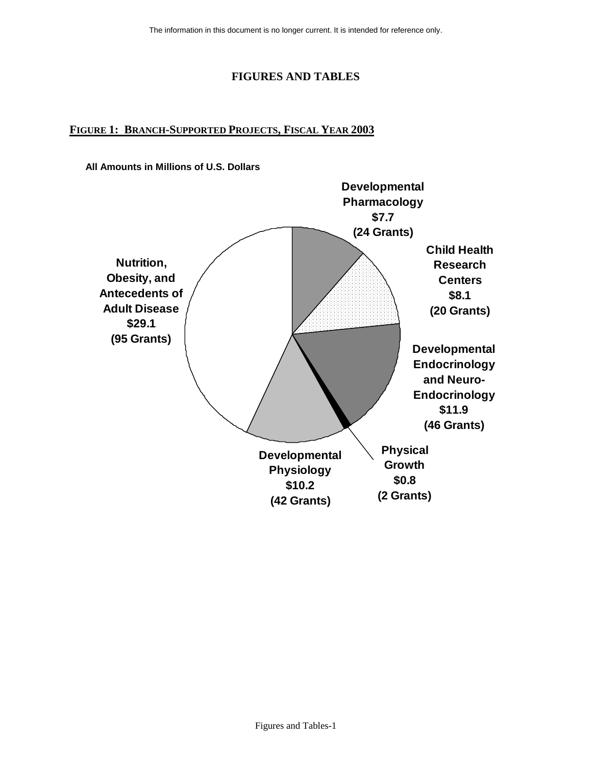The information in this document is no longer current. It is intended for reference only.

# FIGURES AND TABLES

## FIGURE 1: BRANCH-SUPPORTED PROJECTS, FISCAL YEAR 2003

**All Amounts in Millions of U.S. Dollars**

**Developmental Pharmacology $7.7 (24 Grants)**

**Child Health Research Centers $8.1 (20 Grants)**

**Developmental Endocrinology and Neuro-Endocrinology $11.9 (46 Grants)**

**Physical Growth $0.8 (2 Grants)**

**Developmental Physiology $10.2 (42 Grants)**

**Nutrition, Obesity, and Antecedents of Adult Disease $29.1 (95 Grants)**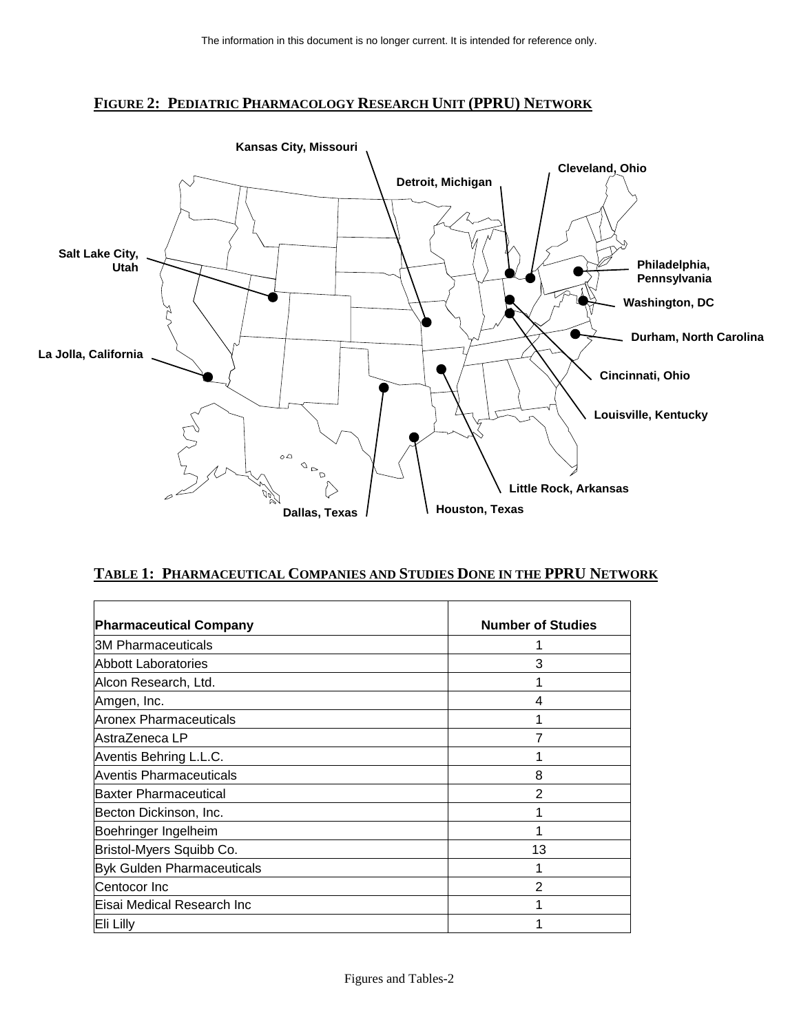The information in this document is no longer current. It is intended for reference only.

## FIGURE 2: PEDIATRIC PHARMACOLOGY RESEARCH UNIT (PPRU) NETWORK

Kansas City, Missouri

Cleveland, Ohio

Detroit, Michigan

Salt Lake City, Utah

Philadelphia, Pennsylvania

Washington, DC

Durham, North Carolina

La Jolla, California

Cincinnati, Ohio

Louisville, Kentucky

Little Rock, Arkansas

Houston, Texas

Dallas, Texas

## TABLE 1: PHARMACEUTICAL COMPANIES AND STUDIES DONE IN THE PPRU NETWORK

| Pharmaceutical Company | Number of Studies |
|---|---|
| 3M Pharmaceuticals | 1 |
| Abbott Laboratories | 3 |
| Alcon Research, Ltd. | 1 |
| Amgen, Inc. | 4 |
| Aronex Pharmaceuticals | 1 |
| AstraZeneca LP | 7 |
| Aventis Behring L.L.C. | 1 |
| Aventis Pharmaceuticals | 8 |
| Baxter Pharmaceutical | 2 |
| Becton Dickinson, Inc. | 1 |
| Boehringer Ingelheim | 1 |
| Bristol-Myers Squibb Co. | 13 |
| Byk Gulden Pharmaceuticals | 1 |
| Centocor Inc | 2 |
| Eisai Medical Research Inc | 1 |
| Eli Lilly | 1 |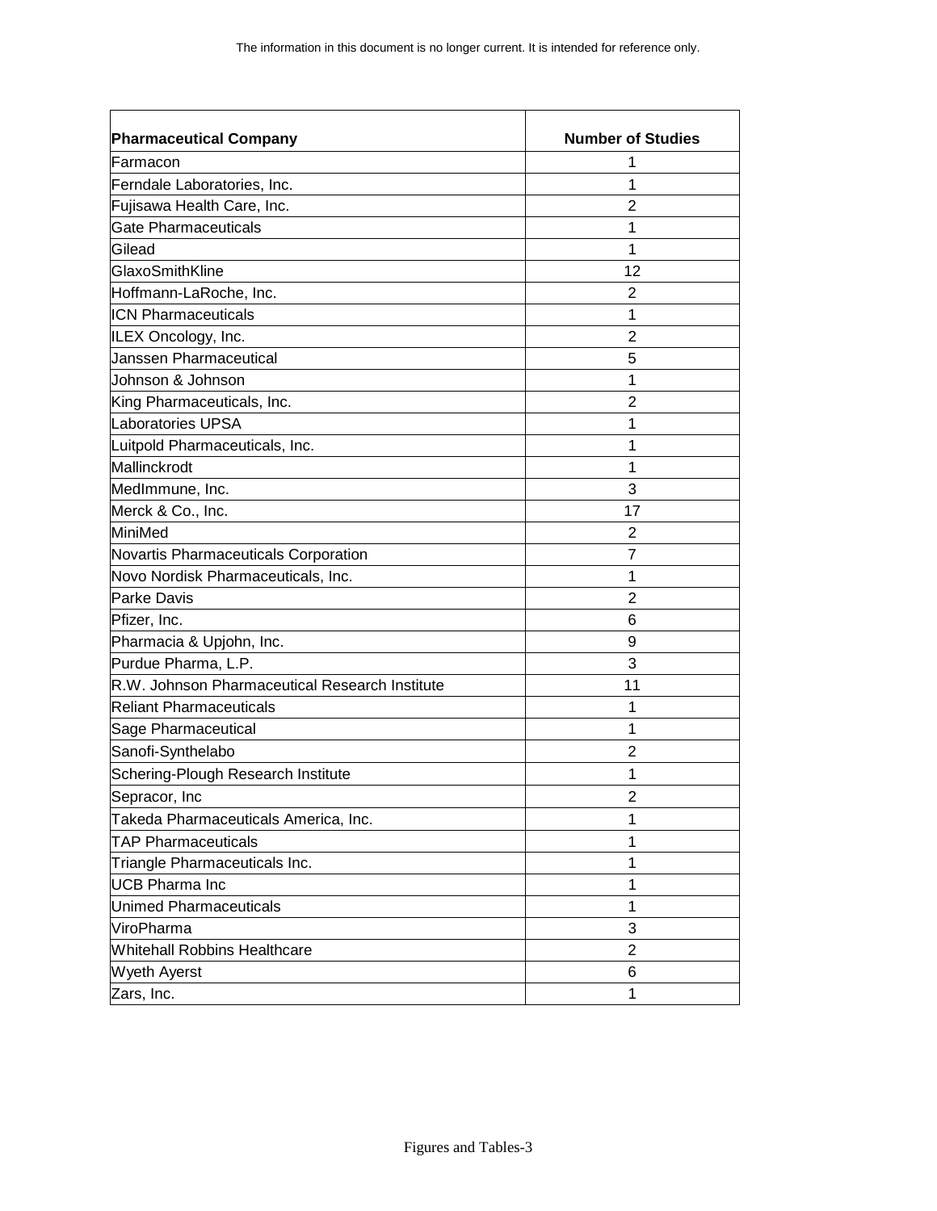| Pharmaceutical Company | Number of Studies |
|---|---|
| Farmacon | 1 |
| Ferndale Laboratories, Inc. | 1 |
| Fujisawa Health Care, Inc. | 2 |
| Gate Pharmaceuticals | 1 |
| Gilead | 1 |
| GlaxoSmithKline | 12 |
| Hoffmann-LaRoche, Inc. | 2 |
| ICN Pharmaceuticals | 1 |
| ILEX Oncology, Inc. | 2 |
| Janssen Pharmaceutical | 5 |
| Johnson & Johnson | 1 |
| King Pharmaceuticals, Inc. | 2 |
| Laboratories UPSA | 1 |
| Luitpold Pharmaceuticals, Inc. | 1 |
| Mallinckrodt | 1 |
| MedImmune, Inc. | 3 |
| Merck & Co., Inc. | 17 |
| MiniMed | 2 |
| Novartis Pharmaceuticals Corporation | 7 |
| Novo Nordisk Pharmaceuticals, Inc. | 1 |
| Parke Davis | 2 |
| Pfizer, Inc. | 6 |
| Pharmacia & Upjohn, Inc. | 9 |
| Purdue Pharma, L.P. | 3 |
| R.W. Johnson Pharmaceutical Research Institute | 11 |
| Reliant Pharmaceuticals | 1 |
| Sage Pharmaceutical | 1 |
| Sanofi-Synthelabo | 2 |
| Schering-Plough Research Institute | 1 |
| Sepracor, Inc | 2 |
| Takeda Pharmaceuticals America, Inc. | 1 |
| TAP Pharmaceuticals | 1 |
| Triangle Pharmaceuticals Inc. | 1 |
| UCB Pharma Inc | 1 |
| Unimed Pharmaceuticals | 1 |
| ViroPharma | 3 |
| Whitehall Robbins Healthcare | 2 |
| Wyeth Ayerst | 6 |
| Zars, Inc. | 1 |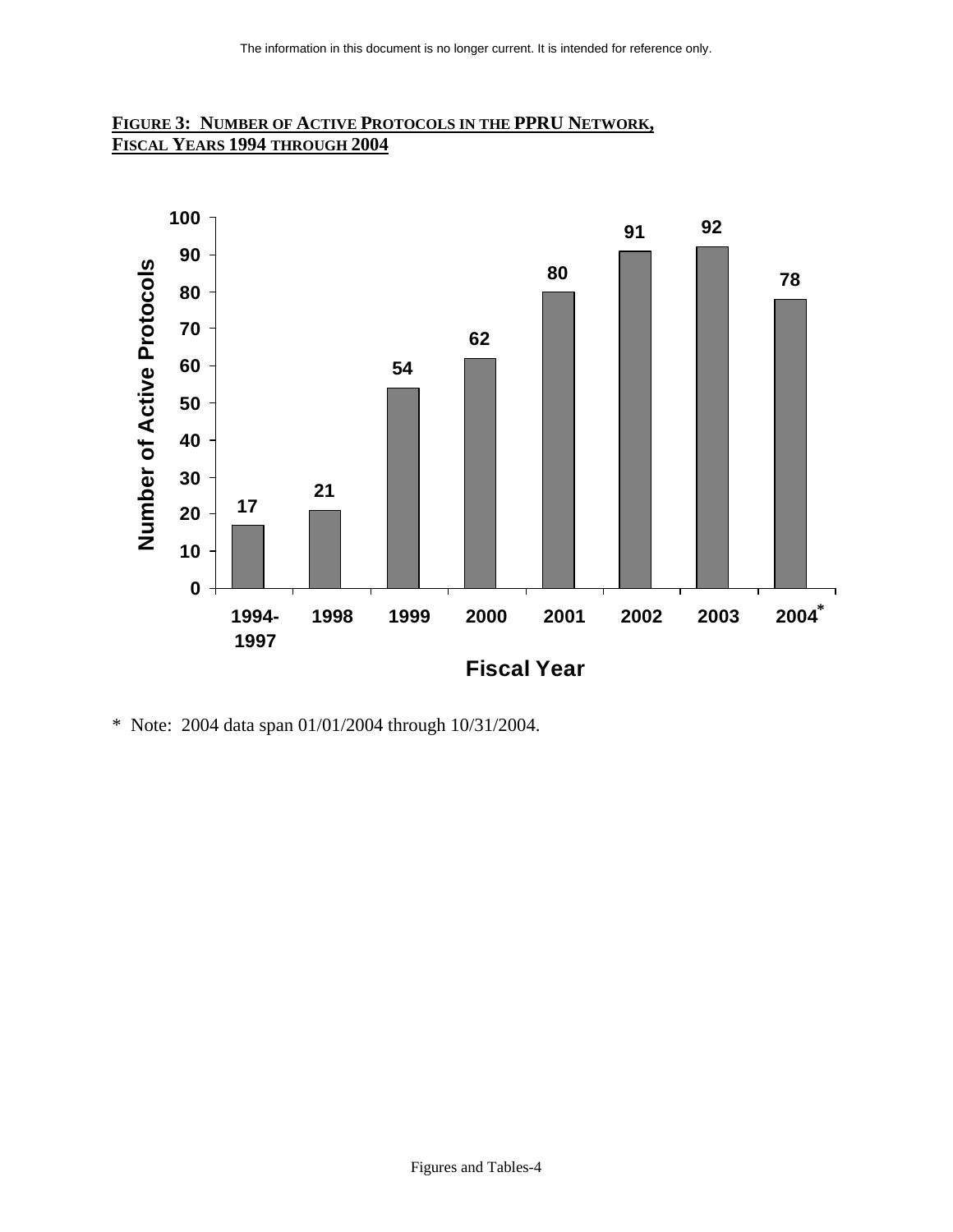The information in this document is no longer current. It is intended for reference only.

**FIGURE 3: NUMBER OF ACTIVE PROTOCOLS IN THE PPRU NETWORK, FISCAL YEARS 1994 THROUGH 2004**

| Fiscal Year | Number of Active Protocols |
| --- | --- |
| 1994-1997 | 17 |
| 1998 | 21 |
| 1999 | 54 |
| 2000 | 62 |
| 2001 | 80 |
| 2002 | 91 |
| 2003 | 92 |
| 2004* | 78 |

\* Note: 2004 data span 01/01/2004 through 10/31/2004.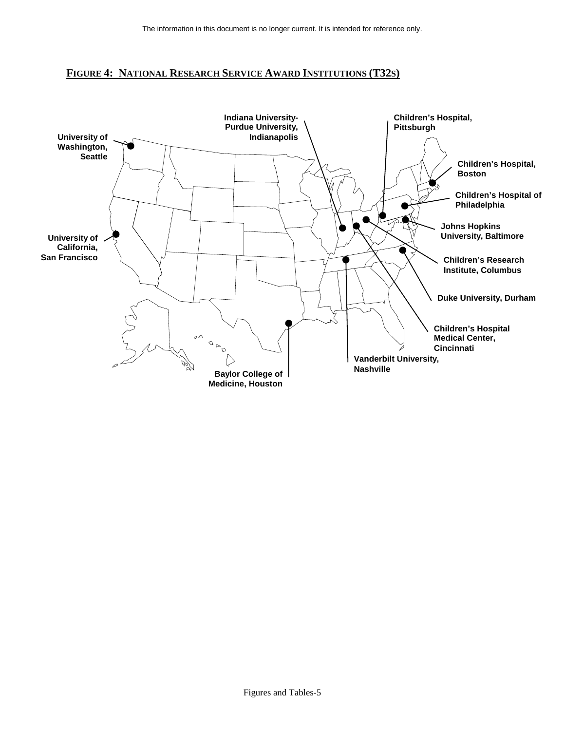The information in this document is no longer current. It is intended for reference only.

## FIGURE 4: NATIONAL RESEARCH SERVICE AWARD INSTITUTIONS (T32S)

University of Washington, Seattle

University of California, San Francisco

Indiana University-Purdue University, Indianapolis

Children's Hospital, Pittsburgh

Children's Hospital, Boston

Children's Hospital of Philadelphia

Johns Hopkins University, Baltimore

Children's Research Institute, Columbus

Duke University, Durham

Children's Hospital Medical Center, Cincinnati

Vanderbilt University, Nashville

Baylor College of Medicine, Houston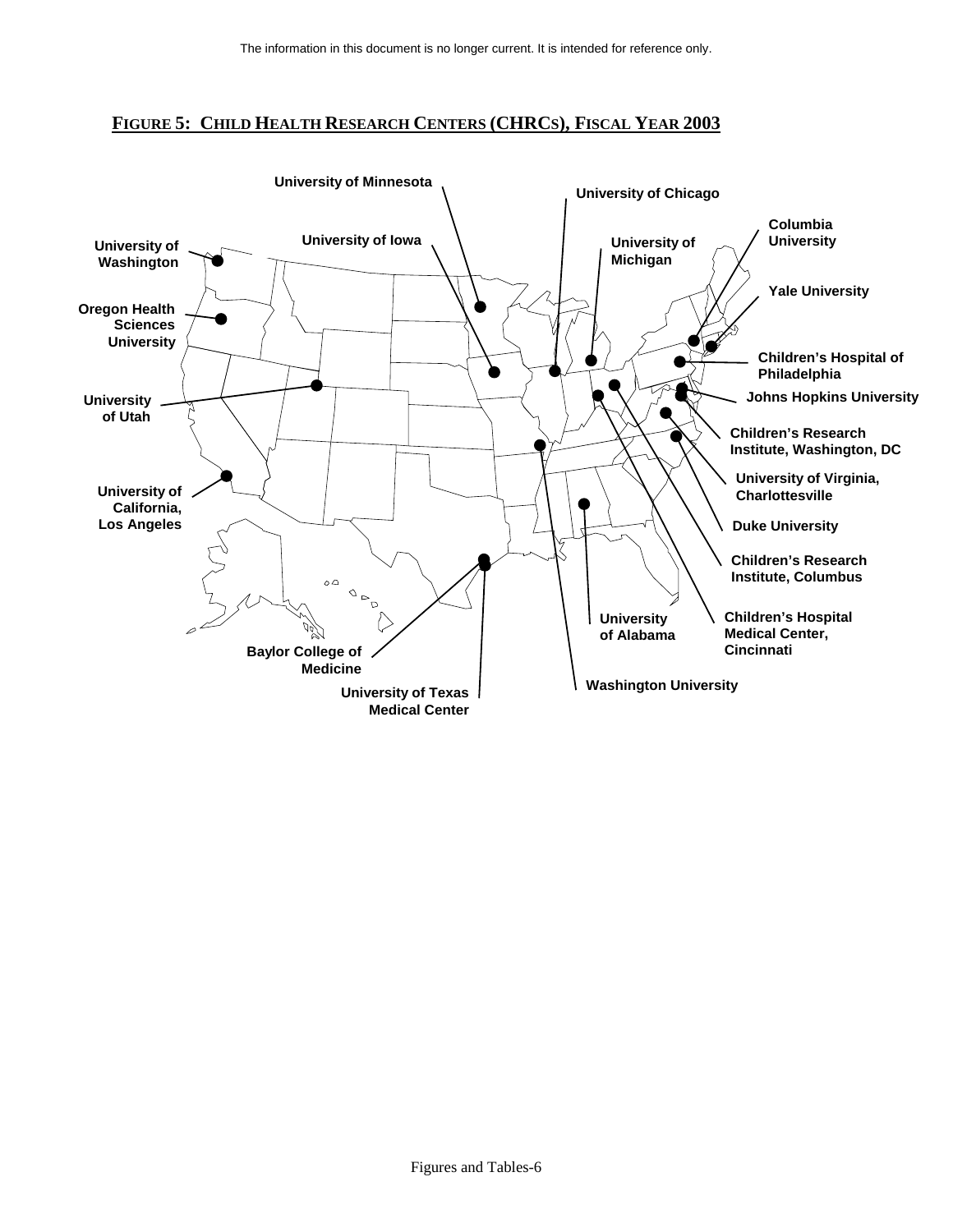The information in this document is no longer current. It is intended for reference only.

## FIGURE 5: CHILD HEALTH RESEARCH CENTERS (CHRCS), FISCAL YEAR 2003

University of Minnesota

University of Chicago

Columbia University

University of Washington

University of Iowa

University of Michigan

Yale University

Oregon Health Sciences University

Children's Hospital of Philadelphia

University of Utah

Johns Hopkins University

Children's Research Institute, Washington, DC

University of Virginia, Charlottesville

University of California, Los Angeles

Duke University

Children's Research Institute, Columbus

University of Alabama

Children's Hospital Medical Center, Cincinnati

Baylor College of Medicine

Washington University

University of Texas Medical Center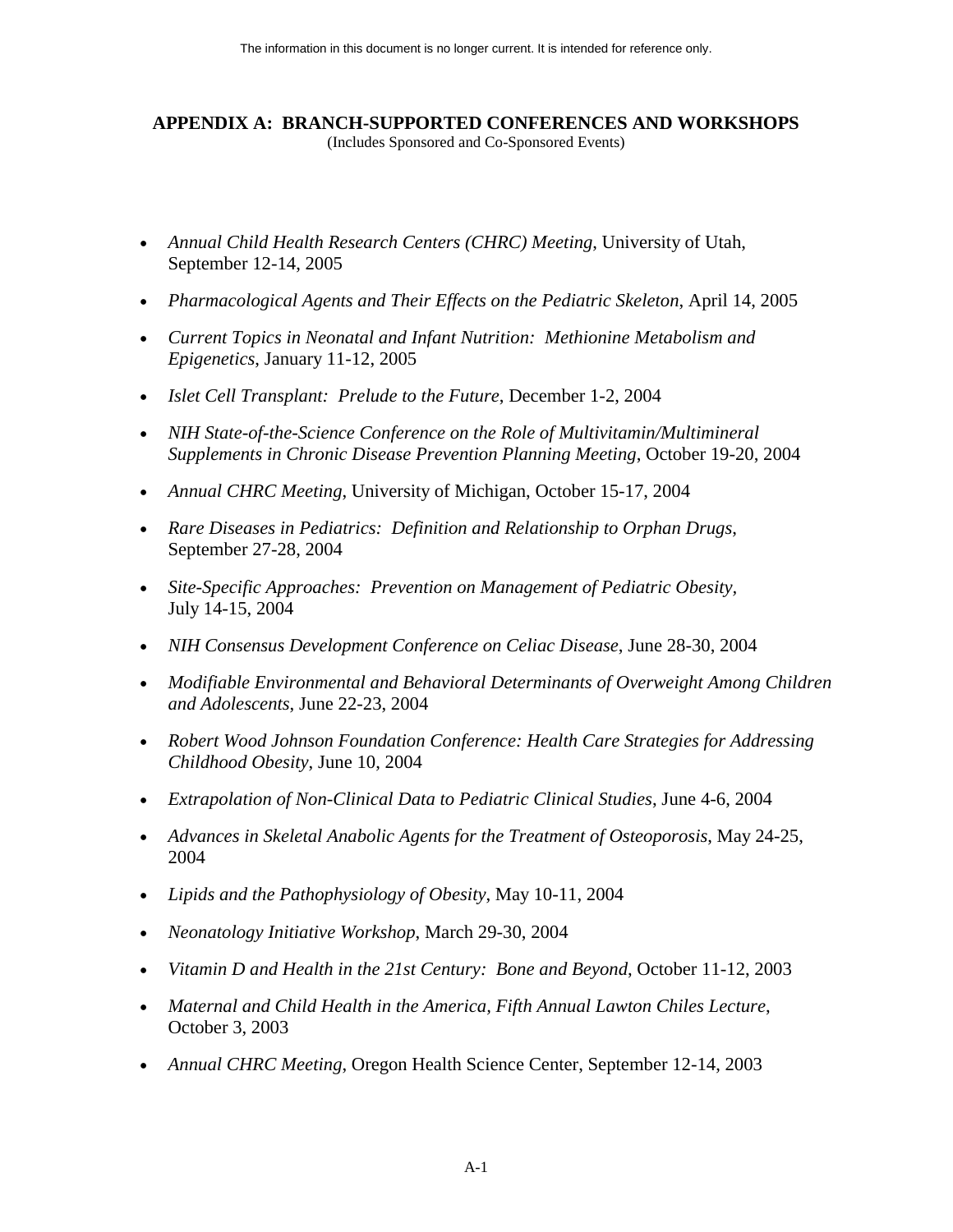The information in this document is no longer current. It is intended for reference only.

# APPENDIX A: BRANCH-SUPPORTED CONFERENCES AND WORKSHOPS

(Includes Sponsored and Co-Sponsored Events)

- *Annual Child Health Research Centers (CHRC) Meeting*, University of Utah, September 12-14, 2005
- *Pharmacological Agents and Their Effects on the Pediatric Skeleton*, April 14, 2005
- *Current Topics in Neonatal and Infant Nutrition: Methionine Metabolism and Epigenetics*, January 11-12, 2005
- *Islet Cell Transplant: Prelude to the Future*, December 1-2, 2004
- *NIH State-of-the-Science Conference on the Role of Multivitamin/Multimineral Supplements in Chronic Disease Prevention Planning Meeting*, October 19-20, 2004
- *Annual CHRC Meeting*, University of Michigan, October 15-17, 2004
- *Rare Diseases in Pediatrics: Definition and Relationship to Orphan Drugs*, September 27-28, 2004
- *Site-Specific Approaches: Prevention on Management of Pediatric Obesity*, July 14-15, 2004
- *NIH Consensus Development Conference on Celiac Disease*, June 28-30, 2004
- *Modifiable Environmental and Behavioral Determinants of Overweight Among Children and Adolescents*, June 22-23, 2004
- *Robert Wood Johnson Foundation Conference: Health Care Strategies for Addressing Childhood Obesity*, June 10, 2004
- *Extrapolation of Non-Clinical Data to Pediatric Clinical Studies*, June 4-6, 2004
- *Advances in Skeletal Anabolic Agents for the Treatment of Osteoporosis*, May 24-25, 2004
- *Lipids and the Pathophysiology of Obesity*, May 10-11, 2004
- *Neonatology Initiative Workshop*, March 29-30, 2004
- *Vitamin D and Health in the 21st Century: Bone and Beyond*, October 11-12, 2003
- *Maternal and Child Health in the America, Fifth Annual Lawton Chiles Lecture*, October 3, 2003
- *Annual CHRC Meeting*, Oregon Health Science Center, September 12-14, 2003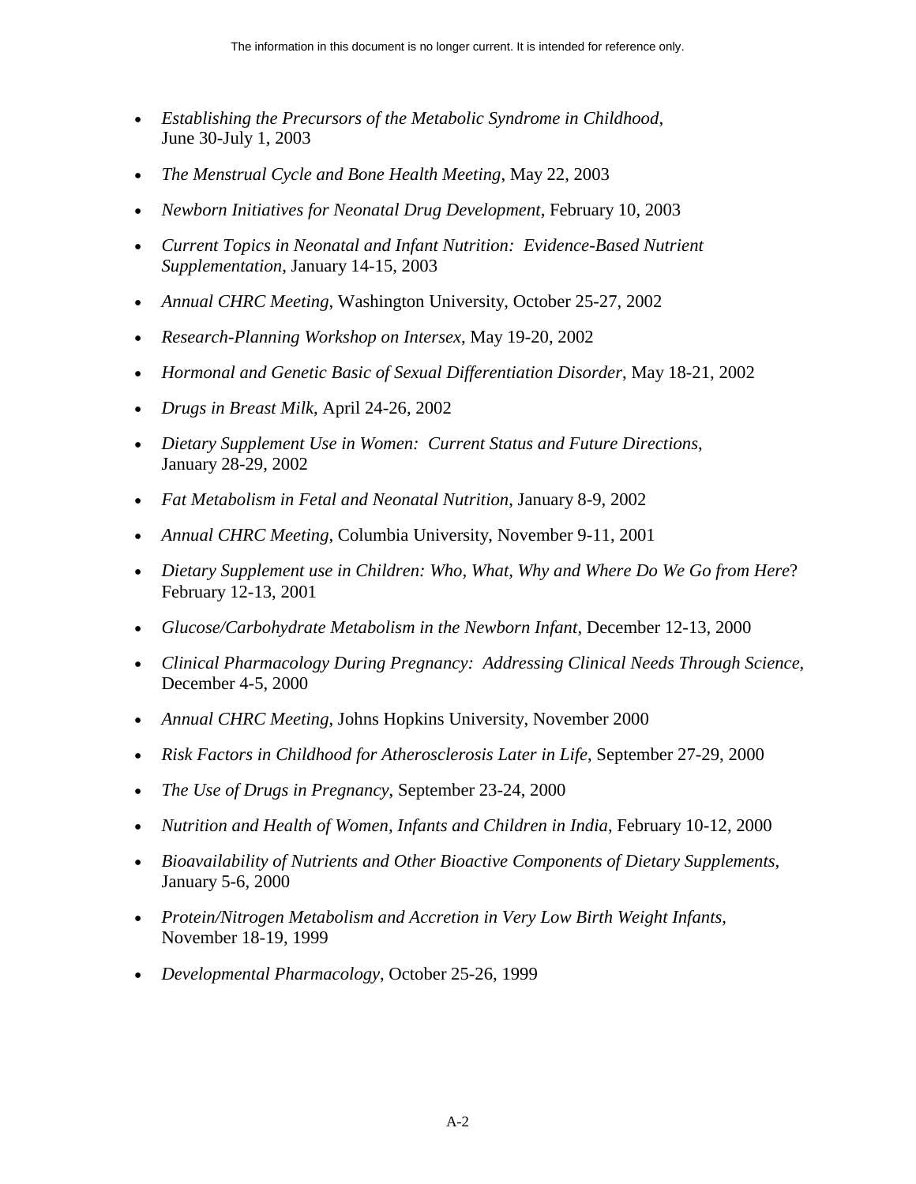- *Establishing the Precursors of the Metabolic Syndrome in Childhood*, June 30-July 1, 2003
- *The Menstrual Cycle and Bone Health Meeting*, May 22, 2003
- *Newborn Initiatives for Neonatal Drug Development*, February 10, 2003
- *Current Topics in Neonatal and Infant Nutrition: Evidence-Based Nutrient Supplementation*, January 14-15, 2003
- *Annual CHRC Meeting*, Washington University, October 25-27, 2002
- *Research-Planning Workshop on Intersex*, May 19-20, 2002
- *Hormonal and Genetic Basic of Sexual Differentiation Disorder*, May 18-21, 2002
- *Drugs in Breast Milk*, April 24-26, 2002
- *Dietary Supplement Use in Women: Current Status and Future Directions*, January 28-29, 2002
- *Fat Metabolism in Fetal and Neonatal Nutrition*, January 8-9, 2002
- *Annual CHRC Meeting*, Columbia University, November 9-11, 2001
- *Dietary Supplement use in Children: Who, What, Why and Where Do We Go from Here*? February 12-13, 2001
- *Glucose/Carbohydrate Metabolism in the Newborn Infant*, December 12-13, 2000
- *Clinical Pharmacology During Pregnancy: Addressing Clinical Needs Through Science*, December 4-5, 2000
- *Annual CHRC Meeting*, Johns Hopkins University, November 2000
- *Risk Factors in Childhood for Atherosclerosis Later in Life*, September 27-29, 2000
- *The Use of Drugs in Pregnancy*, September 23-24, 2000
- *Nutrition and Health of Women, Infants and Children in India*, February 10-12, 2000
- *Bioavailability of Nutrients and Other Bioactive Components of Dietary Supplements*, January 5-6, 2000
- *Protein/Nitrogen Metabolism and Accretion in Very Low Birth Weight Infants*, November 18-19, 1999
- *Developmental Pharmacology*, October 25-26, 1999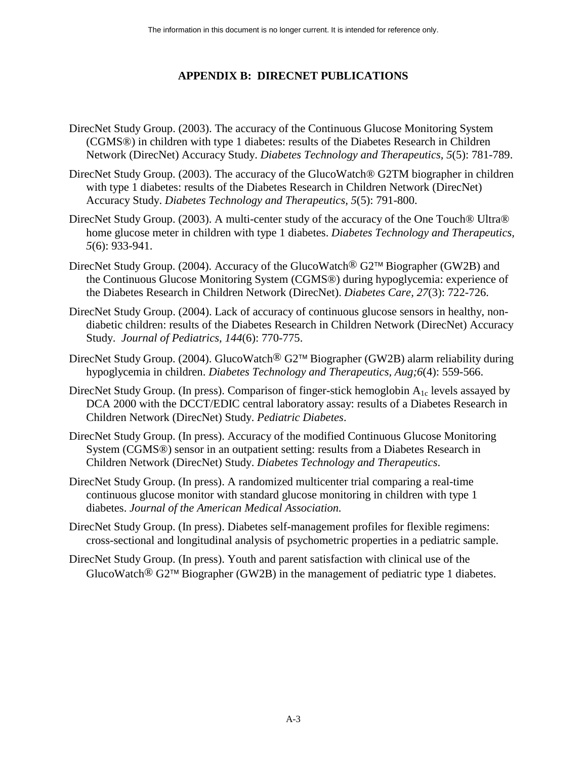The information in this document is no longer current. It is intended for reference only.

## APPENDIX B: DIRECNET PUBLICATIONS

DirecNet Study Group. (2003). The accuracy of the Continuous Glucose Monitoring System (CGMS®) in children with type 1 diabetes: results of the Diabetes Research in Children Network (DirecNet) Accuracy Study. *Diabetes Technology and Therapeutics*, *5*(5): 781-789.

DirecNet Study Group. (2003). The accuracy of the GlucoWatch® G2TM biographer in children with type 1 diabetes: results of the Diabetes Research in Children Network (DirecNet) Accuracy Study. *Diabetes Technology and Therapeutics, 5*(5): 791-800.

DirecNet Study Group. (2003). A multi-center study of the accuracy of the One Touch® Ultra® home glucose meter in children with type 1 diabetes. *Diabetes Technology and Therapeutics, 5*(6): 933-941.

DirecNet Study Group. (2004). Accuracy of the GlucoWatch® G2™ Biographer (GW2B) and the Continuous Glucose Monitoring System (CGMS®) during hypoglycemia: experience of the Diabetes Research in Children Network (DirecNet). *Diabetes Care*, *27*(3): 722-726.

DirecNet Study Group. (2004). Lack of accuracy of continuous glucose sensors in healthy, non-diabetic children: results of the Diabetes Research in Children Network (DirecNet) Accuracy Study. *Journal of Pediatrics, 144*(6): 770-775.

DirecNet Study Group. (2004). GlucoWatch® G2™ Biographer (GW2B) alarm reliability during hypoglycemia in children. *Diabetes Technology and Therapeutics, Aug;6*(4): 559-566.

DirecNet Study Group. (In press). Comparison of finger-stick hemoglobin $A_{1c}$ levels assayed by DCA 2000 with the DCCT/EDIC central laboratory assay: results of a Diabetes Research in Children Network (DirecNet) Study. *Pediatric Diabetes*.

DirecNet Study Group. (In press). Accuracy of the modified Continuous Glucose Monitoring System (CGMS®) sensor in an outpatient setting: results from a Diabetes Research in Children Network (DirecNet) Study. *Diabetes Technology and Therapeutics*.

DirecNet Study Group. (In press). A randomized multicenter trial comparing a real-time continuous glucose monitor with standard glucose monitoring in children with type 1 diabetes. *Journal of the American Medical Association.*

DirecNet Study Group. (In press). Diabetes self-management profiles for flexible regimens: cross-sectional and longitudinal analysis of psychometric properties in a pediatric sample.

DirecNet Study Group. (In press). Youth and parent satisfaction with clinical use of the GlucoWatch® G2™ Biographer (GW2B) in the management of pediatric type 1 diabetes.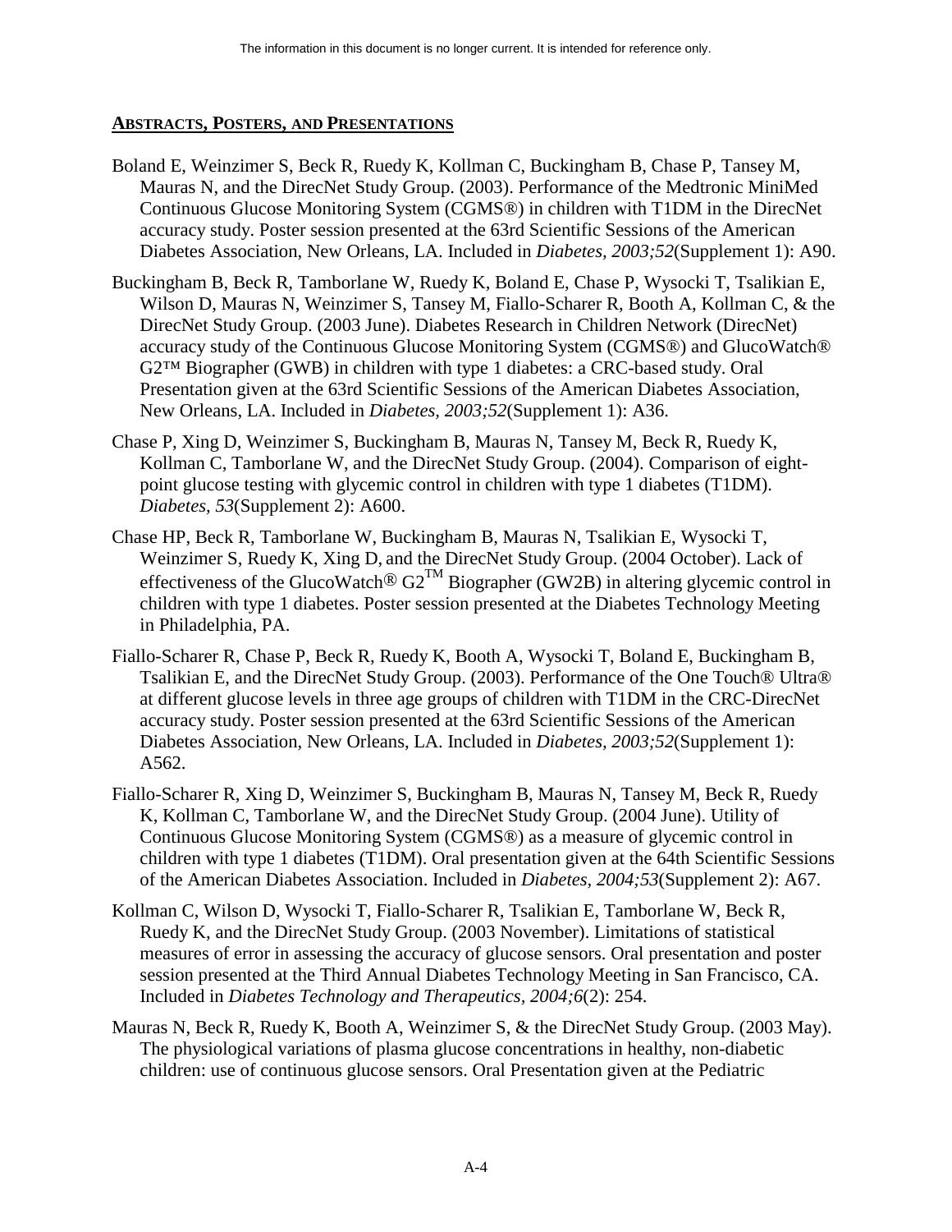## ABSTRACTS, POSTERS, AND PRESENTATIONS

Boland E, Weinzimer S, Beck R, Ruedy K, Kollman C, Buckingham B, Chase P, Tansey M, Mauras N, and the DirecNet Study Group. (2003). Performance of the Medtronic MiniMed Continuous Glucose Monitoring System (CGMS®) in children with T1DM in the DirecNet accuracy study. Poster session presented at the 63rd Scientific Sessions of the American Diabetes Association, New Orleans, LA. Included in *Diabetes, 2003;52*(Supplement 1): A90.

Buckingham B, Beck R, Tamborlane W, Ruedy K, Boland E, Chase P, Wysocki T, Tsalikian E, Wilson D, Mauras N, Weinzimer S, Tansey M, Fiallo-Scharer R, Booth A, Kollman C, & the DirecNet Study Group. (2003 June). Diabetes Research in Children Network (DirecNet) accuracy study of the Continuous Glucose Monitoring System (CGMS®) and GlucoWatch® G2™ Biographer (GWB) in children with type 1 diabetes: a CRC-based study. Oral Presentation given at the 63rd Scientific Sessions of the American Diabetes Association, New Orleans, LA. Included in *Diabetes, 2003;52*(Supplement 1): A36.

Chase P, Xing D, Weinzimer S, Buckingham B, Mauras N, Tansey M, Beck R, Ruedy K, Kollman C, Tamborlane W, and the DirecNet Study Group. (2004). Comparison of eight-point glucose testing with glycemic control in children with type 1 diabetes (T1DM). *Diabetes, 53*(Supplement 2): A600.

Chase HP, Beck R, Tamborlane W, Buckingham B, Mauras N, Tsalikian E, Wysocki T, Weinzimer S, Ruedy K, Xing D, and the DirecNet Study Group. (2004 October). Lack of effectiveness of the GlucoWatch® G2™ Biographer (GW2B) in altering glycemic control in children with type 1 diabetes. Poster session presented at the Diabetes Technology Meeting in Philadelphia, PA.

Fiallo-Scharer R, Chase P, Beck R, Ruedy K, Booth A, Wysocki T, Boland E, Buckingham B, Tsalikian E, and the DirecNet Study Group. (2003). Performance of the One Touch® Ultra® at different glucose levels in three age groups of children with T1DM in the CRC-DirecNet accuracy study. Poster session presented at the 63rd Scientific Sessions of the American Diabetes Association, New Orleans, LA. Included in *Diabetes, 2003;52*(Supplement 1): A562.

Fiallo-Scharer R, Xing D, Weinzimer S, Buckingham B, Mauras N, Tansey M, Beck R, Ruedy K, Kollman C, Tamborlane W, and the DirecNet Study Group. (2004 June). Utility of Continuous Glucose Monitoring System (CGMS®) as a measure of glycemic control in children with type 1 diabetes (T1DM). Oral presentation given at the 64th Scientific Sessions of the American Diabetes Association. Included in *Diabetes, 2004;53*(Supplement 2): A67.

Kollman C, Wilson D, Wysocki T, Fiallo-Scharer R, Tsalikian E, Tamborlane W, Beck R, Ruedy K, and the DirecNet Study Group. (2003 November). Limitations of statistical measures of error in assessing the accuracy of glucose sensors. Oral presentation and poster session presented at the Third Annual Diabetes Technology Meeting in San Francisco, CA. Included in *Diabetes Technology and Therapeutics, 2004;6*(2): 254.

Mauras N, Beck R, Ruedy K, Booth A, Weinzimer S, & the DirecNet Study Group. (2003 May). The physiological variations of plasma glucose concentrations in healthy, non-diabetic children: use of continuous glucose sensors. Oral Presentation given at the Pediatric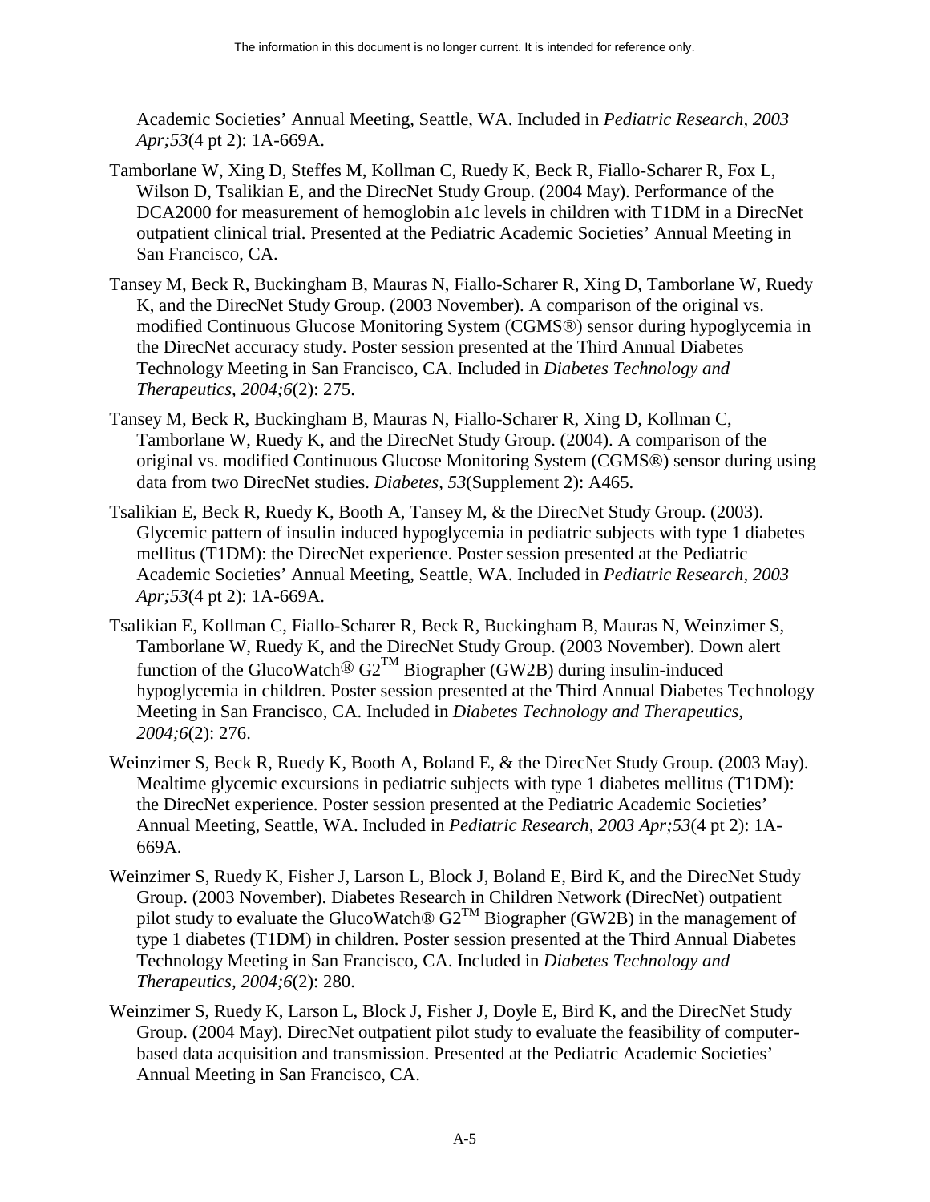Academic Societies' Annual Meeting, Seattle, WA. Included in *Pediatric Research, 2003 Apr;53*(4 pt 2): 1A-669A.

Tamborlane W, Xing D, Steffes M, Kollman C, Ruedy K, Beck R, Fiallo-Scharer R, Fox L, Wilson D, Tsalikian E, and the DirecNet Study Group. (2004 May). Performance of the DCA2000 for measurement of hemoglobin a1c levels in children with T1DM in a DirecNet outpatient clinical trial. Presented at the Pediatric Academic Societies' Annual Meeting in San Francisco, CA.

Tansey M, Beck R, Buckingham B, Mauras N, Fiallo-Scharer R, Xing D, Tamborlane W, Ruedy K, and the DirecNet Study Group. (2003 November). A comparison of the original vs. modified Continuous Glucose Monitoring System (CGMS®) sensor during hypoglycemia in the DirecNet accuracy study. Poster session presented at the Third Annual Diabetes Technology Meeting in San Francisco, CA. Included in *Diabetes Technology and Therapeutics, 2004;6*(2): 275.

Tansey M, Beck R, Buckingham B, Mauras N, Fiallo-Scharer R, Xing D, Kollman C, Tamborlane W, Ruedy K, and the DirecNet Study Group. (2004). A comparison of the original vs. modified Continuous Glucose Monitoring System (CGMS®) sensor during using data from two DirecNet studies. *Diabetes, 53*(Supplement 2): A465.

Tsalikian E, Beck R, Ruedy K, Booth A, Tansey M, & the DirecNet Study Group. (2003). Glycemic pattern of insulin induced hypoglycemia in pediatric subjects with type 1 diabetes mellitus (T1DM): the DirecNet experience. Poster session presented at the Pediatric Academic Societies' Annual Meeting, Seattle, WA. Included in *Pediatric Research, 2003 Apr;53*(4 pt 2): 1A-669A.

Tsalikian E, Kollman C, Fiallo-Scharer R, Beck R, Buckingham B, Mauras N, Weinzimer S, Tamborlane W, Ruedy K, and the DirecNet Study Group. (2003 November). Down alert function of the GlucoWatch® G2™ Biographer (GW2B) during insulin-induced hypoglycemia in children. Poster session presented at the Third Annual Diabetes Technology Meeting in San Francisco, CA. Included in *Diabetes Technology and Therapeutics, 2004;6*(2): 276.

Weinzimer S, Beck R, Ruedy K, Booth A, Boland E, & the DirecNet Study Group. (2003 May). Mealtime glycemic excursions in pediatric subjects with type 1 diabetes mellitus (T1DM): the DirecNet experience. Poster session presented at the Pediatric Academic Societies' Annual Meeting, Seattle, WA. Included in *Pediatric Research, 2003 Apr;53*(4 pt 2): 1A-669A.

Weinzimer S, Ruedy K, Fisher J, Larson L, Block J, Boland E, Bird K, and the DirecNet Study Group. (2003 November). Diabetes Research in Children Network (DirecNet) outpatient pilot study to evaluate the GlucoWatch® G2™ Biographer (GW2B) in the management of type 1 diabetes (T1DM) in children. Poster session presented at the Third Annual Diabetes Technology Meeting in San Francisco, CA. Included in *Diabetes Technology and Therapeutics, 2004;6*(2): 280.

Weinzimer S, Ruedy K, Larson L, Block J, Fisher J, Doyle E, Bird K, and the DirecNet Study Group. (2004 May). DirecNet outpatient pilot study to evaluate the feasibility of computer-based data acquisition and transmission. Presented at the Pediatric Academic Societies' Annual Meeting in San Francisco, CA.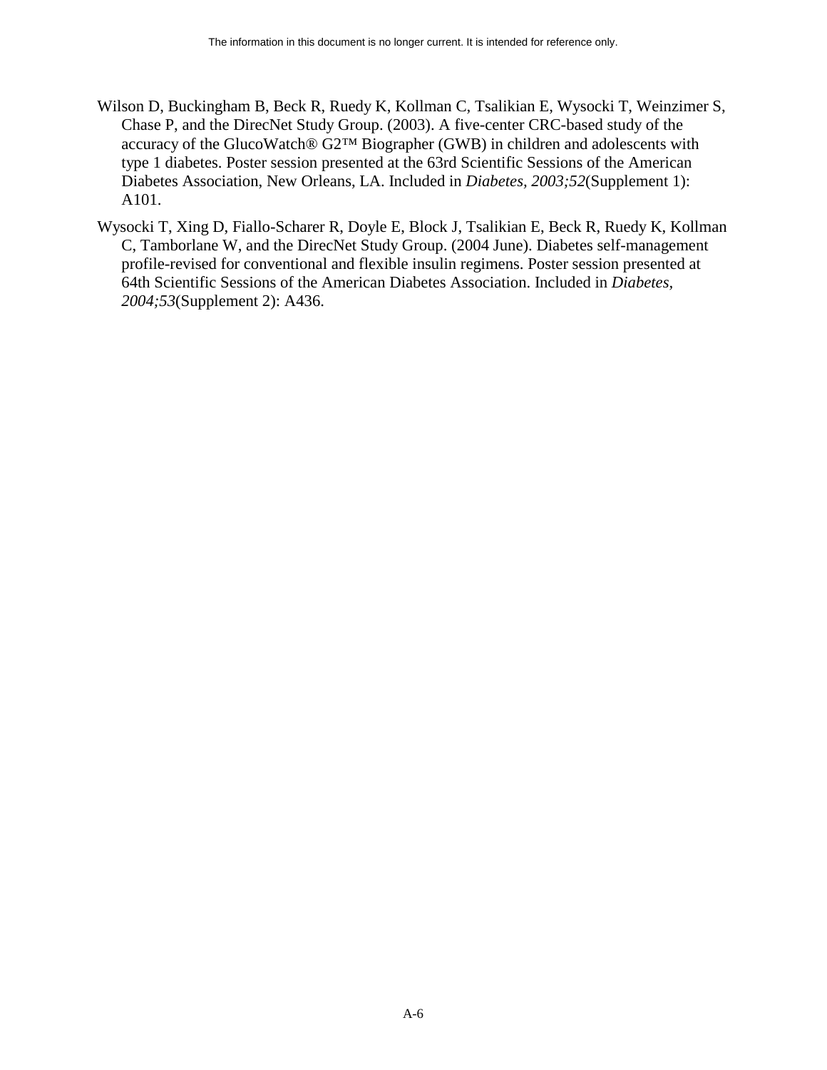Wilson D, Buckingham B, Beck R, Ruedy K, Kollman C, Tsalikian E, Wysocki T, Weinzimer S, Chase P, and the DirecNet Study Group. (2003). A five-center CRC-based study of the accuracy of the GlucoWatch® G2™ Biographer (GWB) in children and adolescents with type 1 diabetes. Poster session presented at the 63rd Scientific Sessions of the American Diabetes Association, New Orleans, LA. Included in *Diabetes, 2003;52*(Supplement 1): A101.

Wysocki T, Xing D, Fiallo-Scharer R, Doyle E, Block J, Tsalikian E, Beck R, Ruedy K, Kollman C, Tamborlane W, and the DirecNet Study Group. (2004 June). Diabetes self-management profile-revised for conventional and flexible insulin regimens. Poster session presented at 64th Scientific Sessions of the American Diabetes Association. Included in *Diabetes, 2004;53*(Supplement 2): A436.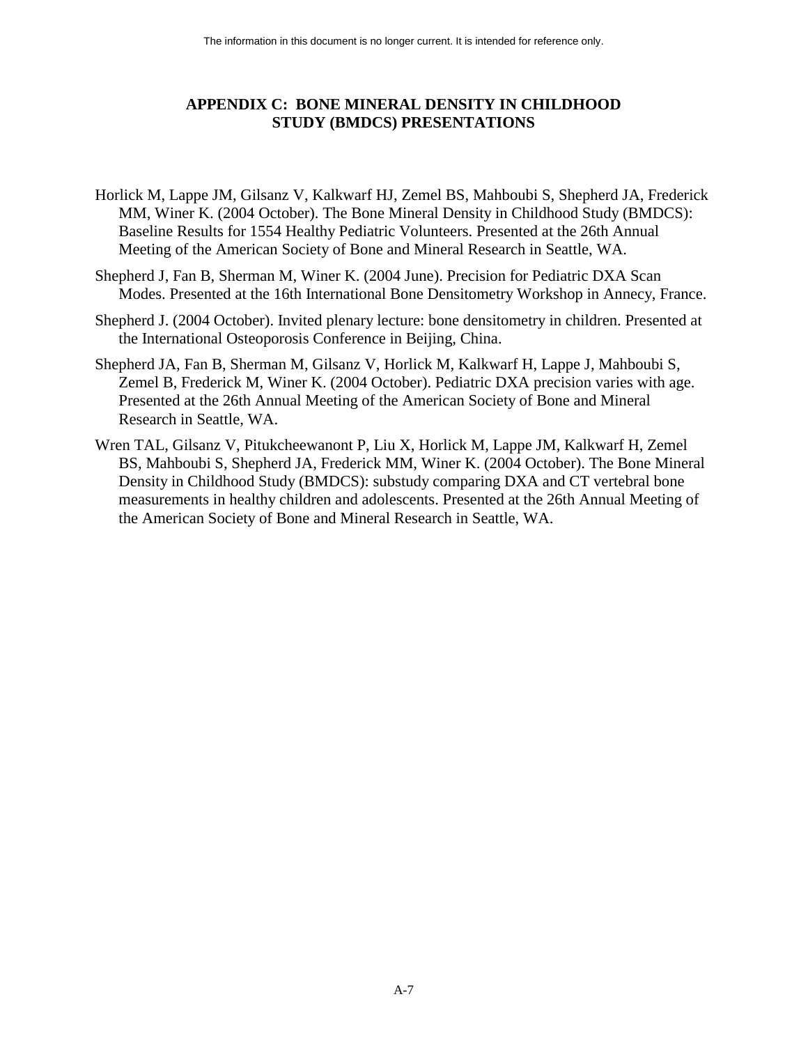The information in this document is no longer current. It is intended for reference only.

# APPENDIX C: BONE MINERAL DENSITY IN CHILDHOOD STUDY (BMDCS) PRESENTATIONS

Horlick M, Lappe JM, Gilsanz V, Kalkwarf HJ, Zemel BS, Mahboubi S, Shepherd JA, Frederick MM, Winer K. (2004 October). The Bone Mineral Density in Childhood Study (BMDCS): Baseline Results for 1554 Healthy Pediatric Volunteers. Presented at the 26th Annual Meeting of the American Society of Bone and Mineral Research in Seattle, WA.

Shepherd J, Fan B, Sherman M, Winer K. (2004 June). Precision for Pediatric DXA Scan Modes. Presented at the 16th International Bone Densitometry Workshop in Annecy, France.

Shepherd J. (2004 October). Invited plenary lecture: bone densitometry in children. Presented at the International Osteoporosis Conference in Beijing, China.

Shepherd JA, Fan B, Sherman M, Gilsanz V, Horlick M, Kalkwarf H, Lappe J, Mahboubi S, Zemel B, Frederick M, Winer K. (2004 October). Pediatric DXA precision varies with age. Presented at the 26th Annual Meeting of the American Society of Bone and Mineral Research in Seattle, WA.

Wren TAL, Gilsanz V, Pitukcheewanont P, Liu X, Horlick M, Lappe JM, Kalkwarf H, Zemel BS, Mahboubi S, Shepherd JA, Frederick MM, Winer K. (2004 October). The Bone Mineral Density in Childhood Study (BMDCS): substudy comparing DXA and CT vertebral bone measurements in healthy children and adolescents. Presented at the 26th Annual Meeting of the American Society of Bone and Mineral Research in Seattle, WA.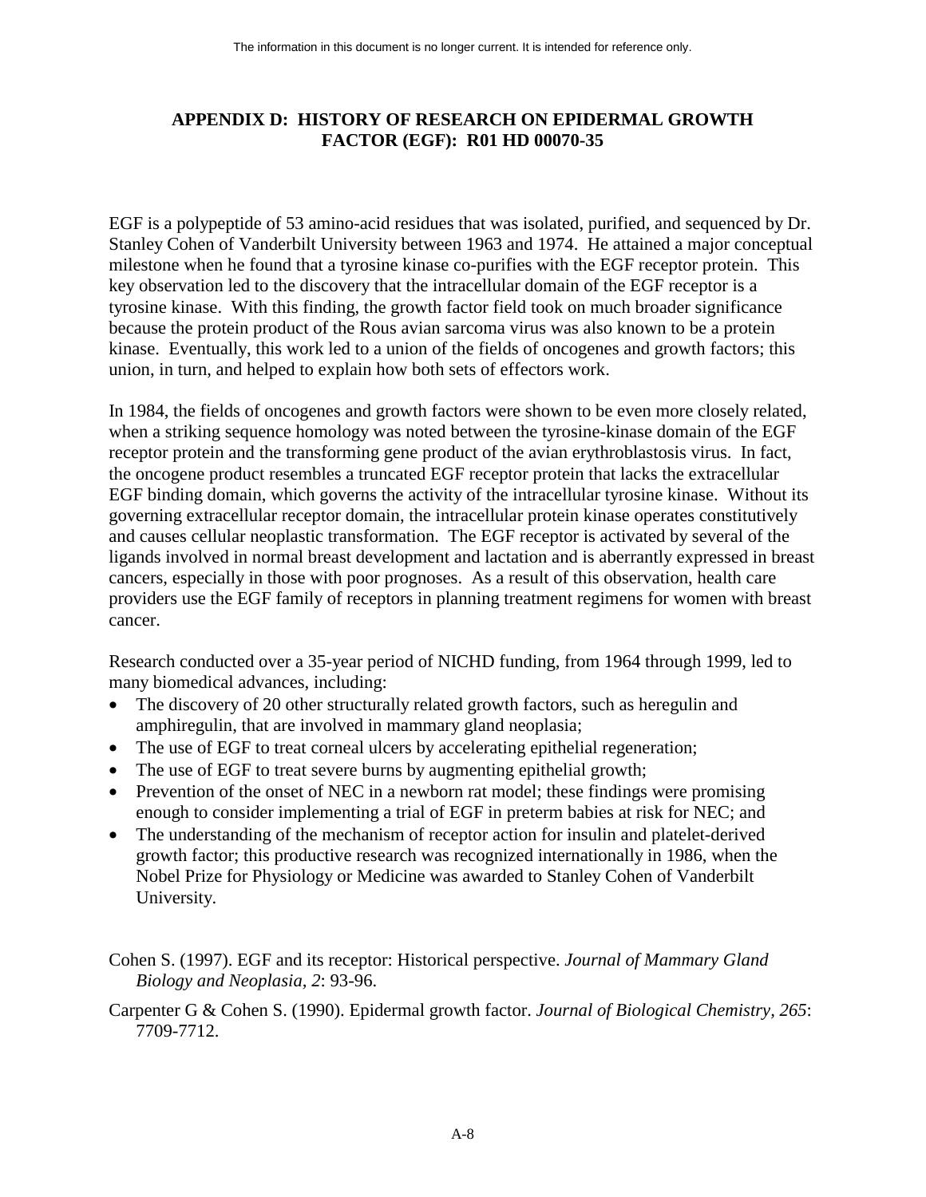# APPENDIX D: HISTORY OF RESEARCH ON EPIDERMAL GROWTH FACTOR (EGF): R01 HD 00070-35

EGF is a polypeptide of 53 amino-acid residues that was isolated, purified, and sequenced by Dr. Stanley Cohen of Vanderbilt University between 1963 and 1974. He attained a major conceptual milestone when he found that a tyrosine kinase co-purifies with the EGF receptor protein. This key observation led to the discovery that the intracellular domain of the EGF receptor is a tyrosine kinase. With this finding, the growth factor field took on much broader significance because the protein product of the Rous avian sarcoma virus was also known to be a protein kinase. Eventually, this work led to a union of the fields of oncogenes and growth factors; this union, in turn, and helped to explain how both sets of effectors work.

In 1984, the fields of oncogenes and growth factors were shown to be even more closely related, when a striking sequence homology was noted between the tyrosine-kinase domain of the EGF receptor protein and the transforming gene product of the avian erythroblastosis virus. In fact, the oncogene product resembles a truncated EGF receptor protein that lacks the extracellular EGF binding domain, which governs the activity of the intracellular tyrosine kinase. Without its governing extracellular receptor domain, the intracellular protein kinase operates constitutively and causes cellular neoplastic transformation. The EGF receptor is activated by several of the ligands involved in normal breast development and lactation and is aberrantly expressed in breast cancers, especially in those with poor prognoses. As a result of this observation, health care providers use the EGF family of receptors in planning treatment regimens for women with breast cancer.

Research conducted over a 35-year period of NICHD funding, from 1964 through 1999, led to many biomedical advances, including:

- The discovery of 20 other structurally related growth factors, such as heregulin and amphiregulin, that are involved in mammary gland neoplasia;
- The use of EGF to treat corneal ulcers by accelerating epithelial regeneration;
- The use of EGF to treat severe burns by augmenting epithelial growth;
- Prevention of the onset of NEC in a newborn rat model; these findings were promising enough to consider implementing a trial of EGF in preterm babies at risk for NEC; and
- The understanding of the mechanism of receptor action for insulin and platelet-derived growth factor; this productive research was recognized internationally in 1986, when the Nobel Prize for Physiology or Medicine was awarded to Stanley Cohen of Vanderbilt University.

Cohen S. (1997). EGF and its receptor: Historical perspective. *Journal of Mammary Gland Biology and Neoplasia, 2*: 93-96.

Carpenter G & Cohen S. (1990). Epidermal growth factor. *Journal of Biological Chemistry, 265*: 7709-7712.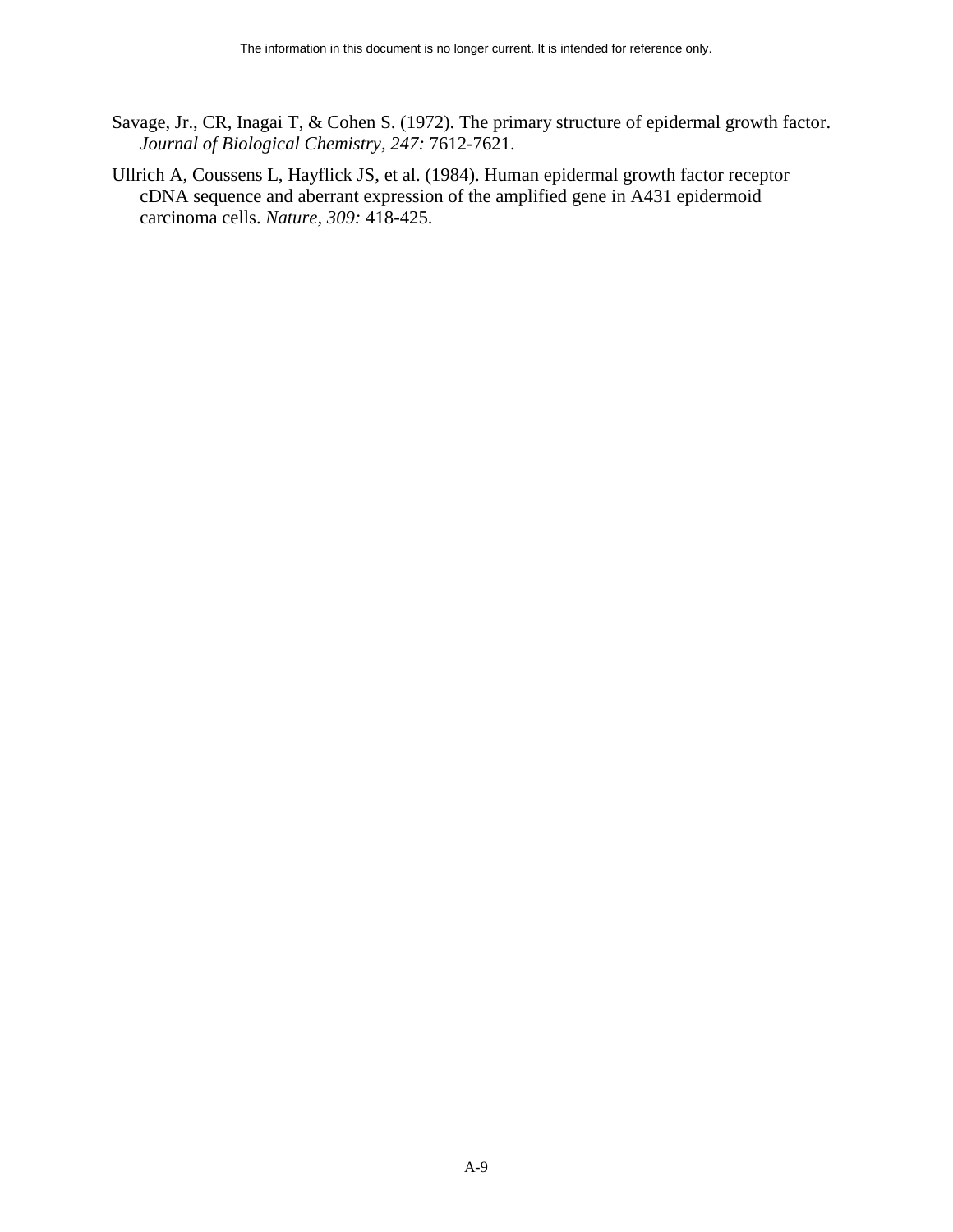Savage, Jr., CR, Inagai T, & Cohen S. (1972). The primary structure of epidermal growth factor. *Journal of Biological Chemistry, 247:* 7612-7621.

Ullrich A, Coussens L, Hayflick JS, et al. (1984). Human epidermal growth factor receptor cDNA sequence and aberrant expression of the amplified gene in A431 epidermoid carcinoma cells. *Nature, 309:* 418-425.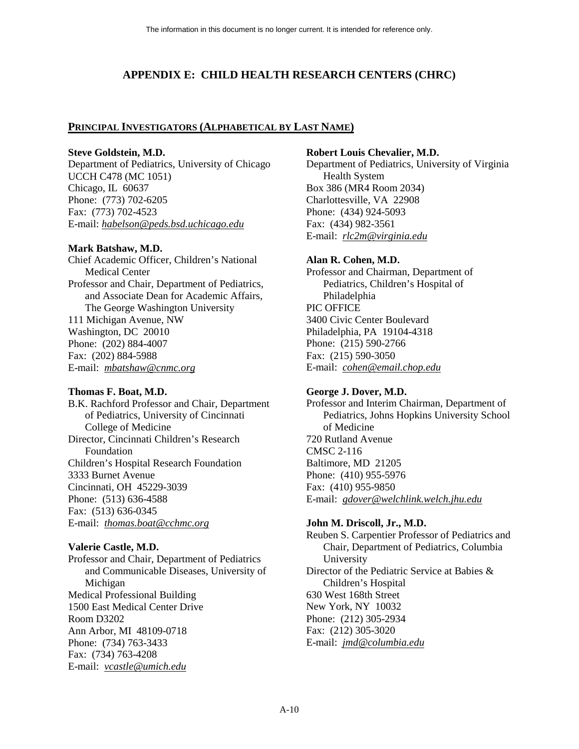The information in this document is no longer current. It is intended for reference only.

# APPENDIX E: CHILD HEALTH RESEARCH CENTERS (CHRC)

## PRINCIPAL INVESTIGATORS (ALPHABETICAL BY LAST NAME)

**Steve Goldstein, M.D.**
Department of Pediatrics, University of Chicago
UCCH C478 (MC 1051)
Chicago, IL 60637
Phone: (773) 702-6205
Fax: (773) 702-4523
E-mail: *habelson@peds.bsd.uchicago.edu*

**Mark Batshaw, M.D.**
Chief Academic Officer, Children's National Medical Center
Professor and Chair, Department of Pediatrics, and Associate Dean for Academic Affairs, The George Washington University
111 Michigan Avenue, NW
Washington, DC 20010
Phone: (202) 884-4007
Fax: (202) 884-5988
E-mail: *mbatshaw@cnmc.org*

**Thomas F. Boat, M.D.**
B.K. Rachford Professor and Chair, Department of Pediatrics, University of Cincinnati College of Medicine
Director, Cincinnati Children's Research Foundation
Children's Hospital Research Foundation
3333 Burnet Avenue
Cincinnati, OH 45229-3039
Phone: (513) 636-4588
Fax: (513) 636-0345
E-mail: *thomas.boat@cchmc.org*

**Valerie Castle, M.D.**
Professor and Chair, Department of Pediatrics and Communicable Diseases, University of Michigan
Medical Professional Building
1500 East Medical Center Drive
Room D3202
Ann Arbor, MI 48109-0718
Phone: (734) 763-3433
Fax: (734) 763-4208
E-mail: *vcastle@umich.edu*

**Robert Louis Chevalier, M.D.**
Department of Pediatrics, University of Virginia Health System
Box 386 (MR4 Room 2034)
Charlottesville, VA 22908
Phone: (434) 924-5093
Fax: (434) 982-3561
E-mail: *rlc2m@virginia.edu*

**Alan R. Cohen, M.D.**
Professor and Chairman, Department of Pediatrics, Children's Hospital of Philadelphia
PIC OFFICE
3400 Civic Center Boulevard
Philadelphia, PA 19104-4318
Phone: (215) 590-2766
Fax: (215) 590-3050
E-mail: *cohen@email.chop.edu*

**George J. Dover, M.D.**
Professor and Interim Chairman, Department of Pediatrics, Johns Hopkins University School of Medicine
720 Rutland Avenue
CMSC 2-116
Baltimore, MD 21205
Phone: (410) 955-5976
Fax: (410) 955-9850
E-mail: *gdover@welchlink.welch.jhu.edu*

**John M. Driscoll, Jr., M.D.**
Reuben S. Carpentier Professor of Pediatrics and Chair, Department of Pediatrics, Columbia University
Director of the Pediatric Service at Babies & Children's Hospital
630 West 168th Street
New York, NY 10032
Phone: (212) 305-2934
Fax: (212) 305-3020
E-mail: *jmd@columbia.edu*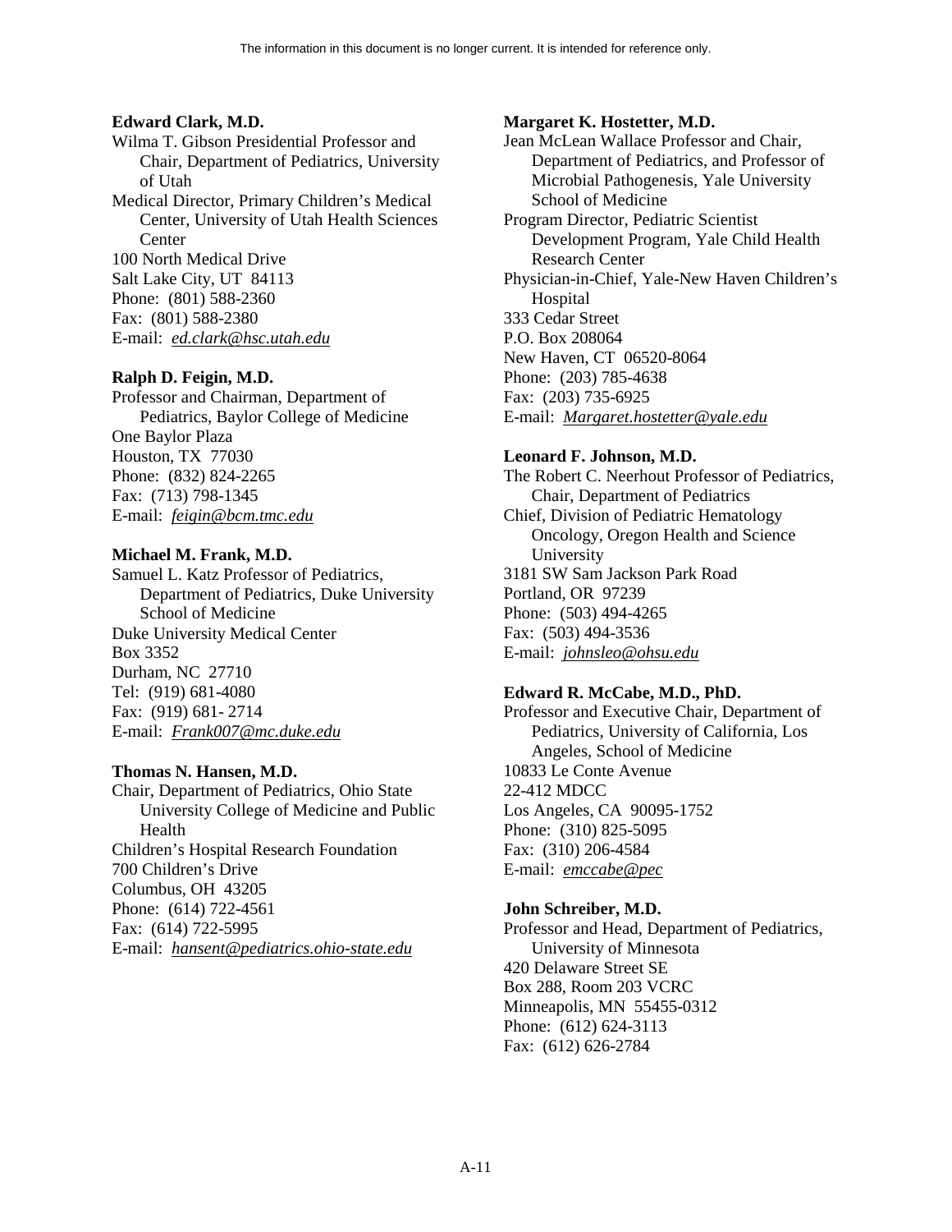**Edward Clark, M.D.**
Wilma T. Gibson Presidential Professor and Chair, Department of Pediatrics, University of Utah
Medical Director, Primary Children's Medical Center, University of Utah Health Sciences Center
100 North Medical Drive
Salt Lake City, UT 84113
Phone: (801) 588-2360
Fax: (801) 588-2380
E-mail: *ed.clark@hsc.utah.edu*

**Ralph D. Feigin, M.D.**
Professor and Chairman, Department of Pediatrics, Baylor College of Medicine
One Baylor Plaza
Houston, TX 77030
Phone: (832) 824-2265
Fax: (713) 798-1345
E-mail: *feigin@bcm.tmc.edu*

**Michael M. Frank, M.D.**
Samuel L. Katz Professor of Pediatrics, Department of Pediatrics, Duke University School of Medicine
Duke University Medical Center
Box 3352
Durham, NC 27710
Tel: (919) 681-4080
Fax: (919) 681- 2714
E-mail: *Frank007@mc.duke.edu*

**Thomas N. Hansen, M.D.**
Chair, Department of Pediatrics, Ohio State University College of Medicine and Public Health
Children's Hospital Research Foundation
700 Children's Drive
Columbus, OH 43205
Phone: (614) 722-4561
Fax: (614) 722-5995
E-mail: *hansent@pediatrics.ohio-state.edu*

**Margaret K. Hostetter, M.D.**
Jean McLean Wallace Professor and Chair, Department of Pediatrics, and Professor of Microbial Pathogenesis, Yale University School of Medicine
Program Director, Pediatric Scientist Development Program, Yale Child Health Research Center
Physician-in-Chief, Yale-New Haven Children's Hospital
333 Cedar Street
P.O. Box 208064
New Haven, CT 06520-8064
Phone: (203) 785-4638
Fax: (203) 735-6925
E-mail: *Margaret.hostetter@yale.edu*

**Leonard F. Johnson, M.D.**
The Robert C. Neerhout Professor of Pediatrics, Chair, Department of Pediatrics
Chief, Division of Pediatric Hematology Oncology, Oregon Health and Science University
3181 SW Sam Jackson Park Road
Portland, OR 97239
Phone: (503) 494-4265
Fax: (503) 494-3536
E-mail: *johnsleo@ohsu.edu*

**Edward R. McCabe, M.D., PhD.**
Professor and Executive Chair, Department of Pediatrics, University of California, Los Angeles, School of Medicine
10833 Le Conte Avenue
22-412 MDCC
Los Angeles, CA 90095-1752
Phone: (310) 825-5095
Fax: (310) 206-4584
E-mail: *emccabe@pec*

**John Schreiber, M.D.**
Professor and Head, Department of Pediatrics, University of Minnesota
420 Delaware Street SE
Box 288, Room 203 VCRC
Minneapolis, MN 55455-0312
Phone: (612) 624-3113
Fax: (612) 626-2784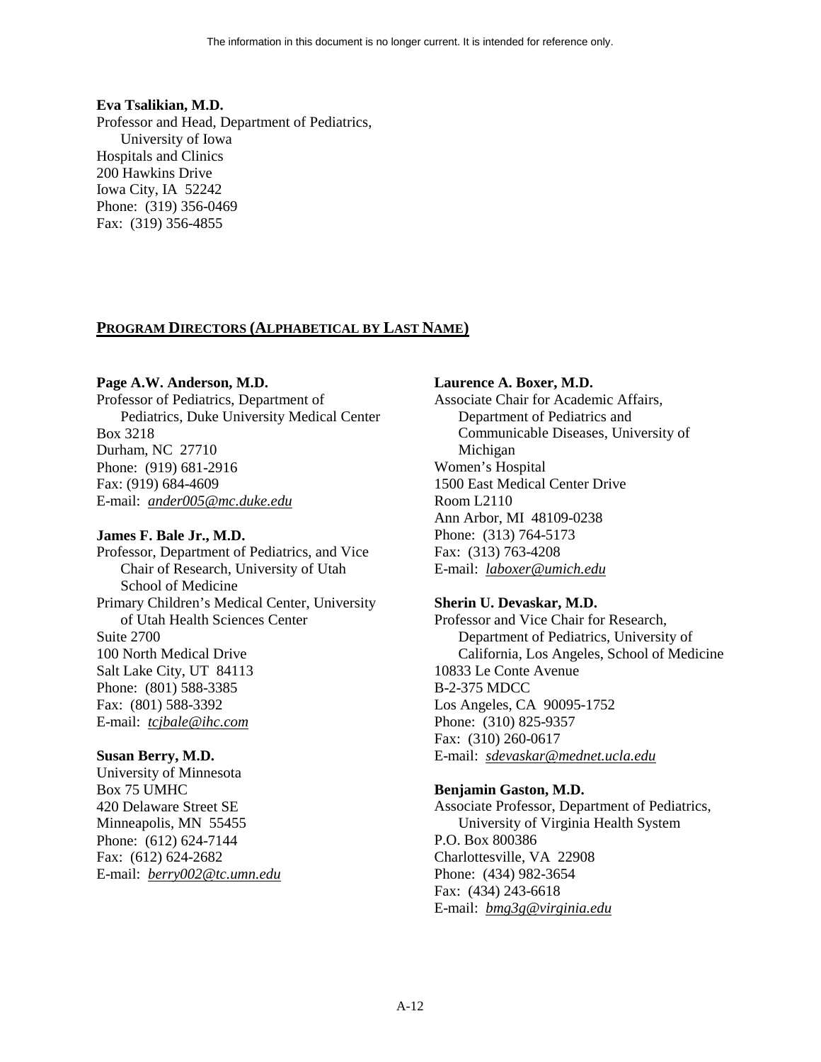**Eva Tsalikian, M.D.**
Professor and Head, Department of Pediatrics, University of Iowa
Hospitals and Clinics
200 Hawkins Drive
Iowa City, IA 52242
Phone: (319) 356-0469
Fax: (319) 356-4855

## PROGRAM DIRECTORS (ALPHABETICAL BY LAST NAME)

**Page A.W. Anderson, M.D.**
Professor of Pediatrics, Department of Pediatrics, Duke University Medical Center
Box 3218
Durham, NC 27710
Phone: (919) 681-2916
Fax: (919) 684-4609
E-mail: *ander005@mc.duke.edu*

**James F. Bale Jr., M.D.**
Professor, Department of Pediatrics, and Vice Chair of Research, University of Utah School of Medicine
Primary Children's Medical Center, University of Utah Health Sciences Center
Suite 2700
100 North Medical Drive
Salt Lake City, UT 84113
Phone: (801) 588-3385
Fax: (801) 588-3392
E-mail: *tcjbale@ihc.com*

**Susan Berry, M.D.**
University of Minnesota
Box 75 UMHC
420 Delaware Street SE
Minneapolis, MN 55455
Phone: (612) 624-7144
Fax: (612) 624-2682
E-mail: *berry002@tc.umn.edu*

**Laurence A. Boxer, M.D.**
Associate Chair for Academic Affairs, Department of Pediatrics and Communicable Diseases, University of Michigan
Women's Hospital
1500 East Medical Center Drive
Room L2110
Ann Arbor, MI 48109-0238
Phone: (313) 764-5173
Fax: (313) 763-4208
E-mail: *laboxer@umich.edu*

**Sherin U. Devaskar, M.D.**
Professor and Vice Chair for Research, Department of Pediatrics, University of California, Los Angeles, School of Medicine
10833 Le Conte Avenue
B-2-375 MDCC
Los Angeles, CA 90095-1752
Phone: (310) 825-9357
Fax: (310) 260-0617
E-mail: *sdevaskar@mednet.ucla.edu*

**Benjamin Gaston, M.D.**
Associate Professor, Department of Pediatrics, University of Virginia Health System
P.O. Box 800386
Charlottesville, VA 22908
Phone: (434) 982-3654
Fax: (434) 243-6618
E-mail: *bmg3g@virginia.edu*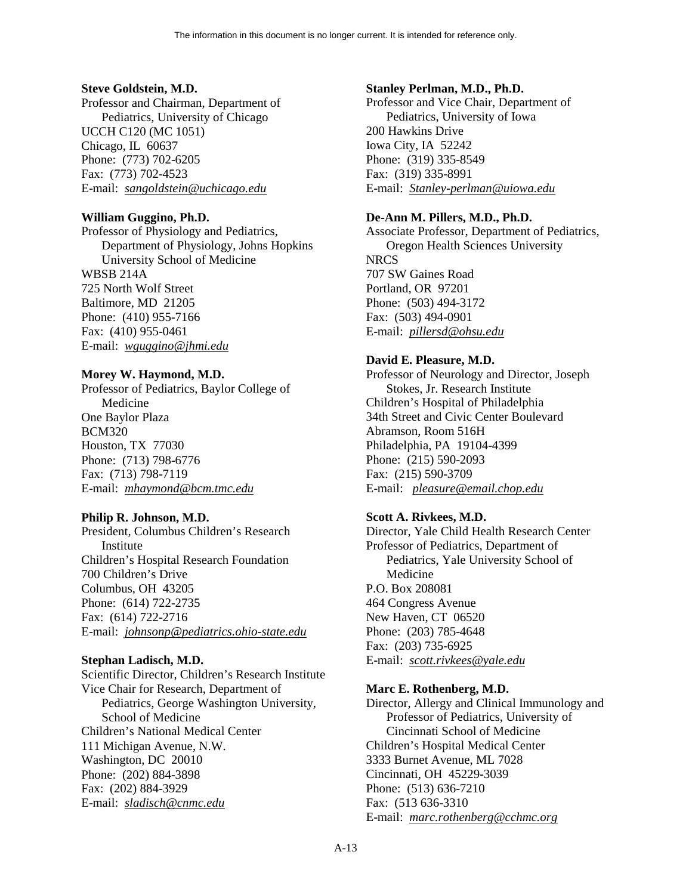The information in this document is no longer current. It is intended for reference only.

**Steve Goldstein, M.D.**
Professor and Chairman, Department of Pediatrics, University of Chicago
UCCH C120 (MC 1051)
Chicago, IL 60637
Phone: (773) 702-6205
Fax: (773) 702-4523
E-mail: *sangoldstein@uchicago.edu*

**William Guggino, Ph.D.**
Professor of Physiology and Pediatrics, Department of Physiology, Johns Hopkins University School of Medicine
WBSB 214A
725 North Wolf Street
Baltimore, MD 21205
Phone: (410) 955-7166
Fax: (410) 955-0461
E-mail: *wguggino@jhmi.edu*

**Morey W. Haymond, M.D.**
Professor of Pediatrics, Baylor College of Medicine
One Baylor Plaza
BCM320
Houston, TX 77030
Phone: (713) 798-6776
Fax: (713) 798-7119
E-mail: *mhaymond@bcm.tmc.edu*

**Philip R. Johnson, M.D.**
President, Columbus Children's Research Institute
Children's Hospital Research Foundation
700 Children's Drive
Columbus, OH 43205
Phone: (614) 722-2735
Fax: (614) 722-2716
E-mail: *johnsonp@pediatrics.ohio-state.edu*

**Stephan Ladisch, M.D.**
Scientific Director, Children's Research Institute
Vice Chair for Research, Department of Pediatrics, George Washington University, School of Medicine
Children's National Medical Center
111 Michigan Avenue, N.W.
Washington, DC 20010
Phone: (202) 884-3898
Fax: (202) 884-3929
E-mail: *sladisch@cnmc.edu*

**Stanley Perlman, M.D., Ph.D.**
Professor and Vice Chair, Department of Pediatrics, University of Iowa
200 Hawkins Drive
Iowa City, IA 52242
Phone: (319) 335-8549
Fax: (319) 335-8991
E-mail: *Stanley-perlman@uiowa.edu*

**De-Ann M. Pillers, M.D., Ph.D.**
Associate Professor, Department of Pediatrics, Oregon Health Sciences University
NRCS
707 SW Gaines Road
Portland, OR 97201
Phone: (503) 494-3172
Fax: (503) 494-0901
E-mail: *pillersd@ohsu.edu*

**David E. Pleasure, M.D.**
Professor of Neurology and Director, Joseph Stokes, Jr. Research Institute
Children's Hospital of Philadelphia
34th Street and Civic Center Boulevard
Abramson, Room 516H
Philadelphia, PA 19104-4399
Phone: (215) 590-2093
Fax: (215) 590-3709
E-mail: *pleasure@email.chop.edu*

**Scott A. Rivkees, M.D.**
Director, Yale Child Health Research Center
Professor of Pediatrics, Department of Pediatrics, Yale University School of Medicine
P.O. Box 208081
464 Congress Avenue
New Haven, CT 06520
Phone: (203) 785-4648
Fax: (203) 735-6925
E-mail: *scott.rivkees@yale.edu*

**Marc E. Rothenberg, M.D.**
Director, Allergy and Clinical Immunology and Professor of Pediatrics, University of Cincinnati School of Medicine
Children's Hospital Medical Center
3333 Burnet Avenue, ML 7028
Cincinnati, OH 45229-3039
Phone: (513) 636-7210
Fax: (513 636-3310
E-mail: *marc.rothenberg@cchmc.org*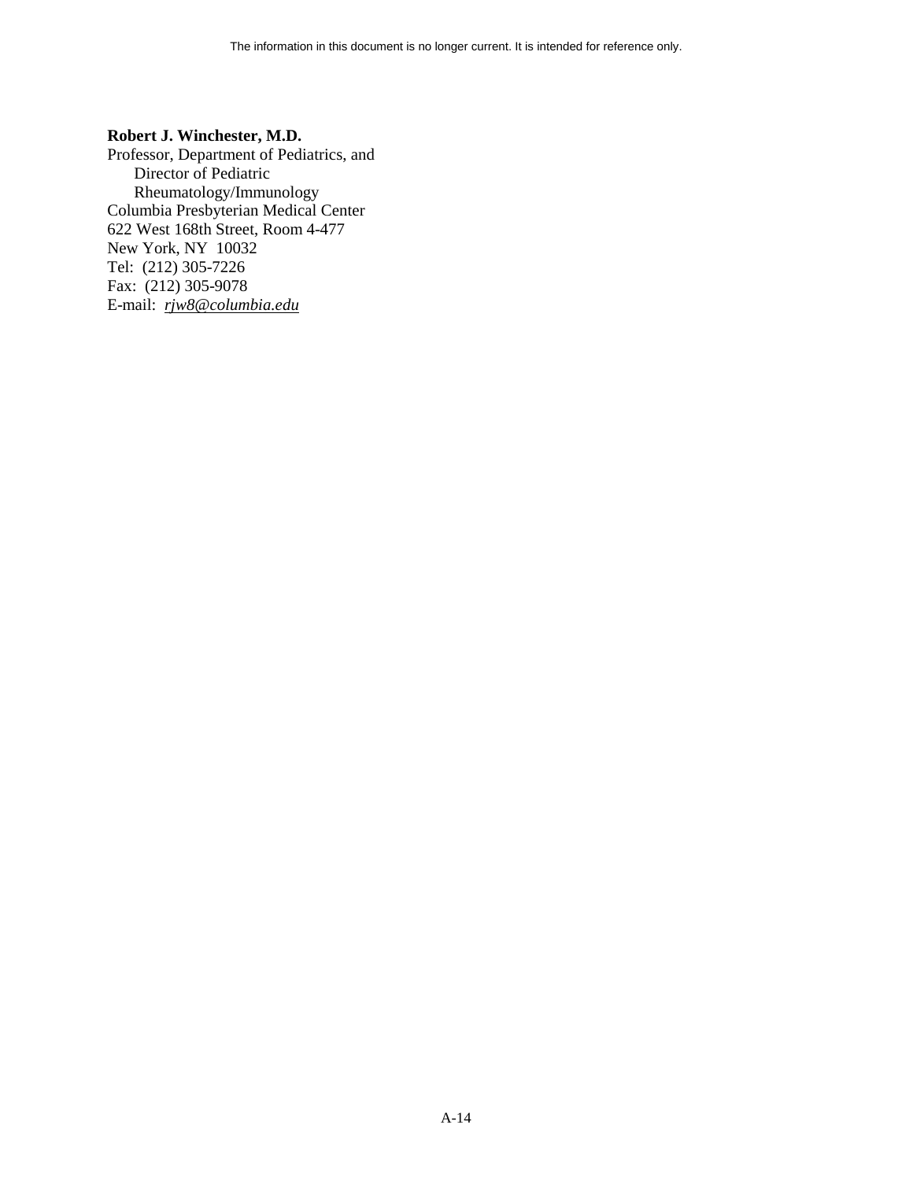**Robert J. Winchester, M.D.**
Professor, Department of Pediatrics, and
Director of Pediatric
Rheumatology/Immunology
Columbia Presbyterian Medical Center
622 West 168th Street, Room 4-477
New York, NY 10032
Tel: (212) 305-7226
Fax: (212) 305-9078
E-mail: *rjw8@columbia.edu*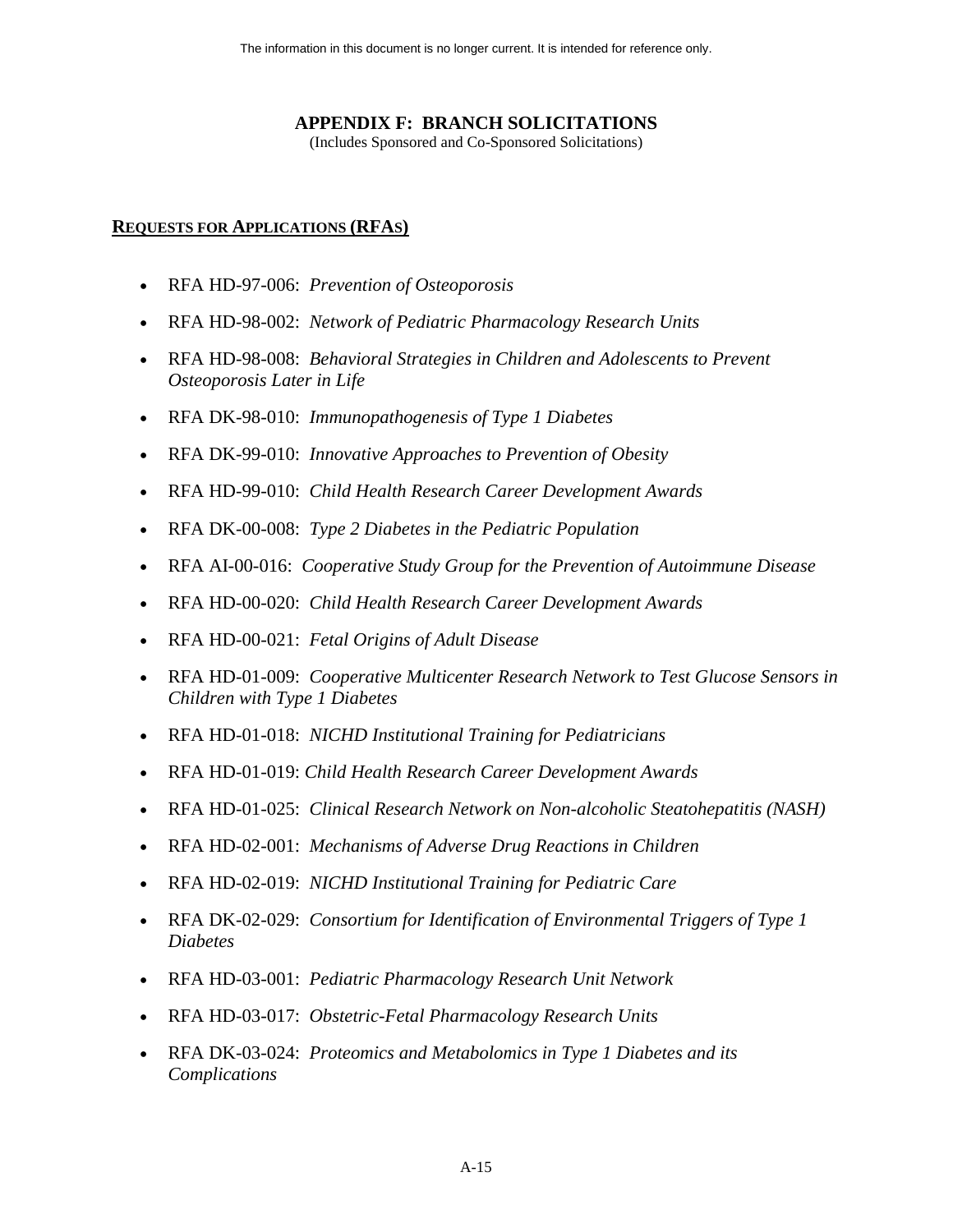The information in this document is no longer current. It is intended for reference only.

# APPENDIX F: BRANCH SOLICITATIONS

(Includes Sponsored and Co-Sponsored Solicitations)

## REQUESTS FOR APPLICATIONS (RFAS)

- RFA HD-97-006: *Prevention of Osteoporosis*
- RFA HD-98-002: *Network of Pediatric Pharmacology Research Units*
- RFA HD-98-008: *Behavioral Strategies in Children and Adolescents to Prevent Osteoporosis Later in Life*
- RFA DK-98-010: *Immunopathogenesis of Type 1 Diabetes*
- RFA DK-99-010: *Innovative Approaches to Prevention of Obesity*
- RFA HD-99-010: *Child Health Research Career Development Awards*
- RFA DK-00-008: *Type 2 Diabetes in the Pediatric Population*
- RFA AI-00-016: *Cooperative Study Group for the Prevention of Autoimmune Disease*
- RFA HD-00-020: *Child Health Research Career Development Awards*
- RFA HD-00-021: *Fetal Origins of Adult Disease*
- RFA HD-01-009: *Cooperative Multicenter Research Network to Test Glucose Sensors in Children with Type 1 Diabetes*
- RFA HD-01-018: *NICHD Institutional Training for Pediatricians*
- RFA HD-01-019: *Child Health Research Career Development Awards*
- RFA HD-01-025: *Clinical Research Network on Non-alcoholic Steatohepatitis (NASH)*
- RFA HD-02-001: *Mechanisms of Adverse Drug Reactions in Children*
- RFA HD-02-019: *NICHD Institutional Training for Pediatric Care*
- RFA DK-02-029: *Consortium for Identification of Environmental Triggers of Type 1 Diabetes*
- RFA HD-03-001: *Pediatric Pharmacology Research Unit Network*
- RFA HD-03-017: *Obstetric-Fetal Pharmacology Research Units*
- RFA DK-03-024: *Proteomics and Metabolomics in Type 1 Diabetes and its Complications*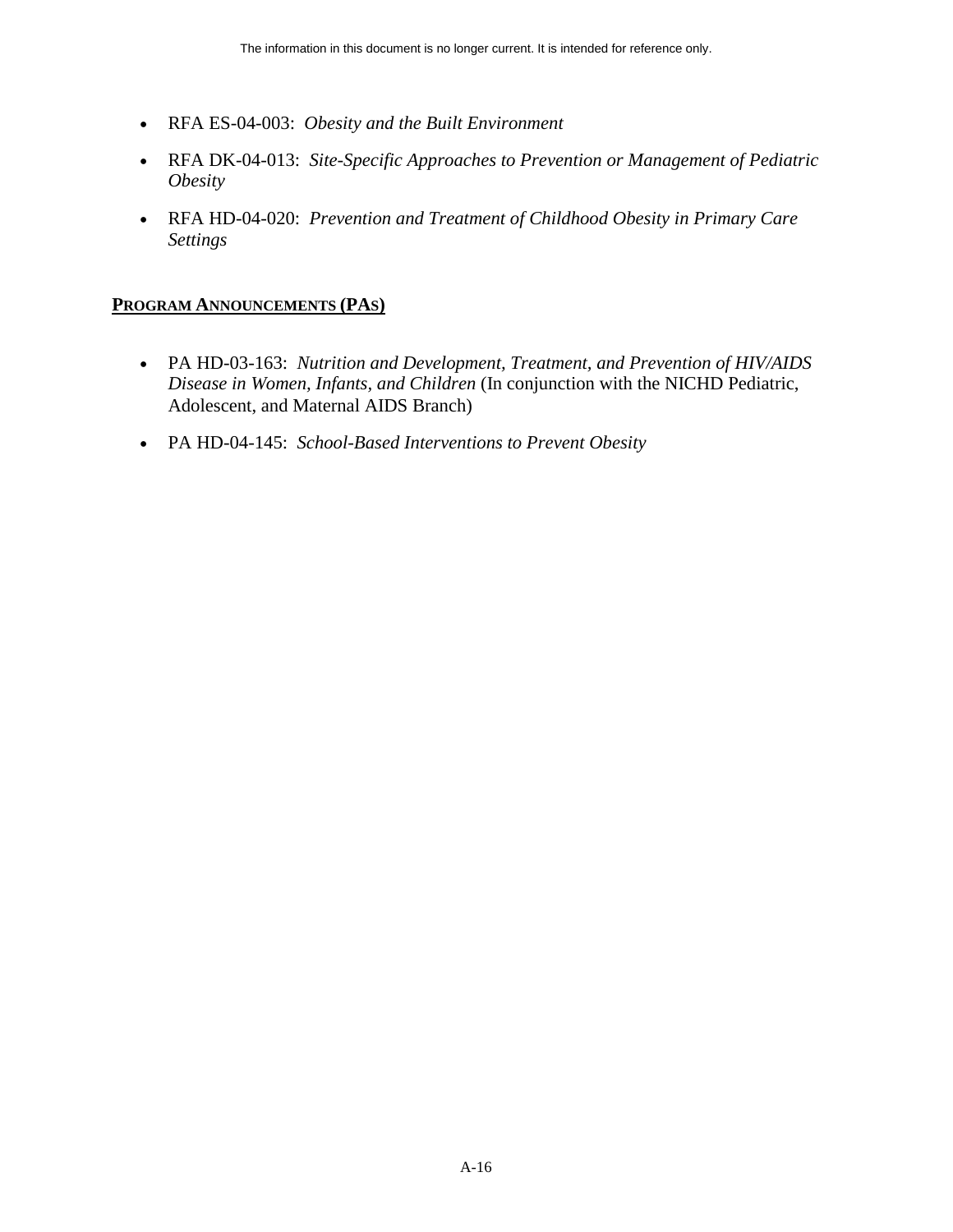- RFA ES-04-003: *Obesity and the Built Environment*
- RFA DK-04-013: *Site-Specific Approaches to Prevention or Management of Pediatric Obesity*
- RFA HD-04-020: *Prevention and Treatment of Childhood Obesity in Primary Care Settings*

**PROGRAM ANNOUNCEMENTS (PAS)**

- PA HD-03-163: *Nutrition and Development, Treatment, and Prevention of HIV/AIDS Disease in Women, Infants, and Children* (In conjunction with the NICHD Pediatric, Adolescent, and Maternal AIDS Branch)
- PA HD-04-145: *School-Based Interventions to Prevent Obesity*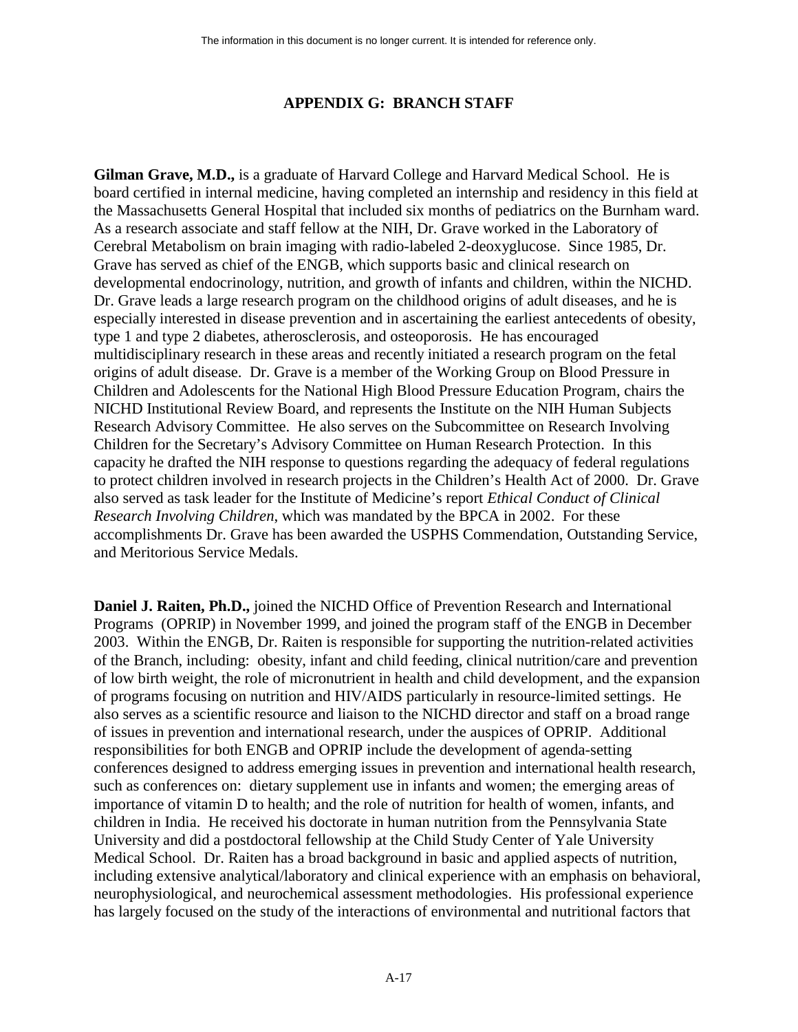## APPENDIX G: BRANCH STAFF

**Gilman Grave, M.D.,** is a graduate of Harvard College and Harvard Medical School. He is board certified in internal medicine, having completed an internship and residency in this field at the Massachusetts General Hospital that included six months of pediatrics on the Burnham ward. As a research associate and staff fellow at the NIH, Dr. Grave worked in the Laboratory of Cerebral Metabolism on brain imaging with radio-labeled 2-deoxyglucose. Since 1985, Dr. Grave has served as chief of the ENGB, which supports basic and clinical research on developmental endocrinology, nutrition, and growth of infants and children, within the NICHD. Dr. Grave leads a large research program on the childhood origins of adult diseases, and he is especially interested in disease prevention and in ascertaining the earliest antecedents of obesity, type 1 and type 2 diabetes, atherosclerosis, and osteoporosis. He has encouraged multidisciplinary research in these areas and recently initiated a research program on the fetal origins of adult disease. Dr. Grave is a member of the Working Group on Blood Pressure in Children and Adolescents for the National High Blood Pressure Education Program, chairs the NICHD Institutional Review Board, and represents the Institute on the NIH Human Subjects Research Advisory Committee. He also serves on the Subcommittee on Research Involving Children for the Secretary's Advisory Committee on Human Research Protection. In this capacity he drafted the NIH response to questions regarding the adequacy of federal regulations to protect children involved in research projects in the Children's Health Act of 2000. Dr. Grave also served as task leader for the Institute of Medicine's report *Ethical Conduct of Clinical Research Involving Children*, which was mandated by the BPCA in 2002. For these accomplishments Dr. Grave has been awarded the USPHS Commendation, Outstanding Service, and Meritorious Service Medals.

**Daniel J. Raiten, Ph.D.,** joined the NICHD Office of Prevention Research and International Programs (OPRIP) in November 1999, and joined the program staff of the ENGB in December 2003. Within the ENGB, Dr. Raiten is responsible for supporting the nutrition-related activities of the Branch, including: obesity, infant and child feeding, clinical nutrition/care and prevention of low birth weight, the role of micronutrient in health and child development, and the expansion of programs focusing on nutrition and HIV/AIDS particularly in resource-limited settings. He also serves as a scientific resource and liaison to the NICHD director and staff on a broad range of issues in prevention and international research, under the auspices of OPRIP. Additional responsibilities for both ENGB and OPRIP include the development of agenda-setting conferences designed to address emerging issues in prevention and international health research, such as conferences on: dietary supplement use in infants and women; the emerging areas of importance of vitamin D to health; and the role of nutrition for health of women, infants, and children in India. He received his doctorate in human nutrition from the Pennsylvania State University and did a postdoctoral fellowship at the Child Study Center of Yale University Medical School. Dr. Raiten has a broad background in basic and applied aspects of nutrition, including extensive analytical/laboratory and clinical experience with an emphasis on behavioral, neurophysiological, and neurochemical assessment methodologies. His professional experience has largely focused on the study of the interactions of environmental and nutritional factors that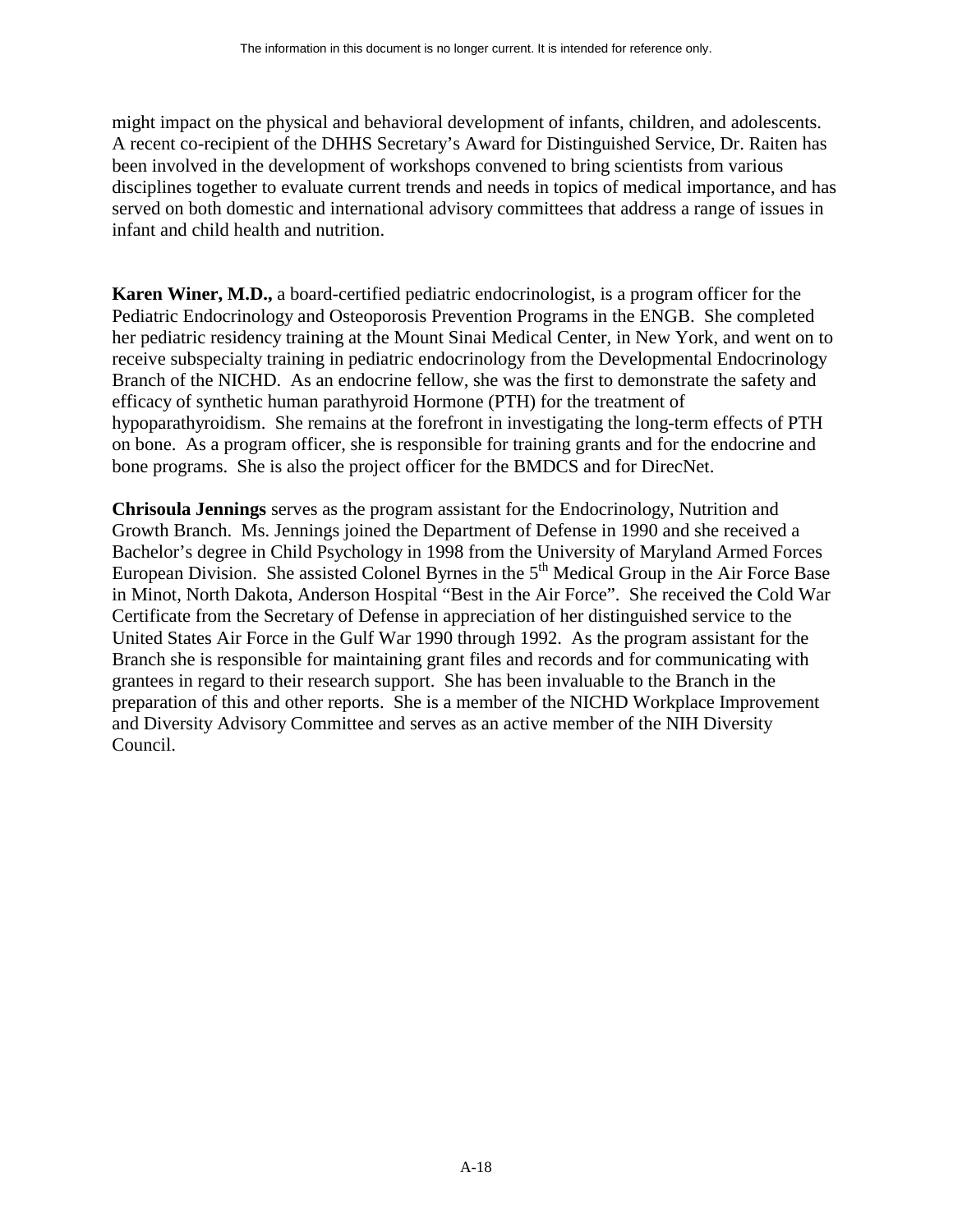might impact on the physical and behavioral development of infants, children, and adolescents. A recent co-recipient of the DHHS Secretary's Award for Distinguished Service, Dr. Raiten has been involved in the development of workshops convened to bring scientists from various disciplines together to evaluate current trends and needs in topics of medical importance, and has served on both domestic and international advisory committees that address a range of issues in infant and child health and nutrition.

**Karen Winer, M.D.,** a board-certified pediatric endocrinologist, is a program officer for the Pediatric Endocrinology and Osteoporosis Prevention Programs in the ENGB. She completed her pediatric residency training at the Mount Sinai Medical Center, in New York, and went on to receive subspecialty training in pediatric endocrinology from the Developmental Endocrinology Branch of the NICHD. As an endocrine fellow, she was the first to demonstrate the safety and efficacy of synthetic human parathyroid Hormone (PTH) for the treatment of hypoparathyroidism. She remains at the forefront in investigating the long-term effects of PTH on bone. As a program officer, she is responsible for training grants and for the endocrine and bone programs. She is also the project officer for the BMDCS and for DirecNet.

**Chrisoula Jennings** serves as the program assistant for the Endocrinology, Nutrition and Growth Branch. Ms. Jennings joined the Department of Defense in 1990 and she received a Bachelor's degree in Child Psychology in 1998 from the University of Maryland Armed Forces European Division. She assisted Colonel Byrnes in the 5th Medical Group in the Air Force Base in Minot, North Dakota, Anderson Hospital "Best in the Air Force". She received the Cold War Certificate from the Secretary of Defense in appreciation of her distinguished service to the United States Air Force in the Gulf War 1990 through 1992. As the program assistant for the Branch she is responsible for maintaining grant files and records and for communicating with grantees in regard to their research support. She has been invaluable to the Branch in the preparation of this and other reports. She is a member of the NICHD Workplace Improvement and Diversity Advisory Committee and serves as an active member of the NIH Diversity Council.